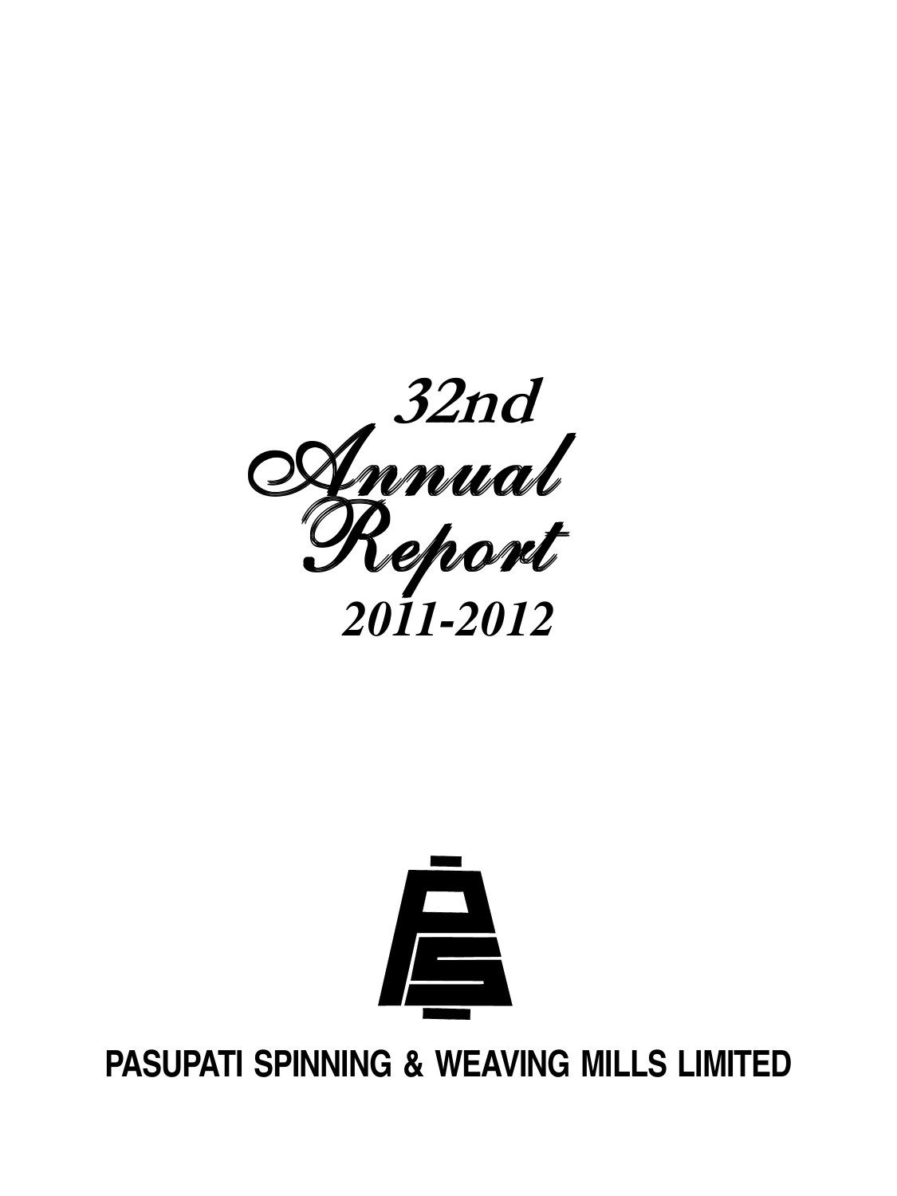# 32nd Annual Report

# 2011-2012

**PASUPATI SPINNING & WEAVING MILLS LIMITED**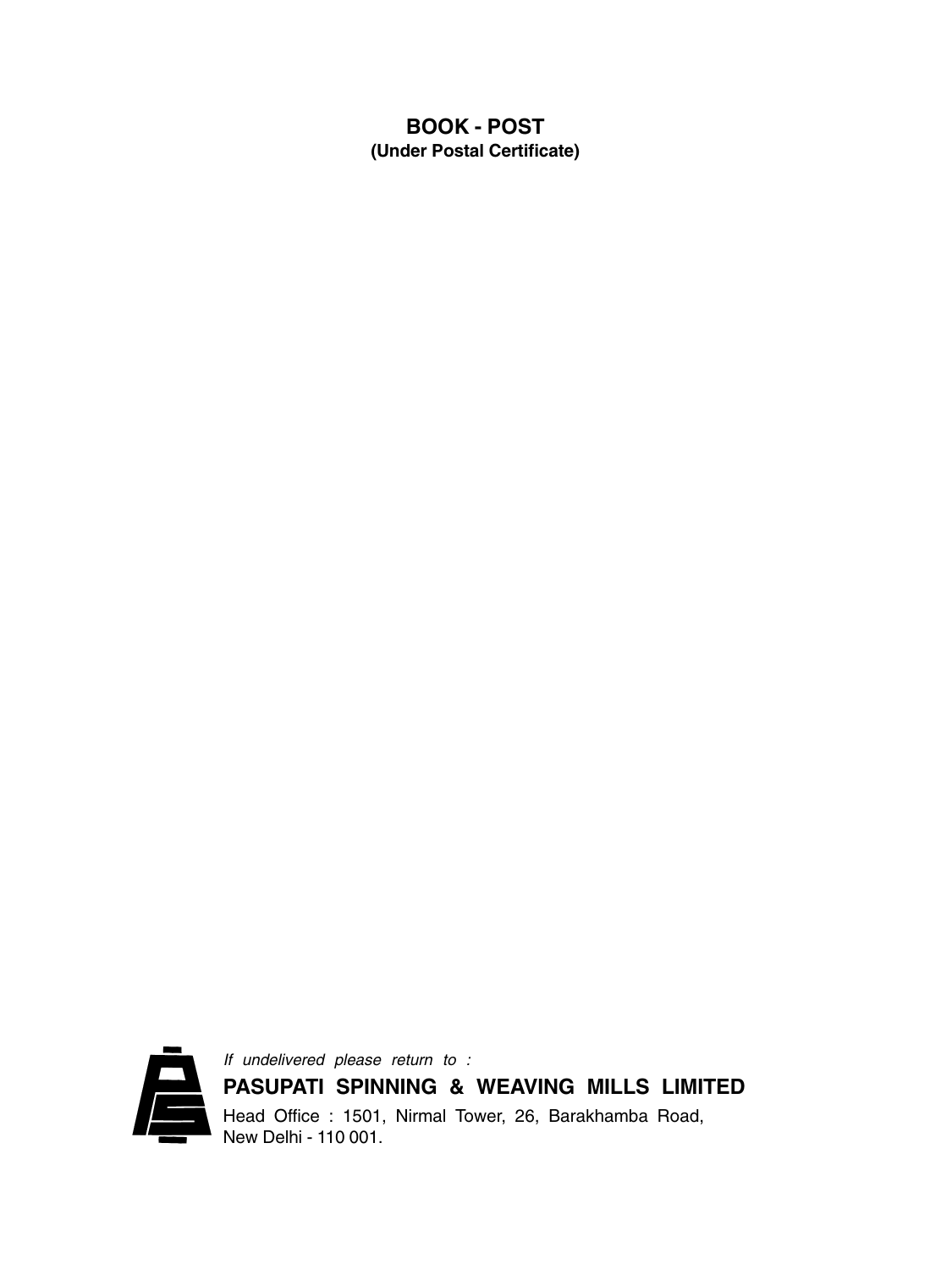**BOOK - POST**
**(Under Postal Certificate)**

*If undelivered please return to :*

**PASUPATI SPINNING & WEAVING MILLS LIMITED**

Head Office : 1501, Nirmal Tower, 26, Barakhamba Road,
New Delhi - 110 001.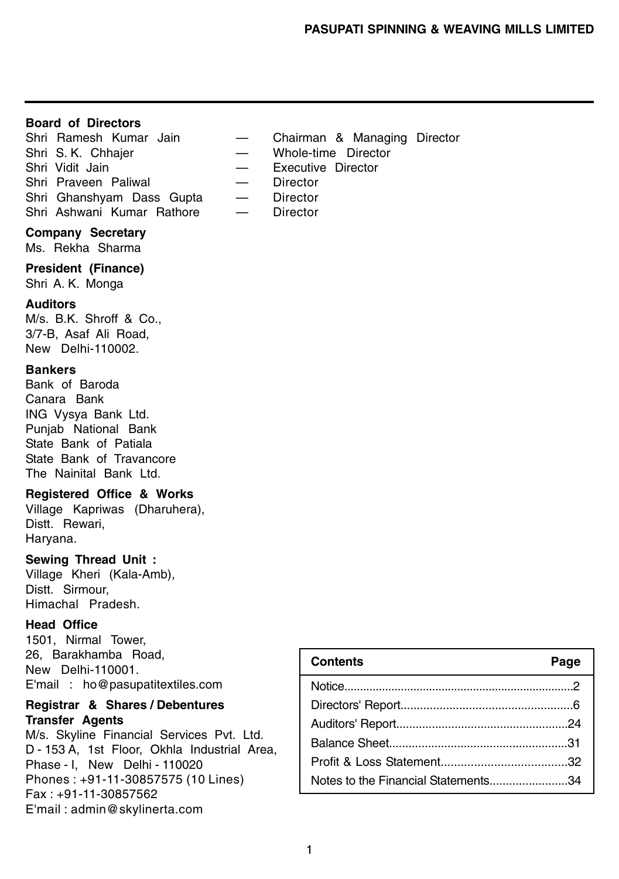## Board of Directors

| | | |
|---|---|---|
| Shri Ramesh Kumar Jain | — | Chairman & Managing Director |
| Shri S. K. Chhajer | — | Whole-time Director |
| Shri Vidit Jain | — | Executive Director |
| Shri Praveen Paliwal | — | Director |
| Shri Ghanshyam Dass Gupta | — | Director |
| Shri Ashwani Kumar Rathore | — | Director |

**Company Secretary**
Ms. Rekha Sharma

**President (Finance)**
Shri A. K. Monga

**Auditors**
M/s. B.K. Shroff & Co.,
3/7-B, Asaf Ali Road,
New Delhi-110002.

**Bankers**
Bank of Baroda
Canara Bank
ING Vysya Bank Ltd.
Punjab National Bank
State Bank of Patiala
State Bank of Travancore
The Nainital Bank Ltd.

**Registered Office & Works**
Village Kapriwas (Dharuhera),
Distt. Rewari,
Haryana.

**Sewing Thread Unit :**
Village Kheri (Kala-Amb),
Distt. Sirmour,
Himachal Pradesh.

**Head Office**
1501, Nirmal Tower,
26, Barakhamba Road,
New Delhi-110001.
E'mail : ho@pasupatitextiles.com

**Registrar & Shares / Debentures Transfer Agents**
M/s. Skyline Financial Services Pvt. Ltd.
D - 153 A, 1st Floor, Okhla Industrial Area,
Phase - I, New Delhi - 110020
Phones : +91-11-30857575 (10 Lines)
Fax : +91-11-30857562
E'mail : admin@skylinerta.com

| Contents | Page |
|---|---|
| Notice | 2 |
| Directors' Report | 6 |
| Auditors' Report | 24 |
| Balance Sheet | 31 |
| Profit & Loss Statement | 32 |
| Notes to the Financial Statements | 34 |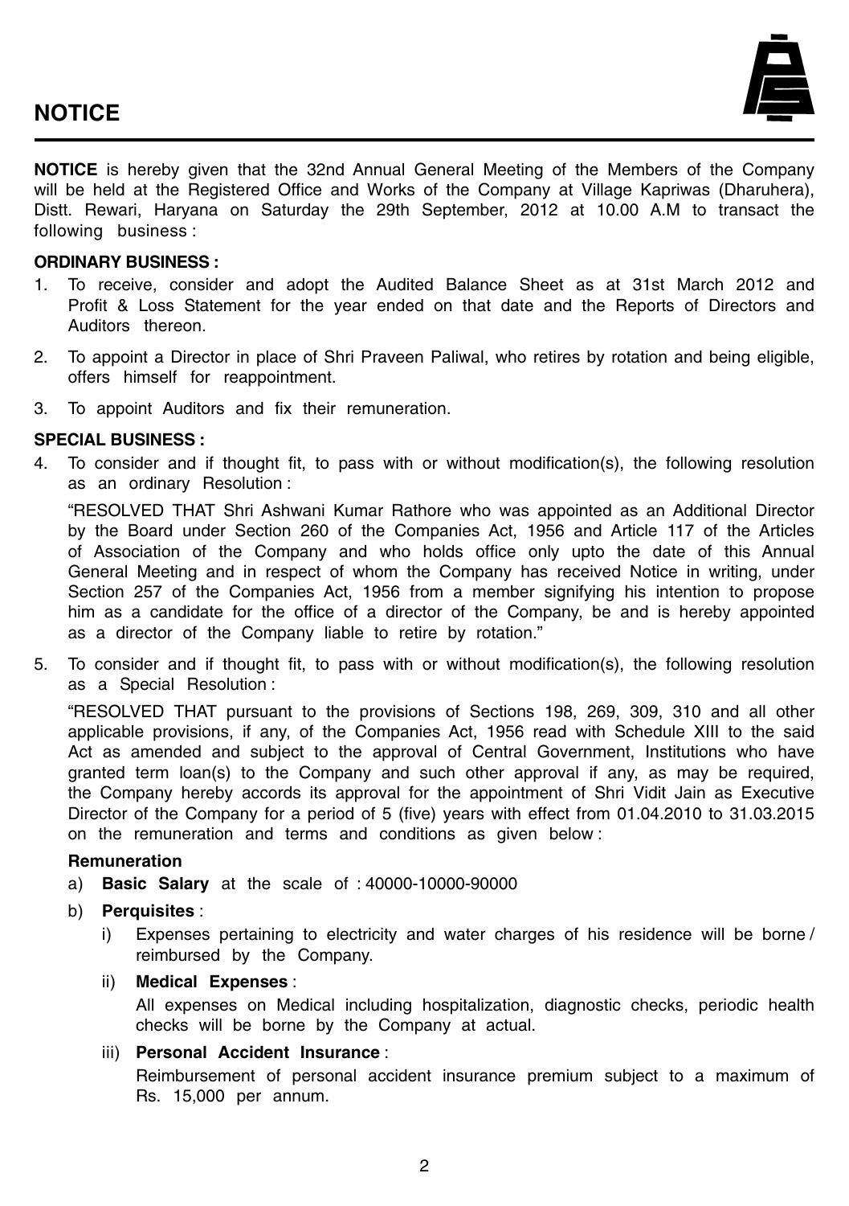# NOTICE

**NOTICE** is hereby given that the 32nd Annual General Meeting of the Members of the Company will be held at the Registered Office and Works of the Company at Village Kapriwas (Dharuhera), Distt. Rewari, Haryana on Saturday the 29th September, 2012 at 10.00 A.M to transact the following business :

**ORDINARY BUSINESS :**

1. To receive, consider and adopt the Audited Balance Sheet as at 31st March 2012 and Profit & Loss Statement for the year ended on that date and the Reports of Directors and Auditors thereon.
2. To appoint a Director in place of Shri Praveen Paliwal, who retires by rotation and being eligible, offers himself for reappointment.
3. To appoint Auditors and fix their remuneration.

**SPECIAL BUSINESS :**

4. To consider and if thought fit, to pass with or without modification(s), the following resolution as an ordinary Resolution :

   "RESOLVED THAT Shri Ashwani Kumar Rathore who was appointed as an Additional Director by the Board under Section 260 of the Companies Act, 1956 and Article 117 of the Articles of Association of the Company and who holds office only upto the date of this Annual General Meeting and in respect of whom the Company has received Notice in writing, under Section 257 of the Companies Act, 1956 from a member signifying his intention to propose him as a candidate for the office of a director of the Company, be and is hereby appointed as a director of the Company liable to retire by rotation."

5. To consider and if thought fit, to pass with or without modification(s), the following resolution as a Special Resolution :

   "RESOLVED THAT pursuant to the provisions of Sections 198, 269, 309, 310 and all other applicable provisions, if any, of the Companies Act, 1956 read with Schedule XIII to the said Act as amended and subject to the approval of Central Government, Institutions who have granted term loan(s) to the Company and such other approval if any, as may be required, the Company hereby accords its approval for the appointment of Shri Vidit Jain as Executive Director of the Company for a period of 5 (five) years with effect from 01.04.2010 to 31.03.2015 on the remuneration and terms and conditions as given below :

   **Remuneration**

   a) **Basic Salary** at the scale of : 40000-10000-90000

   b) **Perquisites** :

      i) Expenses pertaining to electricity and water charges of his residence will be borne / reimbursed by the Company.

      ii) **Medical Expenses** :

      All expenses on Medical including hospitalization, diagnostic checks, periodic health checks will be borne by the Company at actual.

      iii) **Personal Accident Insurance** :

      Reimbursement of personal accident insurance premium subject to a maximum of Rs. 15,000 per annum.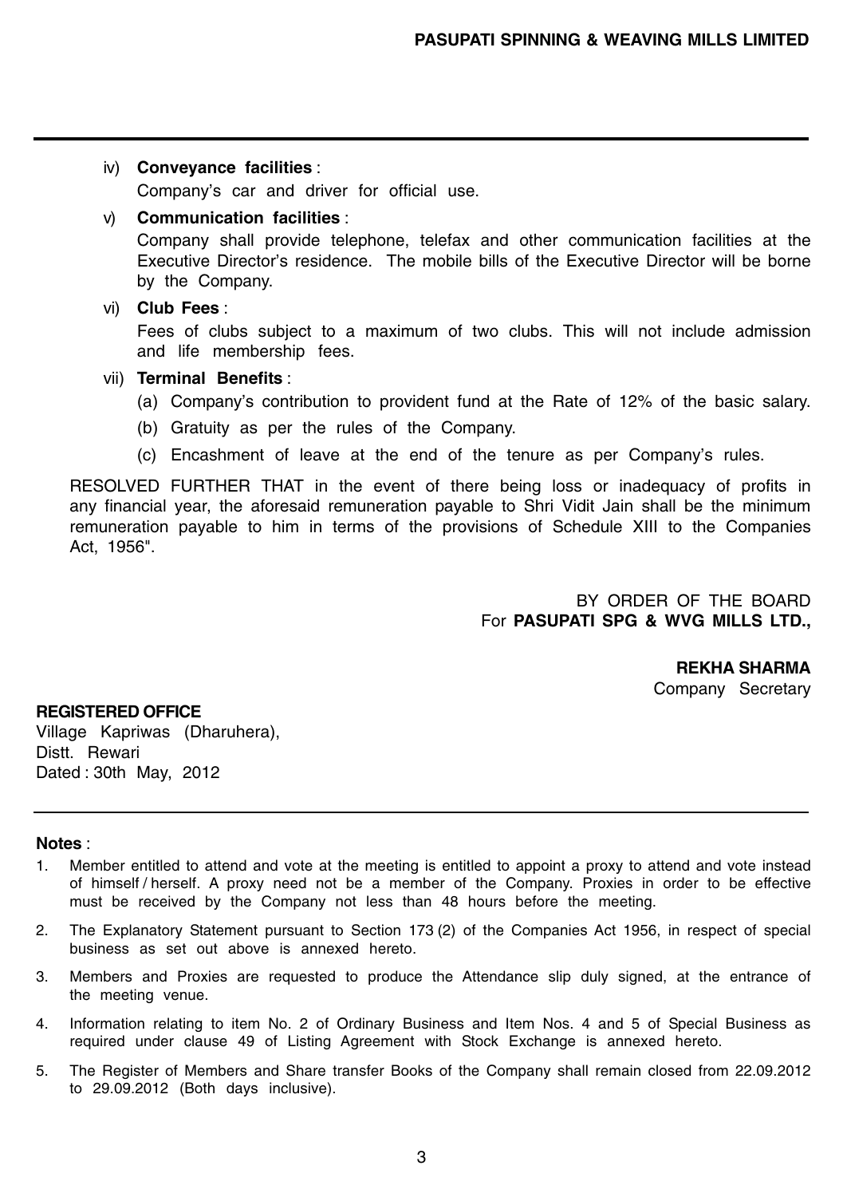iv) **Conveyance facilities** :

Company's car and driver for official use.

v) **Communication facilities** :

Company shall provide telephone, telefax and other communication facilities at the Executive Director's residence. The mobile bills of the Executive Director will be borne by the Company.

vi) **Club Fees** :

Fees of clubs subject to a maximum of two clubs. This will not include admission and life membership fees.

vii) **Terminal Benefits** :

(a) Company's contribution to provident fund at the Rate of 12% of the basic salary.

(b) Gratuity as per the rules of the Company.

(c) Encashment of leave at the end of the tenure as per Company's rules.

RESOLVED FURTHER THAT in the event of there being loss or inadequacy of profits in any financial year, the aforesaid remuneration payable to Shri Vidit Jain shall be the minimum remuneration payable to him in terms of the provisions of Schedule XIII to the Companies Act, 1956".

BY ORDER OF THE BOARD
For **PASUPATI SPG & WVG MILLS LTD.,**

**REKHA SHARMA**
Company Secretary

**REGISTERED OFFICE**
Village Kapriwas (Dharuhera),
Distt. Rewari
Dated : 30th May, 2012

---

**Notes** :

1. Member entitled to attend and vote at the meeting is entitled to appoint a proxy to attend and vote instead of himself / herself. A proxy need not be a member of the Company. Proxies in order to be effective must be received by the Company not less than 48 hours before the meeting.
2. The Explanatory Statement pursuant to Section 173 (2) of the Companies Act 1956, in respect of special business as set out above is annexed hereto.
3. Members and Proxies are requested to produce the Attendance slip duly signed, at the entrance of the meeting venue.
4. Information relating to item No. 2 of Ordinary Business and Item Nos. 4 and 5 of Special Business as required under clause 49 of Listing Agreement with Stock Exchange is annexed hereto.
5. The Register of Members and Share transfer Books of the Company shall remain closed from 22.09.2012 to 29.09.2012 (Both days inclusive).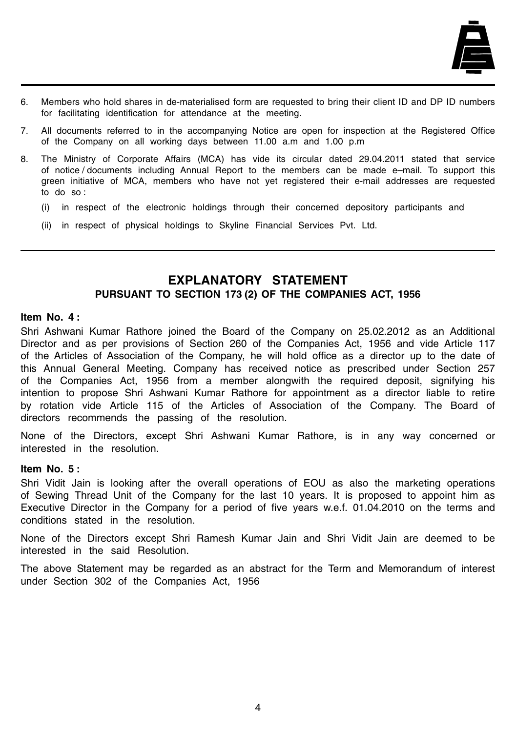6. Members who hold shares in de-materialised form are requested to bring their client ID and DP ID numbers for facilitating identification for attendance at the meeting.

7. All documents referred to in the accompanying Notice are open for inspection at the Registered Office of the Company on all working days between 11.00 a.m and 1.00 p.m

8. The Ministry of Corporate Affairs (MCA) has vide its circular dated 29.04.2011 stated that service of notice / documents including Annual Report to the members can be made e–mail. To support this green initiative of MCA, members who have not yet registered their e-mail addresses are requested to do so :

   (i) in respect of the electronic holdings through their concerned depository participants and

   (ii) in respect of physical holdings to Skyline Financial Services Pvt. Ltd.

## EXPLANATORY STATEMENT

### PURSUANT TO SECTION 173 (2) OF THE COMPANIES ACT, 1956

**Item No. 4 :**

Shri Ashwani Kumar Rathore joined the Board of the Company on 25.02.2012 as an Additional Director and as per provisions of Section 260 of the Companies Act, 1956 and vide Article 117 of the Articles of Association of the Company, he will hold office as a director up to the date of this Annual General Meeting. Company has received notice as prescribed under Section 257 of the Companies Act, 1956 from a member alongwith the required deposit, signifying his intention to propose Shri Ashwani Kumar Rathore for appointment as a director liable to retire by rotation vide Article 115 of the Articles of Association of the Company. The Board of directors recommends the passing of the resolution.

None of the Directors, except Shri Ashwani Kumar Rathore, is in any way concerned or interested in the resolution.

**Item No. 5 :**

Shri Vidit Jain is looking after the overall operations of EOU as also the marketing operations of Sewing Thread Unit of the Company for the last 10 years. It is proposed to appoint him as Executive Director in the Company for a period of five years w.e.f. 01.04.2010 on the terms and conditions stated in the resolution.

None of the Directors except Shri Ramesh Kumar Jain and Shri Vidit Jain are deemed to be interested in the said Resolution.

The above Statement may be regarded as an abstract for the Term and Memorandum of interest under Section 302 of the Companies Act, 1956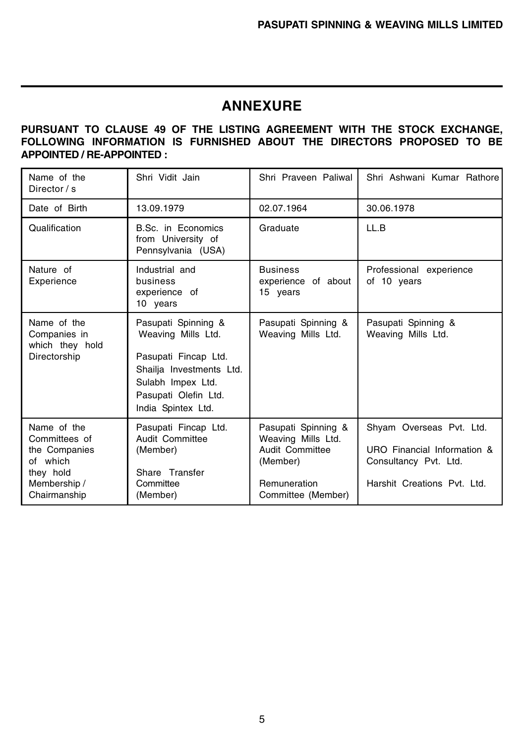# ANNEXURE

**PURSUANT TO CLAUSE 49 OF THE LISTING AGREEMENT WITH THE STOCK EXCHANGE, FOLLOWING INFORMATION IS FURNISHED ABOUT THE DIRECTORS PROPOSED TO BE APPOINTED / RE-APPOINTED :**

| Name of the Director / s | Shri Vidit Jain | Shri Praveen Paliwal | Shri Ashwani Kumar Rathore |
|---|---|---|---|
| Date of Birth | 13.09.1979 | 02.07.1964 | 30.06.1978 |
| Qualification | B.Sc. in Economics from University of Pennsylvania (USA) | Graduate | LL.B |
| Nature of Experience | Industrial and business experience of 10 years | Business experience of about 15 years | Professional experience of 10 years |
| Name of the Companies in which they hold Directorship | Pasupati Spinning & Weaving Mills Ltd.<br>Pasupati Fincap Ltd.<br>Shailja Investments Ltd.<br>Sulabh Impex Ltd.<br>Pasupati Olefin Ltd.<br>India Spintex Ltd. | Pasupati Spinning & Weaving Mills Ltd. | Pasupati Spinning & Weaving Mills Ltd. |
| Name of the Committees of the Companies of which they hold Membership / Chairmanship | Pasupati Fincap Ltd. Audit Committee (Member)<br>Share Transfer Committee (Member) | Pasupati Spinning & Weaving Mills Ltd. Audit Committee (Member)<br>Remuneration Committee (Member) | Shyam Overseas Pvt. Ltd.<br>URO Financial Information & Consultancy Pvt. Ltd.<br>Harshit Creations Pvt. Ltd. |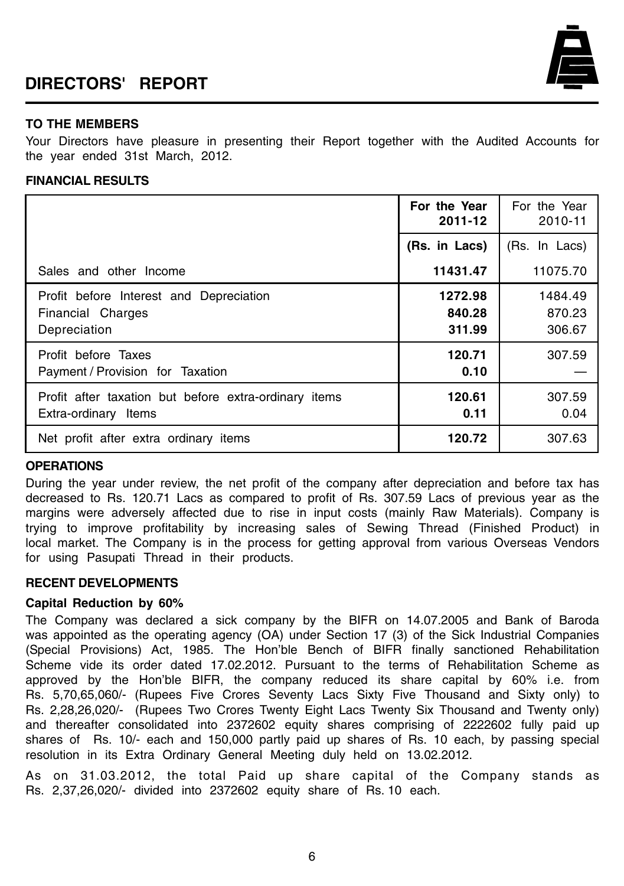# DIRECTORS' REPORT

**TO THE MEMBERS**

Your Directors have pleasure in presenting their Report together with the Audited Accounts for the year ended 31st March, 2012.

**FINANCIAL RESULTS**

| | **For the Year 2011-12** | For the Year 2010-11 |
|---|---|---|
| | **(Rs. in Lacs)** | (Rs. In Lacs) |
| Sales and other Income | **11431.47** | 11075.70 |
| Profit before Interest and Depreciation | **1272.98** | 1484.49 |
| Financial Charges | **840.28** | 870.23 |
| Depreciation | **311.99** | 306.67 |
| Profit before Taxes | **120.71** | 307.59 |
| Payment / Provision for Taxation | **0.10** | — |
| Profit after taxation but before extra-ordinary items | **120.61** | 307.59 |
| Extra-ordinary Items | **0.11** | 0.04 |
| Net profit after extra ordinary items | **120.72** | 307.63 |

**OPERATIONS**

During the year under review, the net profit of the company after depreciation and before tax has decreased to Rs. 120.71 Lacs as compared to profit of Rs. 307.59 Lacs of previous year as the margins were adversely affected due to rise in input costs (mainly Raw Materials). Company is trying to improve profitability by increasing sales of Sewing Thread (Finished Product) in local market. The Company is in the process for getting approval from various Overseas Vendors for using Pasupati Thread in their products.

**RECENT DEVELOPMENTS**

**Capital Reduction by 60%**

The Company was declared a sick company by the BIFR on 14.07.2005 and Bank of Baroda was appointed as the operating agency (OA) under Section 17 (3) of the Sick Industrial Companies (Special Provisions) Act, 1985. The Hon'ble Bench of BIFR finally sanctioned Rehabilitation Scheme vide its order dated 17.02.2012. Pursuant to the terms of Rehabilitation Scheme as approved by the Hon'ble BIFR, the company reduced its share capital by 60% i.e. from Rs. 5,70,65,060/- (Rupees Five Crores Seventy Lacs Sixty Five Thousand and Sixty only) to Rs. 2,28,26,020/- (Rupees Two Crores Twenty Eight Lacs Twenty Six Thousand and Twenty only) and thereafter consolidated into 2372602 equity shares comprising of 2222602 fully paid up shares of Rs. 10/- each and 150,000 partly paid up shares of Rs. 10 each, by passing special resolution in its Extra Ordinary General Meeting duly held on 13.02.2012.

As on 31.03.2012, the total Paid up share capital of the Company stands as Rs. 2,37,26,020/- divided into 2372602 equity share of Rs. 10 each.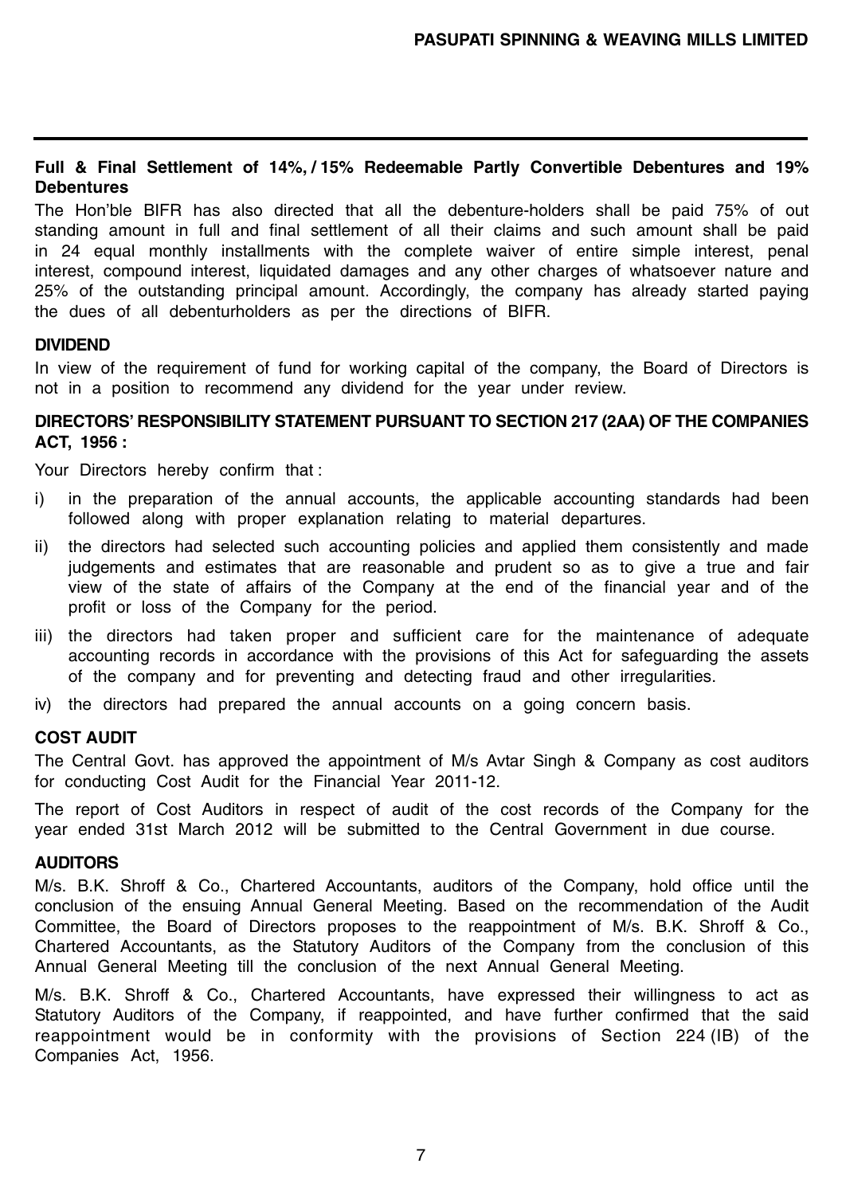**Full & Final Settlement of 14%, / 15% Redeemable Partly Convertible Debentures and 19% Debentures**

The Hon'ble BIFR has also directed that all the debenture-holders shall be paid 75% of out standing amount in full and final settlement of all their claims and such amount shall be paid in 24 equal monthly installments with the complete waiver of entire simple interest, penal interest, compound interest, liquidated damages and any other charges of whatsoever nature and 25% of the outstanding principal amount. Accordingly, the company has already started paying the dues of all debenturholders as per the directions of BIFR.

**DIVIDEND**

In view of the requirement of fund for working capital of the company, the Board of Directors is not in a position to recommend any dividend for the year under review.

**DIRECTORS' RESPONSIBILITY STATEMENT PURSUANT TO SECTION 217 (2AA) OF THE COMPANIES ACT, 1956 :**

Your Directors hereby confirm that :

i) in the preparation of the annual accounts, the applicable accounting standards had been followed along with proper explanation relating to material departures.

ii) the directors had selected such accounting policies and applied them consistently and made judgements and estimates that are reasonable and prudent so as to give a true and fair view of the state of affairs of the Company at the end of the financial year and of the profit or loss of the Company for the period.

iii) the directors had taken proper and sufficient care for the maintenance of adequate accounting records in accordance with the provisions of this Act for safeguarding the assets of the company and for preventing and detecting fraud and other irregularities.

iv) the directors had prepared the annual accounts on a going concern basis.

**COST AUDIT**

The Central Govt. has approved the appointment of M/s Avtar Singh & Company as cost auditors for conducting Cost Audit for the Financial Year 2011-12.

The report of Cost Auditors in respect of audit of the cost records of the Company for the year ended 31st March 2012 will be submitted to the Central Government in due course.

**AUDITORS**

M/s. B.K. Shroff & Co., Chartered Accountants, auditors of the Company, hold office until the conclusion of the ensuing Annual General Meeting. Based on the recommendation of the Audit Committee, the Board of Directors proposes to the reappointment of M/s. B.K. Shroff & Co., Chartered Accountants, as the Statutory Auditors of the Company from the conclusion of this Annual General Meeting till the conclusion of the next Annual General Meeting.

M/s. B.K. Shroff & Co., Chartered Accountants, have expressed their willingness to act as Statutory Auditors of the Company, if reappointed, and have further confirmed that the said reappointment would be in conformity with the provisions of Section 224 (IB) of the Companies Act, 1956.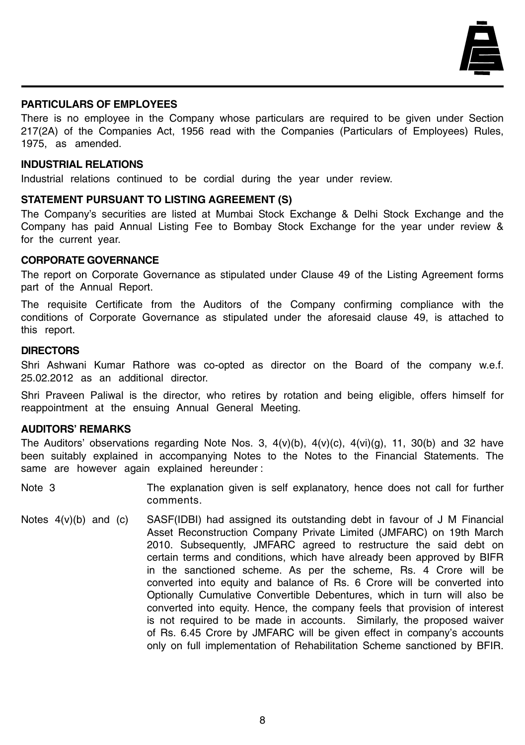## PARTICULARS OF EMPLOYEES

There is no employee in the Company whose particulars are required to be given under Section 217(2A) of the Companies Act, 1956 read with the Companies (Particulars of Employees) Rules, 1975, as amended.

## INDUSTRIAL RELATIONS

Industrial relations continued to be cordial during the year under review.

## STATEMENT PURSUANT TO LISTING AGREEMENT (S)

The Company's securities are listed at Mumbai Stock Exchange & Delhi Stock Exchange and the Company has paid Annual Listing Fee to Bombay Stock Exchange for the year under review & for the current year.

## CORPORATE GOVERNANCE

The report on Corporate Governance as stipulated under Clause 49 of the Listing Agreement forms part of the Annual Report.

The requisite Certificate from the Auditors of the Company confirming compliance with the conditions of Corporate Governance as stipulated under the aforesaid clause 49, is attached to this report.

## DIRECTORS

Shri Ashwani Kumar Rathore was co-opted as director on the Board of the company w.e.f. 25.02.2012 as an additional director.

Shri Praveen Paliwal is the director, who retires by rotation and being eligible, offers himself for reappointment at the ensuing Annual General Meeting.

## AUDITORS' REMARKS

The Auditors' observations regarding Note Nos. 3, 4(v)(b), 4(v)(c), 4(vi)(g), 11, 30(b) and 32 have been suitably explained in accompanying Notes to the Notes to the Financial Statements. The same are however again explained hereunder :

Note 3 — The explanation given is self explanatory, hence does not call for further comments.

Notes 4(v)(b) and (c) — SASF(IDBI) had assigned its outstanding debt in favour of J M Financial Asset Reconstruction Company Private Limited (JMFARC) on 19th March 2010. Subsequently, JMFARC agreed to restructure the said debt on certain terms and conditions, which have already been approved by BIFR in the sanctioned scheme. As per the scheme, Rs. 4 Crore will be converted into equity and balance of Rs. 6 Crore will be converted into Optionally Cumulative Convertible Debentures, which in turn will also be converted into equity. Hence, the company feels that provision of interest is not required to be made in accounts. Similarly, the proposed waiver of Rs. 6.45 Crore by JMFARC will be given effect in company's accounts only on full implementation of Rehabilitation Scheme sanctioned by BFIR.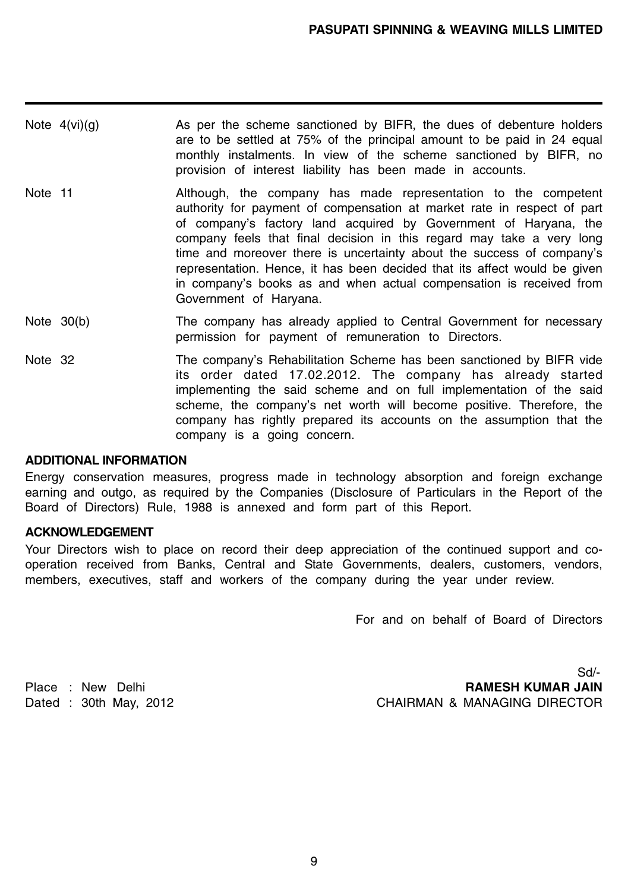| | |
|---|---|
| Note 4(vi)(g) | As per the scheme sanctioned by BIFR, the dues of debenture holders are to be settled at 75% of the principal amount to be paid in 24 equal monthly instalments. In view of the scheme sanctioned by BIFR, no provision of interest liability has been made in accounts. |
| Note 11 | Although, the company has made representation to the competent authority for payment of compensation at market rate in respect of part of company's factory land acquired by Government of Haryana, the company feels that final decision in this regard may take a very long time and moreover there is uncertainty about the success of company's representation. Hence, it has been decided that its affect would be given in company's books as and when actual compensation is received from Government of Haryana. |
| Note 30(b) | The company has already applied to Central Government for necessary permission for payment of remuneration to Directors. |
| Note 32 | The company's Rehabilitation Scheme has been sanctioned by BIFR vide its order dated 17.02.2012. The company has already started implementing the said scheme and on full implementation of the said scheme, the company's net worth will become positive. Therefore, the company has rightly prepared its accounts on the assumption that the company is a going concern. |

**ADDITIONAL INFORMATION**

Energy conservation measures, progress made in technology absorption and foreign exchange earning and outgo, as required by the Companies (Disclosure of Particulars in the Report of the Board of Directors) Rule, 1988 is annexed and form part of this Report.

**ACKNOWLEDGEMENT**

Your Directors wish to place on record their deep appreciation of the continued support and co-operation received from Banks, Central and State Governments, dealers, customers, vendors, members, executives, staff and workers of the company during the year under review.

For and on behalf of Board of Directors

Sd/-

Place : New Delhi

Dated : 30th May, 2012

**RAMESH KUMAR JAIN**

CHAIRMAN & MANAGING DIRECTOR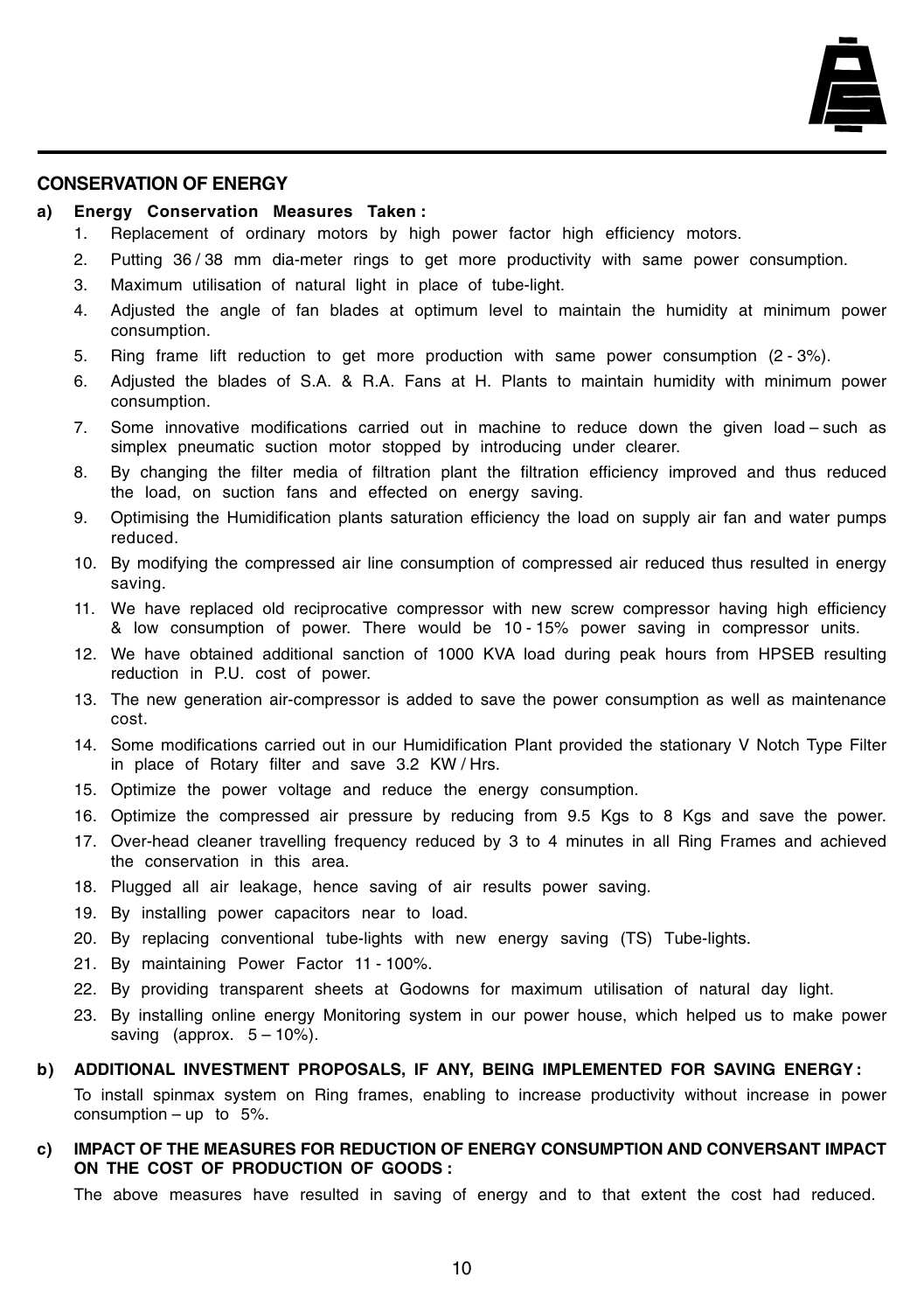## CONSERVATION OF ENERGY

**a) Energy Conservation Measures Taken :**

1. Replacement of ordinary motors by high power factor high efficiency motors.
2. Putting 36 / 38 mm dia-meter rings to get more productivity with same power consumption.
3. Maximum utilisation of natural light in place of tube-light.
4. Adjusted the angle of fan blades at optimum level to maintain the humidity at minimum power consumption.
5. Ring frame lift reduction to get more production with same power consumption (2 - 3%).
6. Adjusted the blades of S.A. & R.A. Fans at H. Plants to maintain humidity with minimum power consumption.
7. Some innovative modifications carried out in machine to reduce down the given load – such as simplex pneumatic suction motor stopped by introducing under clearer.
8. By changing the filter media of filtration plant the filtration efficiency improved and thus reduced the load, on suction fans and effected on energy saving.
9. Optimising the Humidification plants saturation efficiency the load on supply air fan and water pumps reduced.
10. By modifying the compressed air line consumption of compressed air reduced thus resulted in energy saving.
11. We have replaced old reciprocative compressor with new screw compressor having high efficiency & low consumption of power. There would be 10 - 15% power saving in compressor units.
12. We have obtained additional sanction of 1000 KVA load during peak hours from HPSEB resulting reduction in P.U. cost of power.
13. The new generation air-compressor is added to save the power consumption as well as maintenance cost.
14. Some modifications carried out in our Humidification Plant provided the stationary V Notch Type Filter in place of Rotary filter and save 3.2 KW / Hrs.
15. Optimize the power voltage and reduce the energy consumption.
16. Optimize the compressed air pressure by reducing from 9.5 Kgs to 8 Kgs and save the power.
17. Over-head cleaner travelling frequency reduced by 3 to 4 minutes in all Ring Frames and achieved the conservation in this area.
18. Plugged all air leakage, hence saving of air results power saving.
19. By installing power capacitors near to load.
20. By replacing conventional tube-lights with new energy saving (TS) Tube-lights.
21. By maintaining Power Factor 11 - 100%.
22. By providing transparent sheets at Godowns for maximum utilisation of natural day light.
23. By installing online energy Monitoring system in our power house, which helped us to make power saving (approx. 5 – 10%).

**b) ADDITIONAL INVESTMENT PROPOSALS, IF ANY, BEING IMPLEMENTED FOR SAVING ENERGY :**

To install spinmax system on Ring frames, enabling to increase productivity without increase in power consumption – up to 5%.

**c) IMPACT OF THE MEASURES FOR REDUCTION OF ENERGY CONSUMPTION AND CONVERSANT IMPACT ON THE COST OF PRODUCTION OF GOODS :**

The above measures have resulted in saving of energy and to that extent the cost had reduced.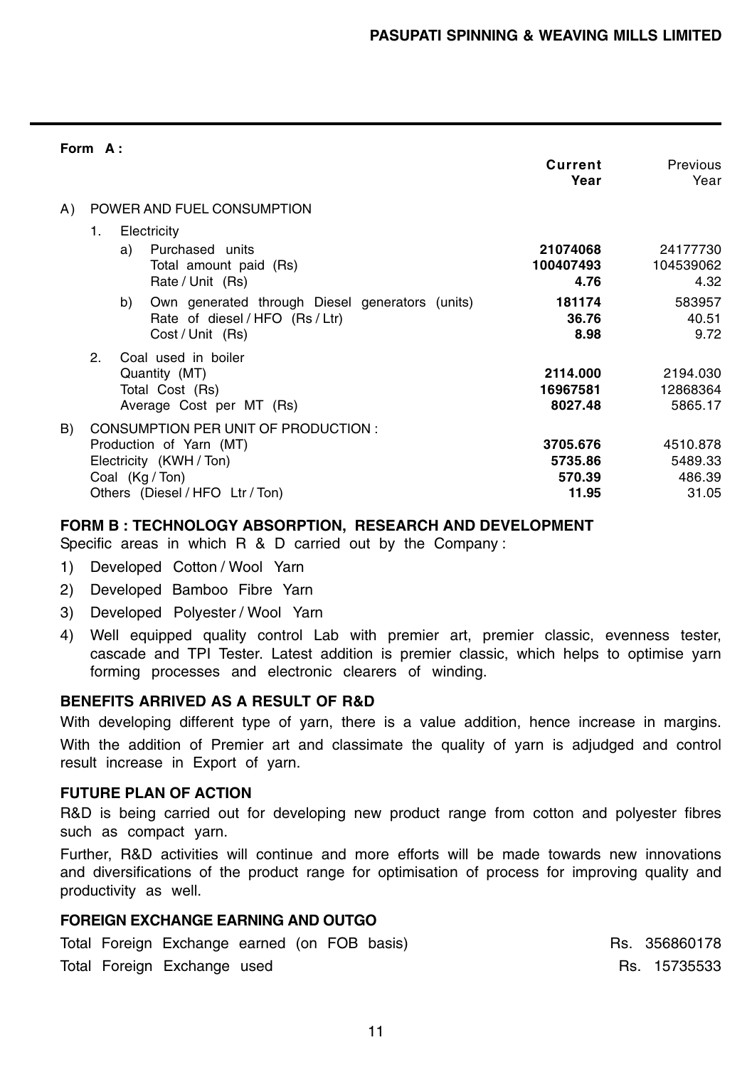**Form A :**

| | Current Year | Previous Year |
|---|---|---|
| **A) POWER AND FUEL CONSUMPTION** | | |
| 1. Electricity | | |
| a) Purchased units | **21074068** | 24177730 |
| Total amount paid (Rs) | **100407493** | 104539062 |
| Rate / Unit (Rs) | **4.76** | 4.32 |
| b) Own generated through Diesel generators (units) | **181174** | 583957 |
| Rate of diesel / HFO (Rs / Ltr) | **36.76** | 40.51 |
| Cost / Unit (Rs) | **8.98** | 9.72 |
| 2. Coal used in boiler | | |
| Quantity (MT) | **2114.000** | 2194.030 |
| Total Cost (Rs) | **16967581** | 12868364 |
| Average Cost per MT (Rs) | **8027.48** | 5865.17 |
| **B) CONSUMPTION PER UNIT OF PRODUCTION :** | | |
| Production of Yarn (MT) | **3705.676** | 4510.878 |
| Electricity (KWH / Ton) | **5735.86** | 5489.33 |
| Coal (Kg / Ton) | **570.39** | 486.39 |
| Others (Diesel / HFO Ltr / Ton) | **11.95** | 31.05 |

## FORM B : TECHNOLOGY ABSORPTION, RESEARCH AND DEVELOPMENT

Specific areas in which R & D carried out by the Company :

1) Developed Cotton / Wool Yarn
2) Developed Bamboo Fibre Yarn
3) Developed Polyester / Wool Yarn
4) Well equipped quality control Lab with premier art, premier classic, evenness tester, cascade and TPI Tester. Latest addition is premier classic, which helps to optimise yarn forming processes and electronic clearers of winding.

## BENEFITS ARRIVED AS A RESULT OF R&D

With developing different type of yarn, there is a value addition, hence increase in margins.

With the addition of Premier art and classimate the quality of yarn is adjudged and control result increase in Export of yarn.

## FUTURE PLAN OF ACTION

R&D is being carried out for developing new product range from cotton and polyester fibres such as compact yarn.

Further, R&D activities will continue and more efforts will be made towards new innovations and diversifications of the product range for optimisation of process for improving quality and productivity as well.

## FOREIGN EXCHANGE EARNING AND OUTGO

| | |
|---|---|
| Total Foreign Exchange earned (on FOB basis) | Rs. 356860178 |
| Total Foreign Exchange used | Rs. 15735533 |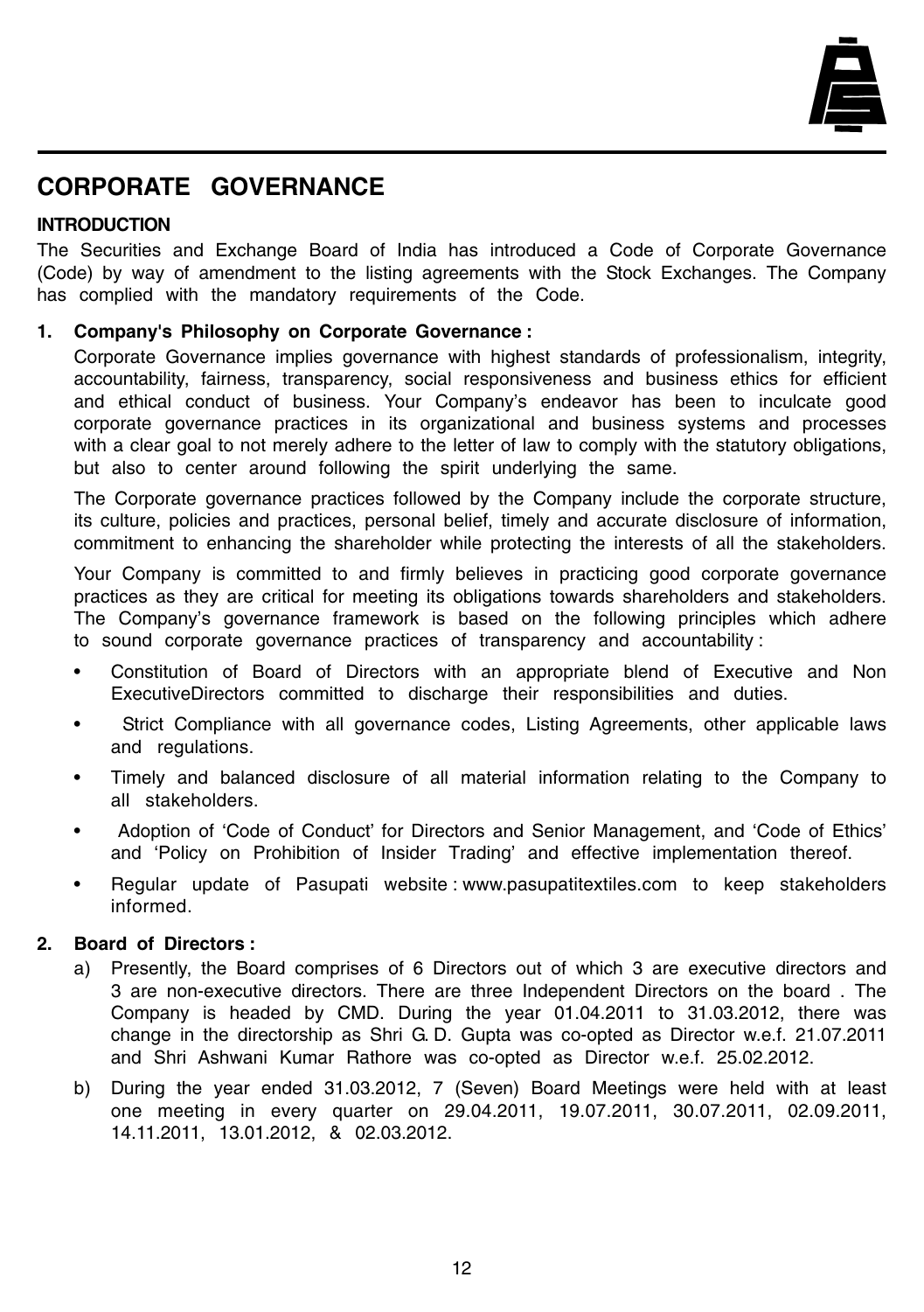# CORPORATE GOVERNANCE

**INTRODUCTION**

The Securities and Exchange Board of India has introduced a Code of Corporate Governance (Code) by way of amendment to the listing agreements with the Stock Exchanges. The Company has complied with the mandatory requirements of the Code.

**1. Company's Philosophy on Corporate Governance :**

Corporate Governance implies governance with highest standards of professionalism, integrity, accountability, fairness, transparency, social responsiveness and business ethics for efficient and ethical conduct of business. Your Company's endeavor has been to inculcate good corporate governance practices in its organizational and business systems and processes with a clear goal to not merely adhere to the letter of law to comply with the statutory obligations, but also to center around following the spirit underlying the same.

The Corporate governance practices followed by the Company include the corporate structure, its culture, policies and practices, personal belief, timely and accurate disclosure of information, commitment to enhancing the shareholder while protecting the interests of all the stakeholders.

Your Company is committed to and firmly believes in practicing good corporate governance practices as they are critical for meeting its obligations towards shareholders and stakeholders. The Company's governance framework is based on the following principles which adhere to sound corporate governance practices of transparency and accountability :

- Constitution of Board of Directors with an appropriate blend of Executive and Non ExecutiveDirectors committed to discharge their responsibilities and duties.
- Strict Compliance with all governance codes, Listing Agreements, other applicable laws and regulations.
- Timely and balanced disclosure of all material information relating to the Company to all stakeholders.
- Adoption of 'Code of Conduct' for Directors and Senior Management, and 'Code of Ethics' and 'Policy on Prohibition of Insider Trading' and effective implementation thereof.
- Regular update of Pasupati website : www.pasupatitextiles.com to keep stakeholders informed.

**2. Board of Directors :**

a) Presently, the Board comprises of 6 Directors out of which 3 are executive directors and 3 are non-executive directors. There are three Independent Directors on the board . The Company is headed by CMD. During the year 01.04.2011 to 31.03.2012, there was change in the directorship as Shri G. D. Gupta was co-opted as Director w.e.f. 21.07.2011 and Shri Ashwani Kumar Rathore was co-opted as Director w.e.f. 25.02.2012.

b) During the year ended 31.03.2012, 7 (Seven) Board Meetings were held with at least one meeting in every quarter on 29.04.2011, 19.07.2011, 30.07.2011, 02.09.2011, 14.11.2011, 13.01.2012, & 02.03.2012.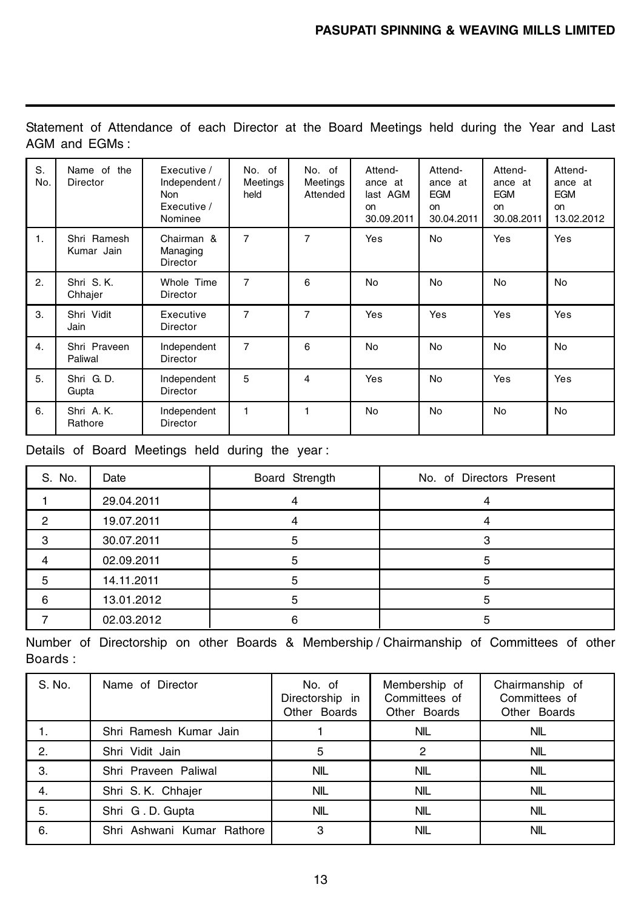Statement of Attendance of each Director at the Board Meetings held during the Year and Last AGM and EGMs :

| S. No. | Name of the Director | Executive / Independent / Non Executive / Nominee | No. of Meetings held | No. of Meetings Attended | Attendance at last AGM on 30.09.2011 | Attendance at EGM on 30.04.2011 | Attendance at EGM on 30.08.2011 | Attendance at EGM on 13.02.2012 |
|---|---|---|---|---|---|---|---|---|
| 1. | Shri Ramesh Kumar Jain | Chairman & Managing Director | 7 | 7 | Yes | No | Yes | Yes |
| 2. | Shri S. K. Chhajer | Whole Time Director | 7 | 6 | No | No | No | No |
| 3. | Shri Vidit Jain | Executive Director | 7 | 7 | Yes | Yes | Yes | Yes |
| 4. | Shri Praveen Paliwal | Independent Director | 7 | 6 | No | No | No | No |
| 5. | Shri G. D. Gupta | Independent Director | 5 | 4 | Yes | No | Yes | Yes |
| 6. | Shri A. K. Rathore | Independent Director | 1 | 1 | No | No | No | No |

Details of Board Meetings held during the year :

| S. No. | Date | Board Strength | No. of Directors Present |
|---|---|---|---|
| 1 | 29.04.2011 | 4 | 4 |
| 2 | 19.07.2011 | 4 | 4 |
| 3 | 30.07.2011 | 5 | 3 |
| 4 | 02.09.2011 | 5 | 5 |
| 5 | 14.11.2011 | 5 | 5 |
| 6 | 13.01.2012 | 5 | 5 |
| 7 | 02.03.2012 | 6 | 5 |

Number of Directorship on other Boards & Membership / Chairmanship of Committees of other Boards :

| S. No. | Name of Director | No. of Directorship in Other Boards | Membership of Committees of Other Boards | Chairmanship of Committees of Other Boards |
|---|---|---|---|---|
| 1. | Shri Ramesh Kumar Jain | 1 | NIL | NIL |
| 2. | Shri Vidit Jain | 5 | 2 | NIL |
| 3. | Shri Praveen Paliwal | NIL | NIL | NIL |
| 4. | Shri S. K. Chhajer | NIL | NIL | NIL |
| 5. | Shri G . D. Gupta | NIL | NIL | NIL |
| 6. | Shri Ashwani Kumar Rathore | 3 | NIL | NIL |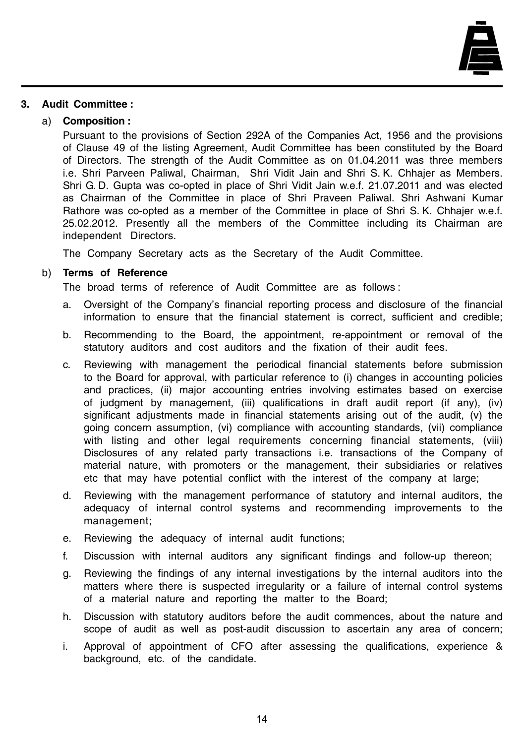## 3. Audit Committee :

### a) Composition :

Pursuant to the provisions of Section 292A of the Companies Act, 1956 and the provisions of Clause 49 of the listing Agreement, Audit Committee has been constituted by the Board of Directors. The strength of the Audit Committee as on 01.04.2011 was three members i.e. Shri Parveen Paliwal, Chairman, Shri Vidit Jain and Shri S. K. Chhajer as Members. Shri G. D. Gupta was co-opted in place of Shri Vidit Jain w.e.f. 21.07.2011 and was elected as Chairman of the Committee in place of Shri Praveen Paliwal. Shri Ashwani Kumar Rathore was co-opted as a member of the Committee in place of Shri S. K. Chhajer w.e.f. 25.02.2012. Presently all the members of the Committee including its Chairman are independent Directors.

The Company Secretary acts as the Secretary of the Audit Committee.

### b) Terms of Reference

The broad terms of reference of Audit Committee are as follows :

a. Oversight of the Company's financial reporting process and disclosure of the financial information to ensure that the financial statement is correct, sufficient and credible;

b. Recommending to the Board, the appointment, re-appointment or removal of the statutory auditors and cost auditors and the fixation of their audit fees.

c. Reviewing with management the periodical financial statements before submission to the Board for approval, with particular reference to (i) changes in accounting policies and practices, (ii) major accounting entries involving estimates based on exercise of judgment by management, (iii) qualifications in draft audit report (if any), (iv) significant adjustments made in financial statements arising out of the audit, (v) the going concern assumption, (vi) compliance with accounting standards, (vii) compliance with listing and other legal requirements concerning financial statements, (viii) Disclosures of any related party transactions i.e. transactions of the Company of material nature, with promoters or the management, their subsidiaries or relatives etc that may have potential conflict with the interest of the company at large;

d. Reviewing with the management performance of statutory and internal auditors, the adequacy of internal control systems and recommending improvements to the management;

e. Reviewing the adequacy of internal audit functions;

f. Discussion with internal auditors any significant findings and follow-up thereon;

g. Reviewing the findings of any internal investigations by the internal auditors into the matters where there is suspected irregularity or a failure of internal control systems of a material nature and reporting the matter to the Board;

h. Discussion with statutory auditors before the audit commences, about the nature and scope of audit as well as post-audit discussion to ascertain any area of concern;

i. Approval of appointment of CFO after assessing the qualifications, experience & background, etc. of the candidate.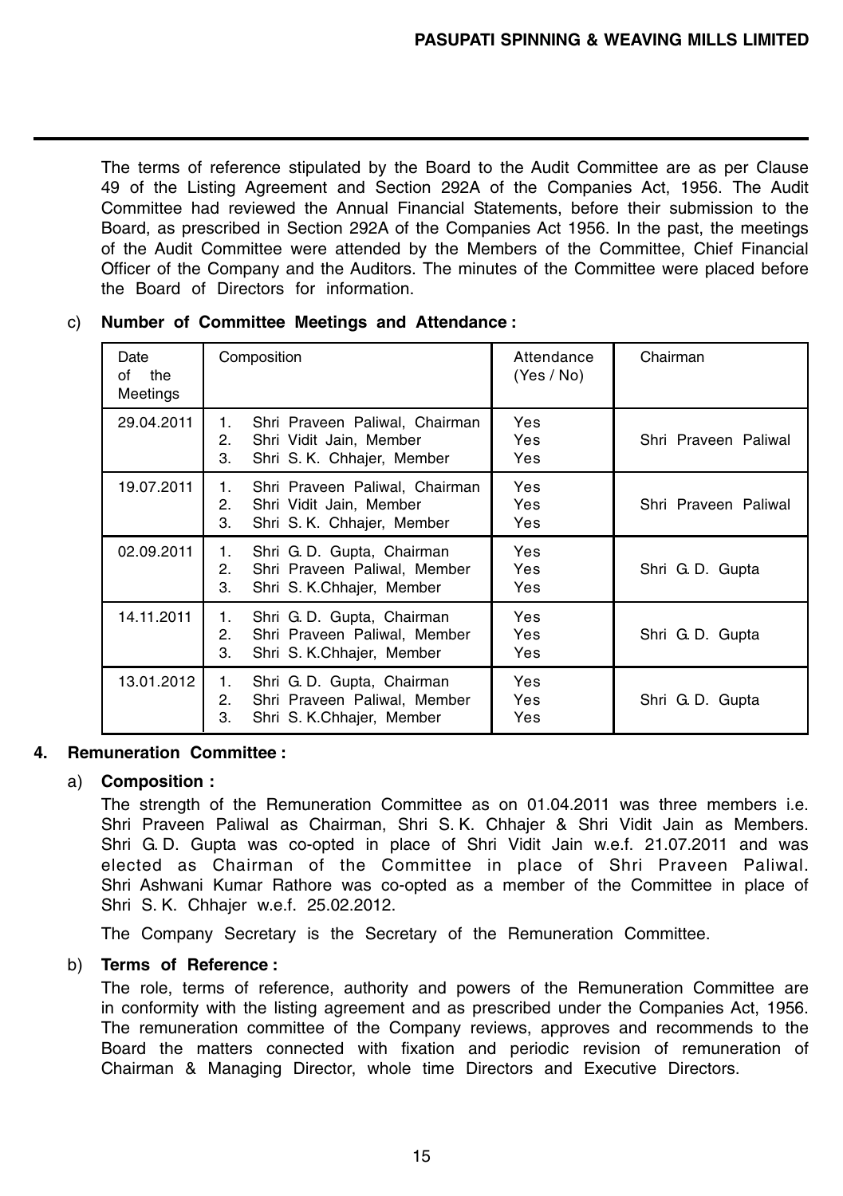The terms of reference stipulated by the Board to the Audit Committee are as per Clause 49 of the Listing Agreement and Section 292A of the Companies Act, 1956. The Audit Committee had reviewed the Annual Financial Statements, before their submission to the Board, as prescribed in Section 292A of the Companies Act 1956. In the past, the meetings of the Audit Committee were attended by the Members of the Committee, Chief Financial Officer of the Company and the Auditors. The minutes of the Committee were placed before the Board of Directors for information.

c) **Number of Committee Meetings and Attendance :**

| Date of the Meetings | Composition | Attendance (Yes / No) | Chairman |
|---|---|---|---|
| 29.04.2011 | 1. Shri Praveen Paliwal, Chairman<br>2. Shri Vidit Jain, Member<br>3. Shri S. K. Chhajer, Member | Yes<br>Yes<br>Yes | Shri Praveen Paliwal |
| 19.07.2011 | 1. Shri Praveen Paliwal, Chairman<br>2. Shri Vidit Jain, Member<br>3. Shri S. K. Chhajer, Member | Yes<br>Yes<br>Yes | Shri Praveen Paliwal |
| 02.09.2011 | 1. Shri G. D. Gupta, Chairman<br>2. Shri Praveen Paliwal, Member<br>3. Shri S. K.Chhajer, Member | Yes<br>Yes<br>Yes | Shri G. D. Gupta |
| 14.11.2011 | 1. Shri G. D. Gupta, Chairman<br>2. Shri Praveen Paliwal, Member<br>3. Shri S. K.Chhajer, Member | Yes<br>Yes<br>Yes | Shri G. D. Gupta |
| 13.01.2012 | 1. Shri G. D. Gupta, Chairman<br>2. Shri Praveen Paliwal, Member<br>3. Shri S. K.Chhajer, Member | Yes<br>Yes<br>Yes | Shri G. D. Gupta |

## 4. Remuneration Committee :

a) **Composition :**

The strength of the Remuneration Committee as on 01.04.2011 was three members i.e. Shri Praveen Paliwal as Chairman, Shri S. K. Chhajer & Shri Vidit Jain as Members. Shri G. D. Gupta was co-opted in place of Shri Vidit Jain w.e.f. 21.07.2011 and was elected as Chairman of the Committee in place of Shri Praveen Paliwal. Shri Ashwani Kumar Rathore was co-opted as a member of the Committee in place of Shri S. K. Chhajer w.e.f. 25.02.2012.

The Company Secretary is the Secretary of the Remuneration Committee.

b) **Terms of Reference :**

The role, terms of reference, authority and powers of the Remuneration Committee are in conformity with the listing agreement and as prescribed under the Companies Act, 1956. The remuneration committee of the Company reviews, approves and recommends to the Board the matters connected with fixation and periodic revision of remuneration of Chairman & Managing Director, whole time Directors and Executive Directors.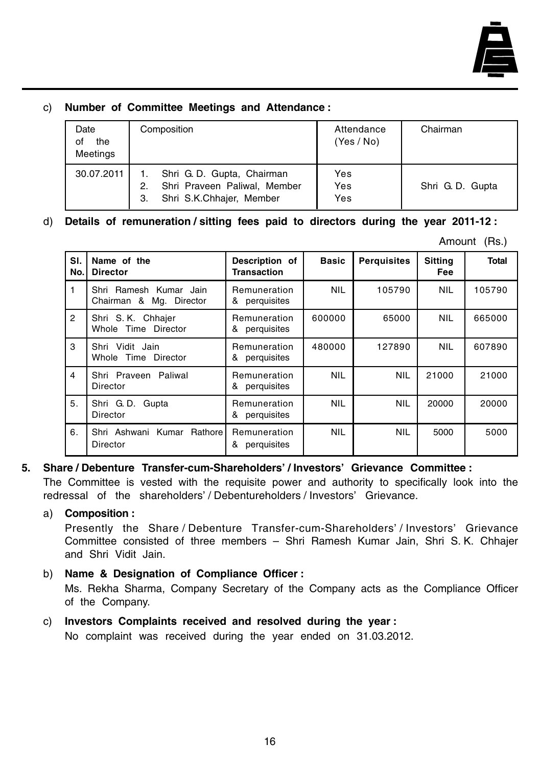c) **Number of Committee Meetings and Attendance :**

| Date of the Meetings | Composition | Attendance (Yes / No) | Chairman |
|---|---|---|---|
| 30.07.2011 | 1. Shri G. D. Gupta, Chairman<br>2. Shri Praveen Paliwal, Member<br>3. Shri S.K.Chhajer, Member | Yes<br>Yes<br>Yes | Shri G. D. Gupta |

d) **Details of remuneration / sitting fees paid to directors during the year 2011-12 :**

Amount (Rs.)

| Sl. No. | Name of the Director | Description of Transaction | Basic | Perquisites | Sitting Fee | Total |
|---|---|---|---|---|---|---|
| 1 | Shri Ramesh Kumar Jain Chairman & Mg. Director | Remuneration & perquisites | NIL | 105790 | NIL | 105790 |
| 2 | Shri S. K. Chhajer Whole Time Director | Remuneration & perquisites | 600000 | 65000 | NIL | 665000 |
| 3 | Shri Vidit Jain Whole Time Director | Remuneration & perquisites | 480000 | 127890 | NIL | 607890 |
| 4 | Shri Praveen Paliwal Director | Remuneration & perquisites | NIL | NIL | 21000 | 21000 |
| 5. | Shri G. D. Gupta Director | Remuneration & perquisites | NIL | NIL | 20000 | 20000 |
| 6. | Shri Ashwani Kumar Rathore Director | Remuneration & perquisites | NIL | NIL | 5000 | 5000 |

**5. Share / Debenture Transfer-cum-Shareholders' / Investors' Grievance Committee :**

The Committee is vested with the requisite power and authority to specifically look into the redressal of the shareholders' / Debentureholders / Investors' Grievance.

a) **Composition :**

Presently the Share / Debenture Transfer-cum-Shareholders' / Investors' Grievance Committee consisted of three members – Shri Ramesh Kumar Jain, Shri S. K. Chhajer and Shri Vidit Jain.

b) **Name & Designation of Compliance Officer :**

Ms. Rekha Sharma, Company Secretary of the Company acts as the Compliance Officer of the Company.

c) **Investors Complaints received and resolved during the year :**

No complaint was received during the year ended on 31.03.2012.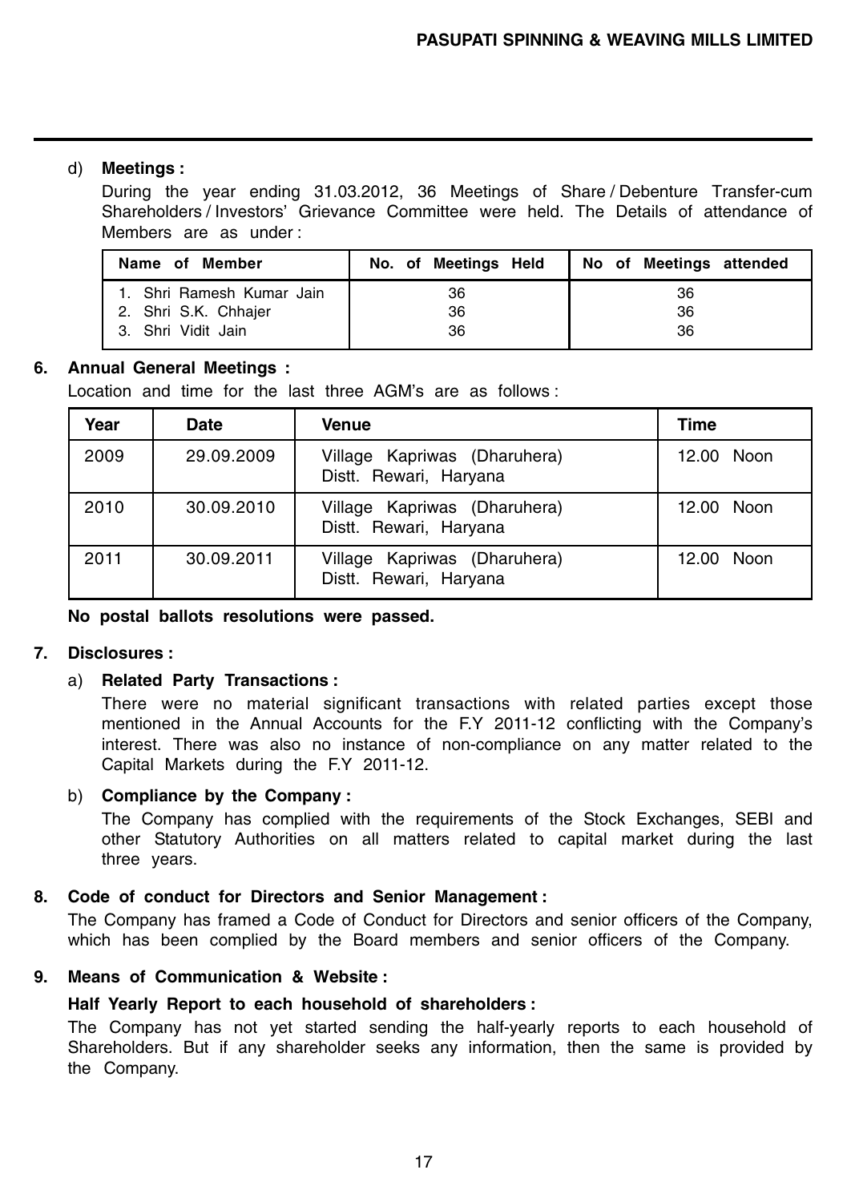d) **Meetings :**

During the year ending 31.03.2012, 36 Meetings of Share / Debenture Transfer-cum Shareholders / Investors' Grievance Committee were held. The Details of attendance of Members are as under :

| Name of Member | No. of Meetings Held | No of Meetings attended |
|---|---|---|
| 1. Shri Ramesh Kumar Jain | 36 | 36 |
| 2. Shri S.K. Chhajer | 36 | 36 |
| 3. Shri Vidit Jain | 36 | 36 |

**6. Annual General Meetings :**

Location and time for the last three AGM's are as follows :

| Year | Date | Venue | Time |
|---|---|---|---|
| 2009 | 29.09.2009 | Village Kapriwas (Dharuhera) Distt. Rewari, Haryana | 12.00 Noon |
| 2010 | 30.09.2010 | Village Kapriwas (Dharuhera) Distt. Rewari, Haryana | 12.00 Noon |
| 2011 | 30.09.2011 | Village Kapriwas (Dharuhera) Distt. Rewari, Haryana | 12.00 Noon |

**No postal ballots resolutions were passed.**

**7. Disclosures :**

a) **Related Party Transactions :**

There were no material significant transactions with related parties except those mentioned in the Annual Accounts for the F.Y 2011-12 conflicting with the Company's interest. There was also no instance of non-compliance on any matter related to the Capital Markets during the F.Y 2011-12.

b) **Compliance by the Company :**

The Company has complied with the requirements of the Stock Exchanges, SEBI and other Statutory Authorities on all matters related to capital market during the last three years.

**8. Code of conduct for Directors and Senior Management :**

The Company has framed a Code of Conduct for Directors and senior officers of the Company, which has been complied by the Board members and senior officers of the Company.

**9. Means of Communication & Website :**

**Half Yearly Report to each household of shareholders :**

The Company has not yet started sending the half-yearly reports to each household of Shareholders. But if any shareholder seeks any information, then the same is provided by the Company.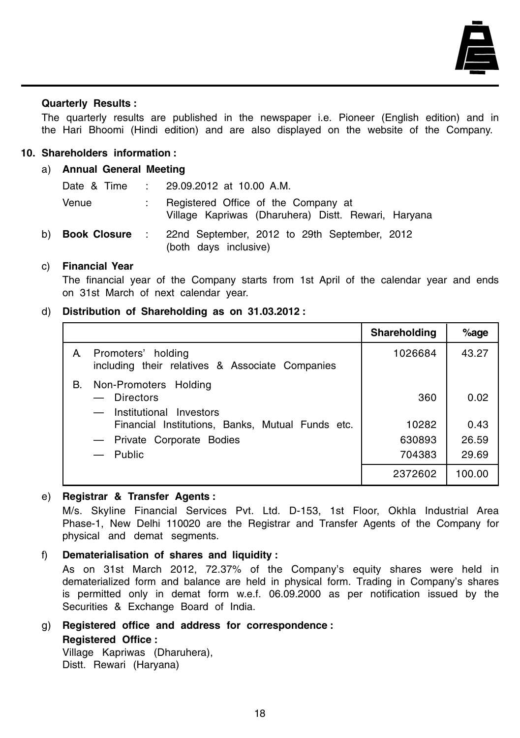**Quarterly Results :**

The quarterly results are published in the newspaper i.e. Pioneer (English edition) and in the Hari Bhoomi (Hindi edition) and are also displayed on the website of the Company.

**10. Shareholders information :**

a) **Annual General Meeting**

Date & Time : 29.09.2012 at 10.00 A.M.

Venue : Registered Office of the Company at Village Kapriwas (Dharuhera) Distt. Rewari, Haryana

b) **Book Closure** : 22nd September, 2012 to 29th September, 2012 (both days inclusive)

c) **Financial Year**

The financial year of the Company starts from 1st April of the calendar year and ends on 31st March of next calendar year.

d) **Distribution of Shareholding as on 31.03.2012 :**

| | Shareholding | %age |
|---|---|---|
| A. Promoters' holding including their relatives & Associate Companies | 1026684 | 43.27 |
| B. Non-Promoters Holding | | |
| — Directors | 360 | 0.02 |
| — Institutional Investors Financial Institutions, Banks, Mutual Funds etc. | 10282 | 0.43 |
| — Private Corporate Bodies | 630893 | 26.59 |
| — Public | 704383 | 29.69 |
| | 2372602 | 100.00 |

e) **Registrar & Transfer Agents :**

M/s. Skyline Financial Services Pvt. Ltd. D-153, 1st Floor, Okhla Industrial Area Phase-1, New Delhi 110020 are the Registrar and Transfer Agents of the Company for physical and demat segments.

f) **Dematerialisation of shares and liquidity :**

As on 31st March 2012, 72.37% of the Company's equity shares were held in dematerialized form and balance are held in physical form. Trading in Company's shares is permitted only in demat form w.e.f. 06.09.2000 as per notification issued by the Securities & Exchange Board of India.

g) **Registered office and address for correspondence :**

**Registered Office :**

Village Kapriwas (Dharuhera),
Distt. Rewari (Haryana)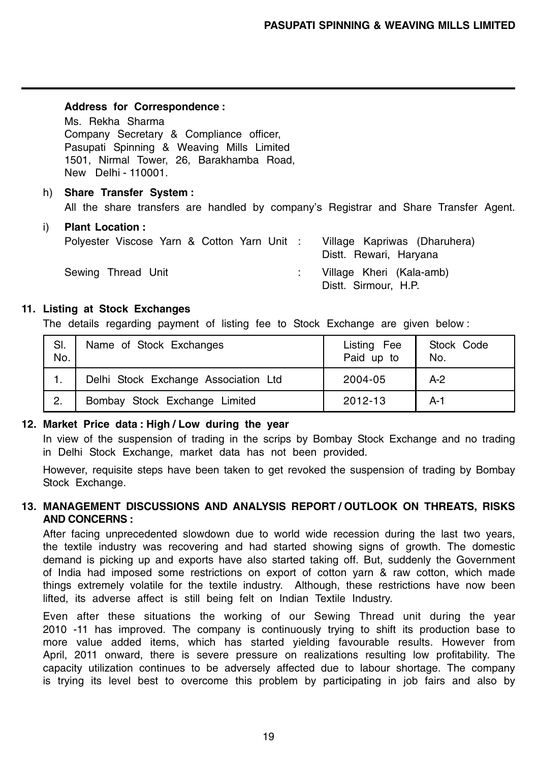**Address for Correspondence :**

Ms. Rekha Sharma
Company Secretary & Compliance officer,
Pasupati Spinning & Weaving Mills Limited
1501, Nirmal Tower, 26, Barakhamba Road,
New Delhi - 110001.

h) **Share Transfer System :**

All the share transfers are handled by company's Registrar and Share Transfer Agent.

i) **Plant Location :**

Polyester Viscose Yarn & Cotton Yarn Unit : Village Kapriwas (Dharuhera) Distt. Rewari, Haryana

Sewing Thread Unit : Village Kheri (Kala-amb) Distt. Sirmour, H.P.

**11. Listing at Stock Exchanges**

The details regarding payment of listing fee to Stock Exchange are given below :

| Sl. No. | Name of Stock Exchanges | Listing Fee Paid up to | Stock Code No. |
|---|---|---|---|
| 1. | Delhi Stock Exchange Association Ltd | 2004-05 | A-2 |
| 2. | Bombay Stock Exchange Limited | 2012-13 | A-1 |

**12. Market Price data : High / Low during the year**

In view of the suspension of trading in the scrips by Bombay Stock Exchange and no trading in Delhi Stock Exchange, market data has not been provided.

However, requisite steps have been taken to get revoked the suspension of trading by Bombay Stock Exchange.

**13. MANAGEMENT DISCUSSIONS AND ANALYSIS REPORT / OUTLOOK ON THREATS, RISKS AND CONCERNS :**

After facing unprecedented slowdown due to world wide recession during the last two years, the textile industry was recovering and had started showing signs of growth. The domestic demand is picking up and exports have also started taking off. But, suddenly the Government of India had imposed some restrictions on export of cotton yarn & raw cotton, which made things extremely volatile for the textile industry. Although, these restrictions have now been lifted, its adverse affect is still being felt on Indian Textile Industry.

Even after these situations the working of our Sewing Thread unit during the year 2010 -11 has improved. The company is continuously trying to shift its production base to more value added items, which has started yielding favourable results. However from April, 2011 onward, there is severe pressure on realizations resulting low profitability. The capacity utilization continues to be adversely affected due to labour shortage. The company is trying its level best to overcome this problem by participating in job fairs and also by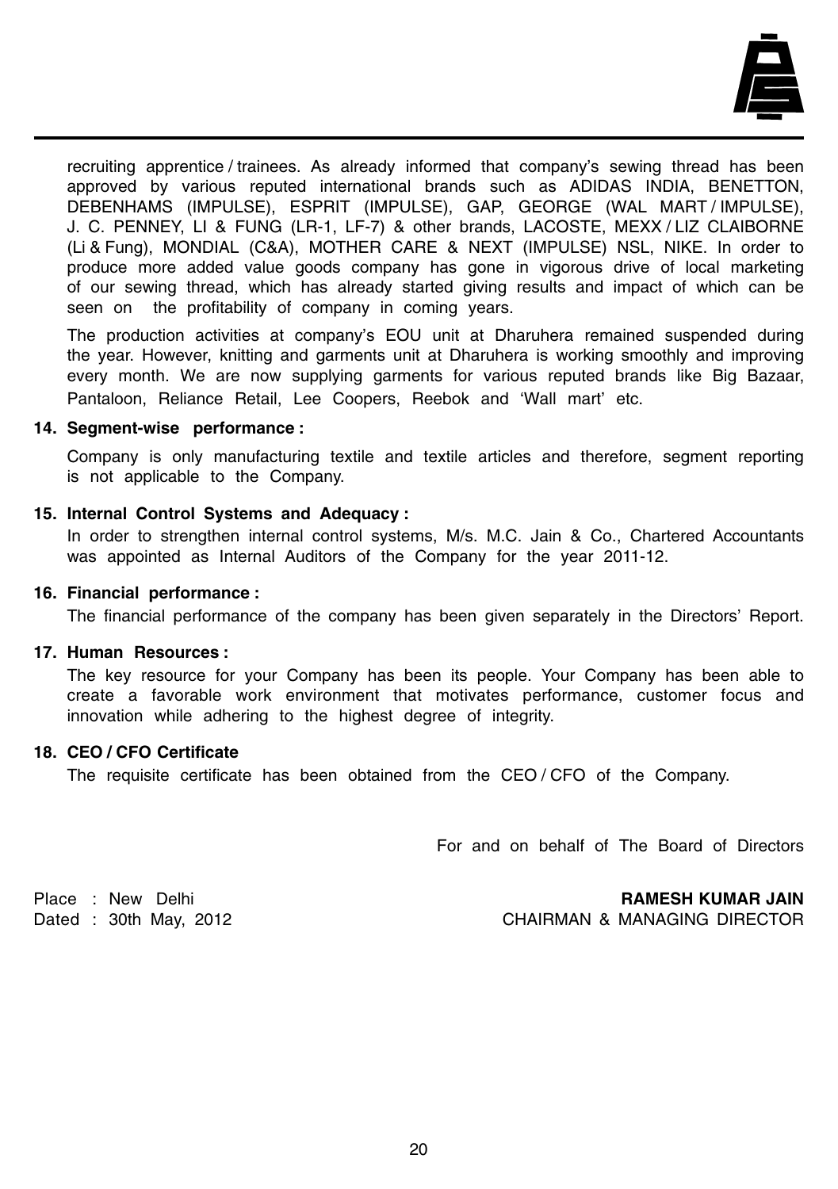recruiting apprentice / trainees. As already informed that company's sewing thread has been approved by various reputed international brands such as ADIDAS INDIA, BENETTON, DEBENHAMS (IMPULSE), ESPRIT (IMPULSE), GAP, GEORGE (WAL MART / IMPULSE), J. C. PENNEY, LI & FUNG (LR-1, LF-7) & other brands, LACOSTE, MEXX / LIZ CLAIBORNE (Li & Fung), MONDIAL (C&A), MOTHER CARE & NEXT (IMPULSE) NSL, NIKE. In order to produce more added value goods company has gone in vigorous drive of local marketing of our sewing thread, which has already started giving results and impact of which can be seen on the profitability of company in coming years.

The production activities at company's EOU unit at Dharuhera remained suspended during the year. However, knitting and garments unit at Dharuhera is working smoothly and improving every month. We are now supplying garments for various reputed brands like Big Bazaar, Pantaloon, Reliance Retail, Lee Coopers, Reebok and 'Wall mart' etc.

**14. Segment-wise performance :**

Company is only manufacturing textile and textile articles and therefore, segment reporting is not applicable to the Company.

**15. Internal Control Systems and Adequacy :**

In order to strengthen internal control systems, M/s. M.C. Jain & Co., Chartered Accountants was appointed as Internal Auditors of the Company for the year 2011-12.

**16. Financial performance :**

The financial performance of the company has been given separately in the Directors' Report.

**17. Human Resources :**

The key resource for your Company has been its people. Your Company has been able to create a favorable work environment that motivates performance, customer focus and innovation while adhering to the highest degree of integrity.

**18. CEO / CFO Certificate**

The requisite certificate has been obtained from the CEO / CFO of the Company.

For and on behalf of The Board of Directors

Place : New Delhi
Dated : 30th May, 2012

**RAMESH KUMAR JAIN**
CHAIRMAN & MANAGING DIRECTOR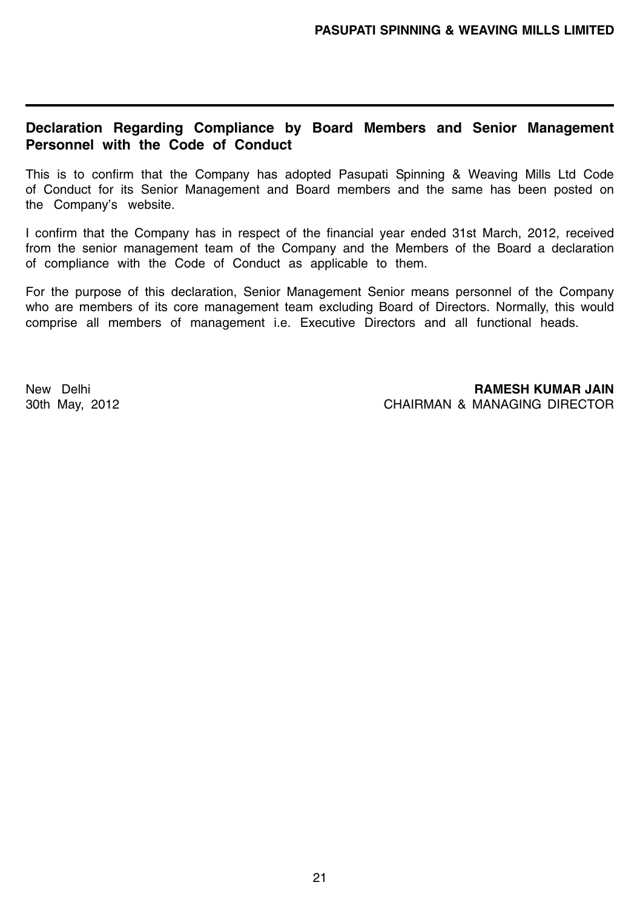## Declaration Regarding Compliance by Board Members and Senior Management Personnel with the Code of Conduct

This is to confirm that the Company has adopted Pasupati Spinning & Weaving Mills Ltd Code of Conduct for its Senior Management and Board members and the same has been posted on the Company's website.

I confirm that the Company has in respect of the financial year ended 31st March, 2012, received from the senior management team of the Company and the Members of the Board a declaration of compliance with the Code of Conduct as applicable to them.

For the purpose of this declaration, Senior Management Senior means personnel of the Company who are members of its core management team excluding Board of Directors. Normally, this would comprise all members of management i.e. Executive Directors and all functional heads.

New Delhi
30th May, 2012

**RAMESH KUMAR JAIN**
CHAIRMAN & MANAGING DIRECTOR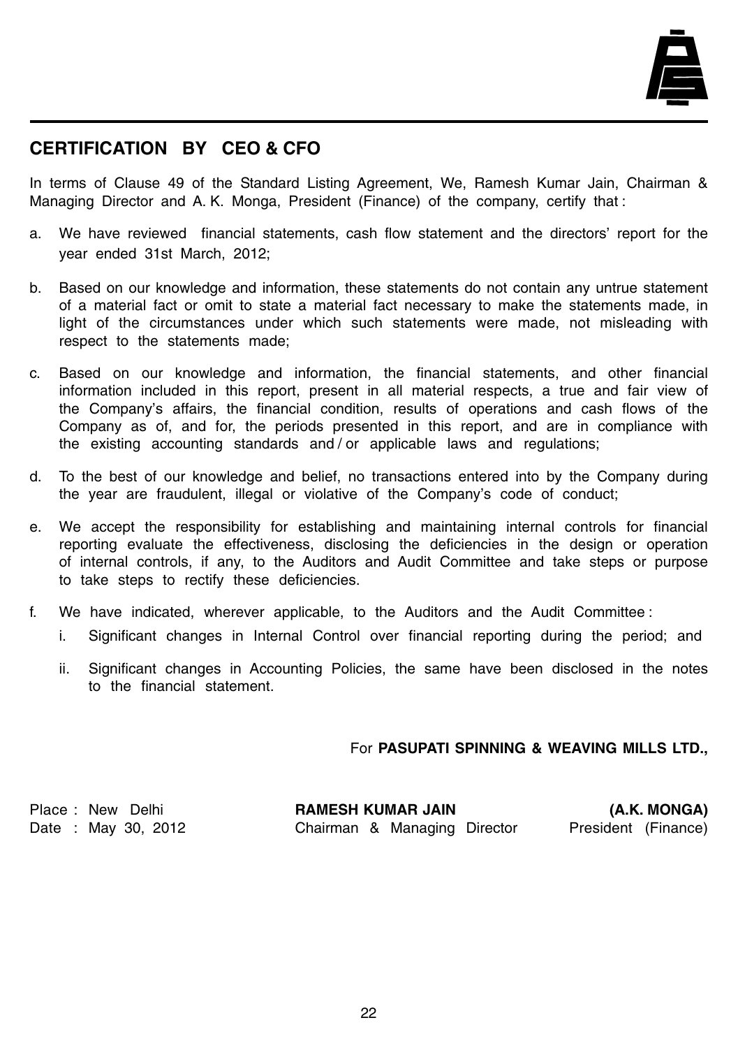## CERTIFICATION BY CEO & CFO

In terms of Clause 49 of the Standard Listing Agreement, We, Ramesh Kumar Jain, Chairman & Managing Director and A. K. Monga, President (Finance) of the company, certify that :

a. We have reviewed financial statements, cash flow statement and the directors' report for the year ended 31st March, 2012;

b. Based on our knowledge and information, these statements do not contain any untrue statement of a material fact or omit to state a material fact necessary to make the statements made, in light of the circumstances under which such statements were made, not misleading with respect to the statements made;

c. Based on our knowledge and information, the financial statements, and other financial information included in this report, present in all material respects, a true and fair view of the Company's affairs, the financial condition, results of operations and cash flows of the Company as of, and for, the periods presented in this report, and are in compliance with the existing accounting standards and / or applicable laws and regulations;

d. To the best of our knowledge and belief, no transactions entered into by the Company during the year are fraudulent, illegal or violative of the Company's code of conduct;

e. We accept the responsibility for establishing and maintaining internal controls for financial reporting evaluate the effectiveness, disclosing the deficiencies in the design or operation of internal controls, if any, to the Auditors and Audit Committee and take steps or purpose to take steps to rectify these deficiencies.

f. We have indicated, wherever applicable, to the Auditors and the Audit Committee :

   i. Significant changes in Internal Control over financial reporting during the period; and

   ii. Significant changes in Accounting Policies, the same have been disclosed in the notes to the financial statement.

For **PASUPATI SPINNING & WEAVING MILLS LTD.,**

Place : New Delhi
Date : May 30, 2012

**RAMESH KUMAR JAIN**
Chairman & Managing Director

**(A.K. MONGA)**
President (Finance)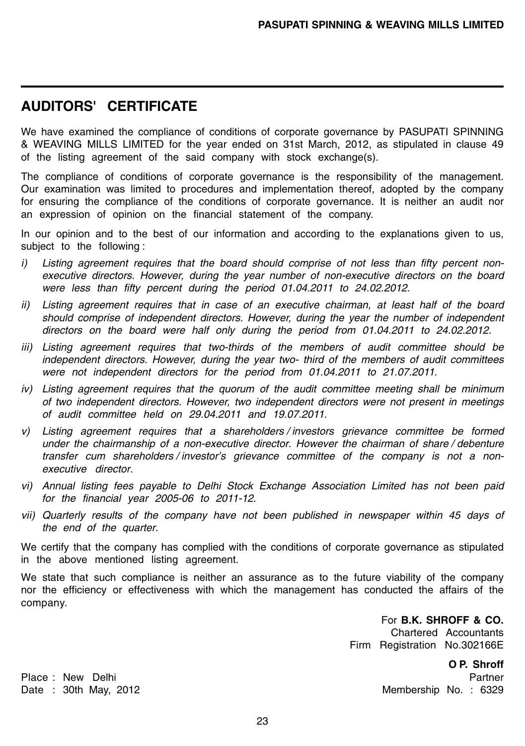## AUDITORS' CERTIFICATE

We have examined the compliance of conditions of corporate governance by PASUPATI SPINNING & WEAVING MILLS LIMITED for the year ended on 31st March, 2012, as stipulated in clause 49 of the listing agreement of the said company with stock exchange(s).

The compliance of conditions of corporate governance is the responsibility of the management. Our examination was limited to procedures and implementation thereof, adopted by the company for ensuring the compliance of the conditions of corporate governance. It is neither an audit nor an expression of opinion on the financial statement of the company.

In our opinion and to the best of our information and according to the explanations given to us, subject to the following :

i) *Listing agreement requires that the board should comprise of not less than fifty percent non-executive directors. However, during the year number of non-executive directors on the board were less than fifty percent during the period 01.04.2011 to 24.02.2012.*

ii) *Listing agreement requires that in case of an executive chairman, at least half of the board should comprise of independent directors. However, during the year the number of independent directors on the board were half only during the period from 01.04.2011 to 24.02.2012.*

iii) *Listing agreement requires that two-thirds of the members of audit committee should be independent directors. However, during the year two- third of the members of audit committees were not independent directors for the period from 01.04.2011 to 21.07.2011.*

iv) *Listing agreement requires that the quorum of the audit committee meeting shall be minimum of two independent directors. However, two independent directors were not present in meetings of audit committee held on 29.04.2011 and 19.07.2011.*

v) *Listing agreement requires that a shareholders / investors grievance committee be formed under the chairmanship of a non-executive director. However the chairman of share / debenture transfer cum shareholders / investor's grievance committee of the company is not a non-executive director.*

vi) *Annual listing fees payable to Delhi Stock Exchange Association Limited has not been paid for the financial year 2005-06 to 2011-12.*

vii) *Quarterly results of the company have not been published in newspaper within 45 days of the end of the quarter.*

We certify that the company has complied with the conditions of corporate governance as stipulated in the above mentioned listing agreement.

We state that such compliance is neither an assurance as to the future viability of the company nor the efficiency or effectiveness with which the management has conducted the affairs of the company.

For **B.K. SHROFF & CO.**
Chartered Accountants
Firm Registration No.302166E

**O P. Shroff**
Partner
Membership No. : 6329

Place : New Delhi
Date : 30th May, 2012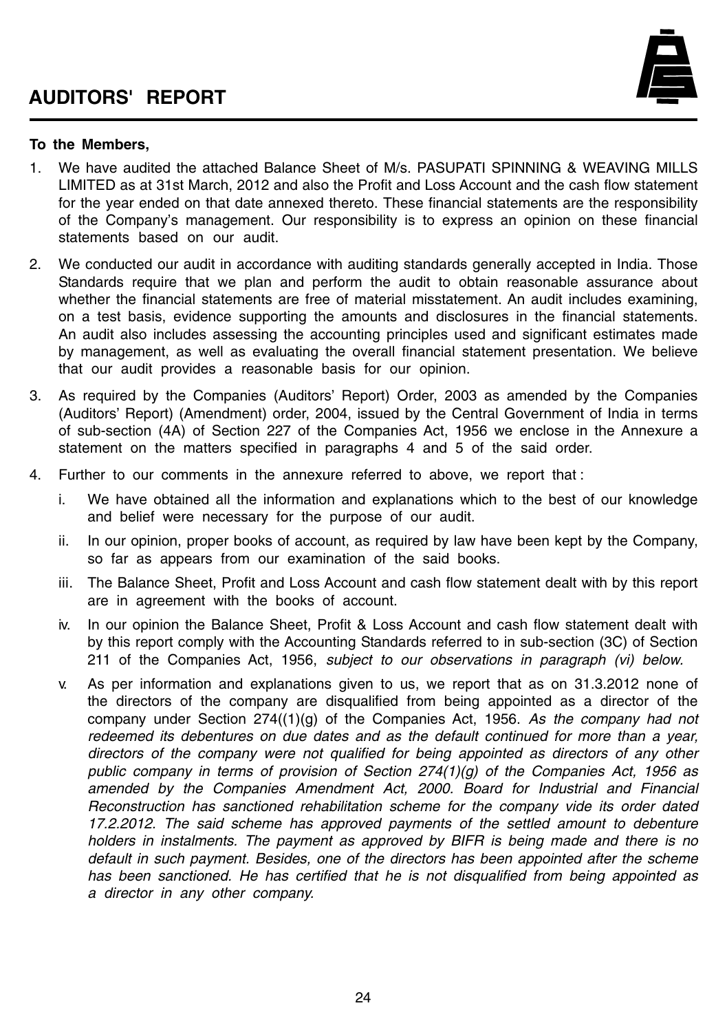# AUDITORS' REPORT

**To the Members,**

1. We have audited the attached Balance Sheet of M/s. PASUPATI SPINNING & WEAVING MILLS LIMITED as at 31st March, 2012 and also the Profit and Loss Account and the cash flow statement for the year ended on that date annexed thereto. These financial statements are the responsibility of the Company's management. Our responsibility is to express an opinion on these financial statements based on our audit.

2. We conducted our audit in accordance with auditing standards generally accepted in India. Those Standards require that we plan and perform the audit to obtain reasonable assurance about whether the financial statements are free of material misstatement. An audit includes examining, on a test basis, evidence supporting the amounts and disclosures in the financial statements. An audit also includes assessing the accounting principles used and significant estimates made by management, as well as evaluating the overall financial statement presentation. We believe that our audit provides a reasonable basis for our opinion.

3. As required by the Companies (Auditors' Report) Order, 2003 as amended by the Companies (Auditors' Report) (Amendment) order, 2004, issued by the Central Government of India in terms of sub-section (4A) of Section 227 of the Companies Act, 1956 we enclose in the Annexure a statement on the matters specified in paragraphs 4 and 5 of the said order.

4. Further to our comments in the annexure referred to above, we report that :

   i. We have obtained all the information and explanations which to the best of our knowledge and belief were necessary for the purpose of our audit.

   ii. In our opinion, proper books of account, as required by law have been kept by the Company, so far as appears from our examination of the said books.

   iii. The Balance Sheet, Profit and Loss Account and cash flow statement dealt with by this report are in agreement with the books of account.

   iv. In our opinion the Balance Sheet, Profit & Loss Account and cash flow statement dealt with by this report comply with the Accounting Standards referred to in sub-section (3C) of Section 211 of the Companies Act, 1956, *subject to our observations in paragraph (vi) below.*

   v. As per information and explanations given to us, we report that as on 31.3.2012 none of the directors of the company are disqualified from being appointed as a director of the company under Section 274((1)(g) of the Companies Act, 1956. *As the company had not redeemed its debentures on due dates and as the default continued for more than a year, directors of the company were not qualified for being appointed as directors of any other public company in terms of provision of Section 274(1)(g) of the Companies Act, 1956 as amended by the Companies Amendment Act, 2000. Board for Industrial and Financial Reconstruction has sanctioned rehabilitation scheme for the company vide its order dated 17.2.2012. The said scheme has approved payments of the settled amount to debenture holders in instalments. The payment as approved by BIFR is being made and there is no default in such payment. Besides, one of the directors has been appointed after the scheme has been sanctioned. He has certified that he is not disqualified from being appointed as a director in any other company.*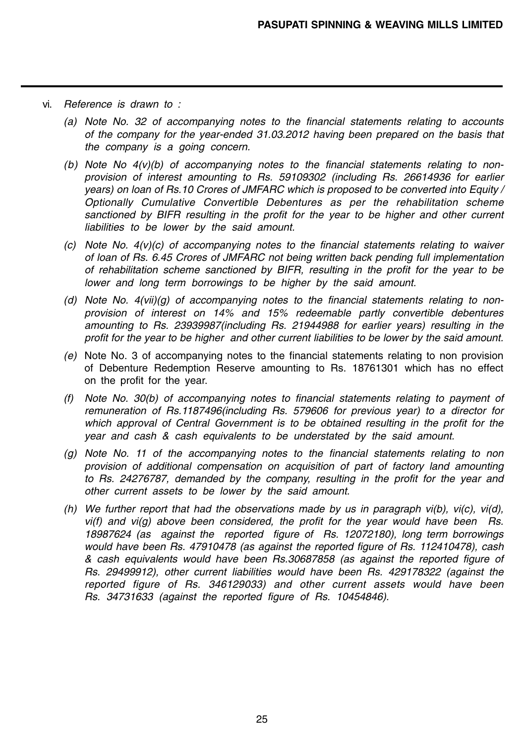vi. *Reference is drawn to :*

*(a) Note No. 32 of accompanying notes to the financial statements relating to accounts of the company for the year-ended 31.03.2012 having been prepared on the basis that the company is a going concern.*

*(b) Note No 4(v)(b) of accompanying notes to the financial statements relating to non-provision of interest amounting to Rs. 59109302 (including Rs. 26614936 for earlier years) on loan of Rs.10 Crores of JMFARC which is proposed to be converted into Equity / Optionally Cumulative Convertible Debentures as per the rehabilitation scheme sanctioned by BIFR resulting in the profit for the year to be higher and other current liabilities to be lower by the said amount.*

*(c) Note No. 4(v)(c) of accompanying notes to the financial statements relating to waiver of loan of Rs. 6.45 Crores of JMFARC not being written back pending full implementation of rehabilitation scheme sanctioned by BIFR, resulting in the profit for the year to be lower and long term borrowings to be higher by the said amount.*

*(d) Note No. 4(vii)(g) of accompanying notes to the financial statements relating to non-provision of interest on 14% and 15% redeemable partly convertible debentures amounting to Rs. 23939987(including Rs. 21944988 for earlier years) resulting in the profit for the year to be higher and other current liabilities to be lower by the said amount.*

*(e)* Note No. 3 of accompanying notes to the financial statements relating to non provision of Debenture Redemption Reserve amounting to Rs. 18761301 which has no effect on the profit for the year.

*(f) Note No. 30(b) of accompanying notes to financial statements relating to payment of remuneration of Rs.1187496(including Rs. 579606 for previous year) to a director for which approval of Central Government is to be obtained resulting in the profit for the year and cash & cash equivalents to be understated by the said amount.*

*(g) Note No. 11 of the accompanying notes to the financial statements relating to non provision of additional compensation on acquisition of part of factory land amounting to Rs. 24276787, demanded by the company, resulting in the profit for the year and other current assets to be lower by the said amount.*

*(h) We further report that had the observations made by us in paragraph vi(b), vi(c), vi(d), vi(f) and vi(g) above been considered, the profit for the year would have been Rs. 18987624 (as against the reported figure of Rs. 12072180), long term borrowings would have been Rs. 47910478 (as against the reported figure of Rs. 112410478), cash & cash equivalents would have been Rs.30687858 (as against the reported figure of Rs. 29499912), other current liabilities would have been Rs. 429178322 (against the reported figure of Rs. 346129033) and other current assets would have been Rs. 34731633 (against the reported figure of Rs. 10454846).*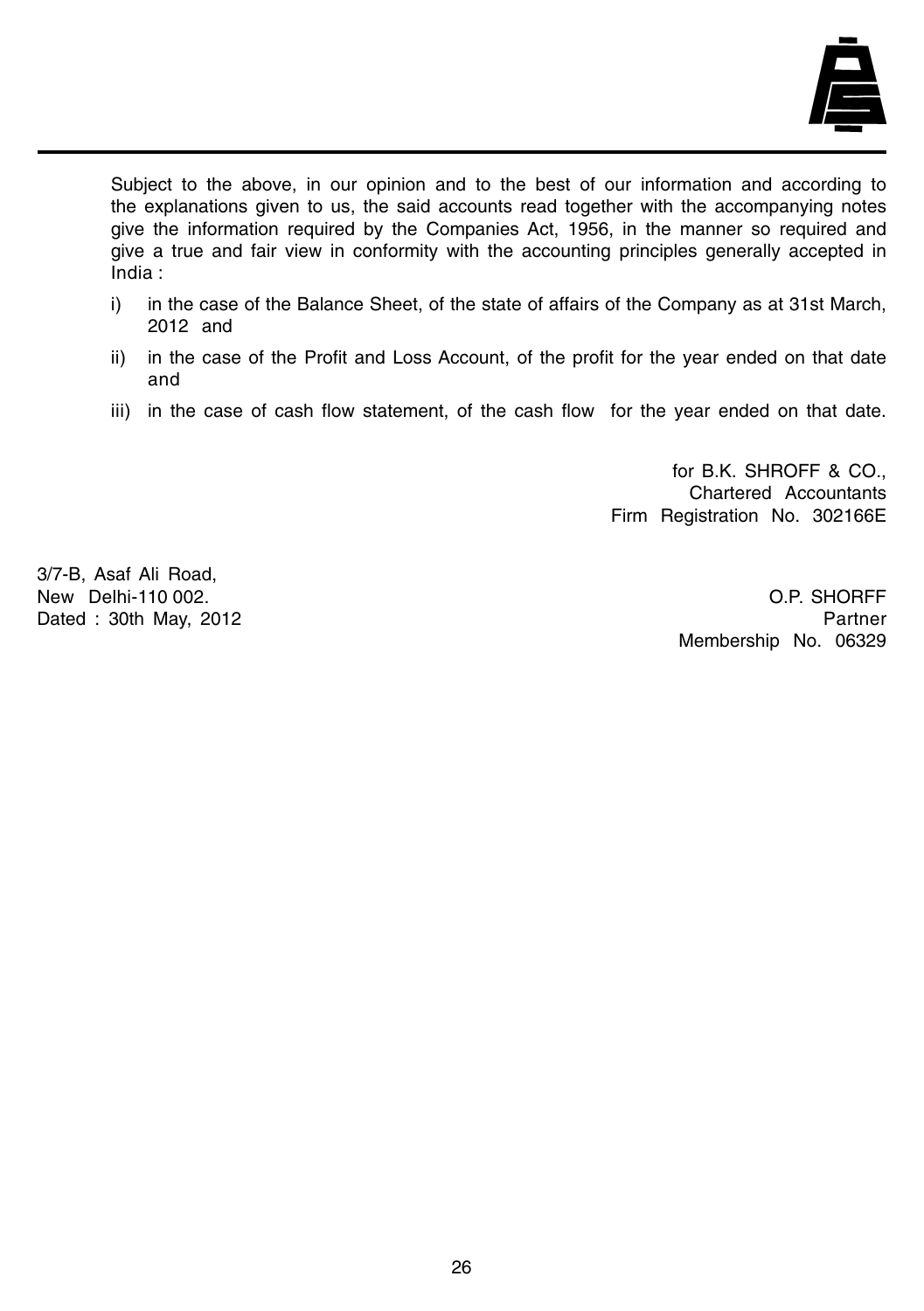Subject to the above, in our opinion and to the best of our information and according to the explanations given to us, the said accounts read together with the accompanying notes give the information required by the Companies Act, 1956, in the manner so required and give a true and fair view in conformity with the accounting principles generally accepted in India :

i) in the case of the Balance Sheet, of the state of affairs of the Company as at 31st March, 2012 and

ii) in the case of the Profit and Loss Account, of the profit for the year ended on that date and

iii) in the case of cash flow statement, of the cash flow for the year ended on that date.

for B.K. SHROFF & CO.,
Chartered Accountants
Firm Registration No. 302166E

3/7-B, Asaf Ali Road,
New Delhi-110 002.
Dated : 30th May, 2012

O.P. SHORFF
Partner
Membership No. 06329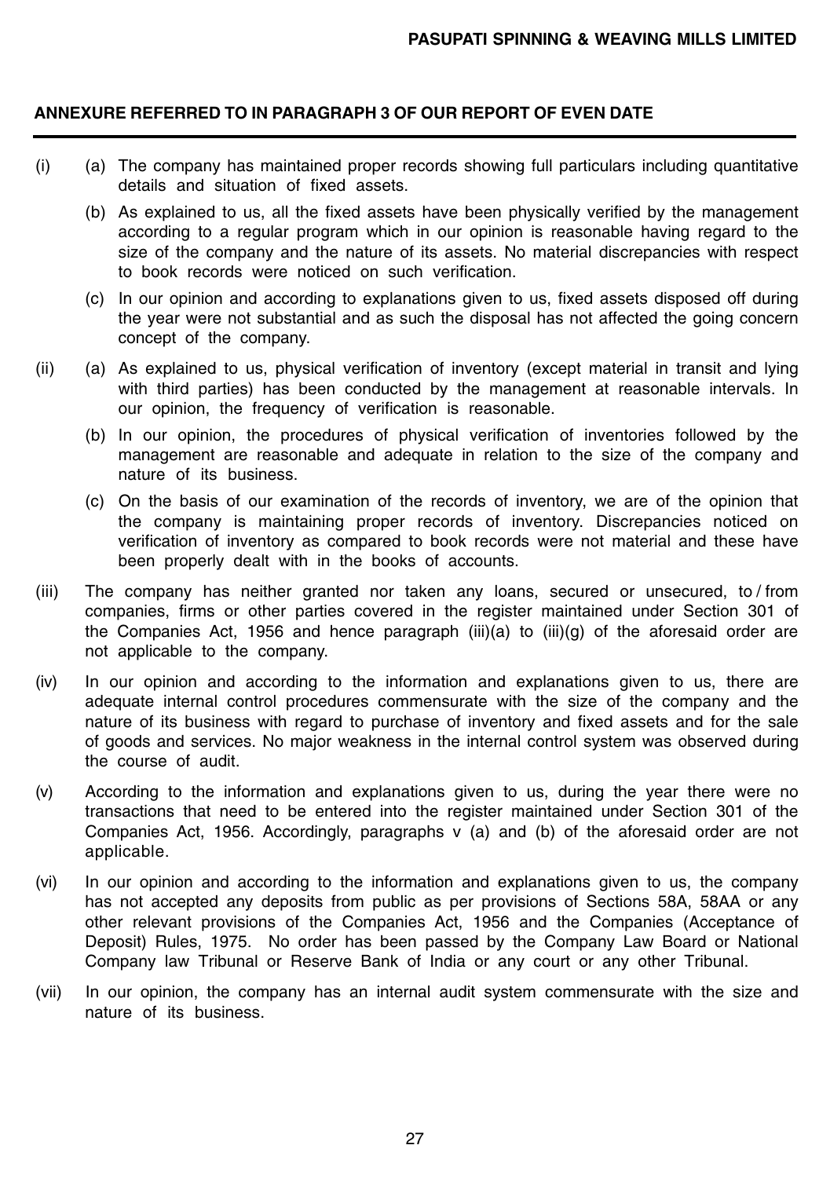## ANNEXURE REFERRED TO IN PARAGRAPH 3 OF OUR REPORT OF EVEN DATE

(i) (a) The company has maintained proper records showing full particulars including quantitative details and situation of fixed assets.

(b) As explained to us, all the fixed assets have been physically verified by the management according to a regular program which in our opinion is reasonable having regard to the size of the company and the nature of its assets. No material discrepancies with respect to book records were noticed on such verification.

(c) In our opinion and according to explanations given to us, fixed assets disposed off during the year were not substantial and as such the disposal has not affected the going concern concept of the company.

(ii) (a) As explained to us, physical verification of inventory (except material in transit and lying with third parties) has been conducted by the management at reasonable intervals. In our opinion, the frequency of verification is reasonable.

(b) In our opinion, the procedures of physical verification of inventories followed by the management are reasonable and adequate in relation to the size of the company and nature of its business.

(c) On the basis of our examination of the records of inventory, we are of the opinion that the company is maintaining proper records of inventory. Discrepancies noticed on verification of inventory as compared to book records were not material and these have been properly dealt with in the books of accounts.

(iii) The company has neither granted nor taken any loans, secured or unsecured, to / from companies, firms or other parties covered in the register maintained under Section 301 of the Companies Act, 1956 and hence paragraph (iii)(a) to (iii)(g) of the aforesaid order are not applicable to the company.

(iv) In our opinion and according to the information and explanations given to us, there are adequate internal control procedures commensurate with the size of the company and the nature of its business with regard to purchase of inventory and fixed assets and for the sale of goods and services. No major weakness in the internal control system was observed during the course of audit.

(v) According to the information and explanations given to us, during the year there were no transactions that need to be entered into the register maintained under Section 301 of the Companies Act, 1956. Accordingly, paragraphs v (a) and (b) of the aforesaid order are not applicable.

(vi) In our opinion and according to the information and explanations given to us, the company has not accepted any deposits from public as per provisions of Sections 58A, 58AA or any other relevant provisions of the Companies Act, 1956 and the Companies (Acceptance of Deposit) Rules, 1975. No order has been passed by the Company Law Board or National Company law Tribunal or Reserve Bank of India or any court or any other Tribunal.

(vii) In our opinion, the company has an internal audit system commensurate with the size and nature of its business.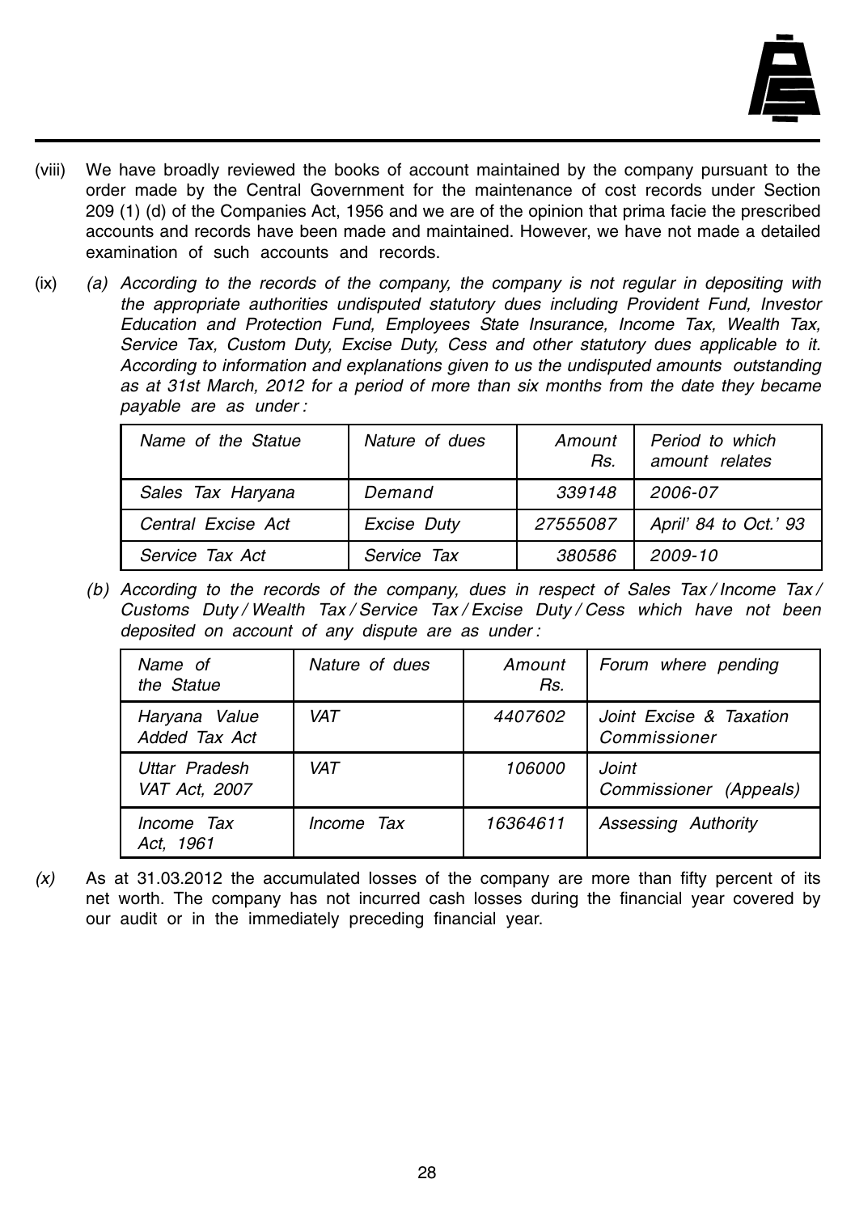(viii) We have broadly reviewed the books of account maintained by the company pursuant to the order made by the Central Government for the maintenance of cost records under Section 209 (1) (d) of the Companies Act, 1956 and we are of the opinion that prima facie the prescribed accounts and records have been made and maintained. However, we have not made a detailed examination of such accounts and records.

(ix) *(a) According to the records of the company, the company is not regular in depositing with the appropriate authorities undisputed statutory dues including Provident Fund, Investor Education and Protection Fund, Employees State Insurance, Income Tax, Wealth Tax, Service Tax, Custom Duty, Excise Duty, Cess and other statutory dues applicable to it. According to information and explanations given to us the undisputed amounts outstanding as at 31st March, 2012 for a period of more than six months from the date they became payable are as under :*

| *Name of the Statue* | *Nature of dues* | *Amount Rs.* | *Period to which amount relates* |
|---|---|---|---|
| *Sales Tax Haryana* | *Demand* | *339148* | *2006-07* |
| *Central Excise Act* | *Excise Duty* | *27555087* | *April' 84 to Oct.' 93* |
| *Service Tax Act* | *Service Tax* | *380586* | *2009-10* |

*(b) According to the records of the company, dues in respect of Sales Tax / Income Tax / Customs Duty / Wealth Tax / Service Tax / Excise Duty / Cess which have not been deposited on account of any dispute are as under :*

| *Name of the Statue* | *Nature of dues* | *Amount Rs.* | *Forum where pending* |
|---|---|---|---|
| *Haryana Value Added Tax Act* | *VAT* | *4407602* | *Joint Excise & Taxation Commissioner* |
| *Uttar Pradesh VAT Act, 2007* | *VAT* | *106000* | *Joint Commissioner (Appeals)* |
| *Income Tax Act, 1961* | *Income Tax* | *16364611* | *Assessing Authority* |

*(x)* As at 31.03.2012 the accumulated losses of the company are more than fifty percent of its net worth. The company has not incurred cash losses during the financial year covered by our audit or in the immediately preceding financial year.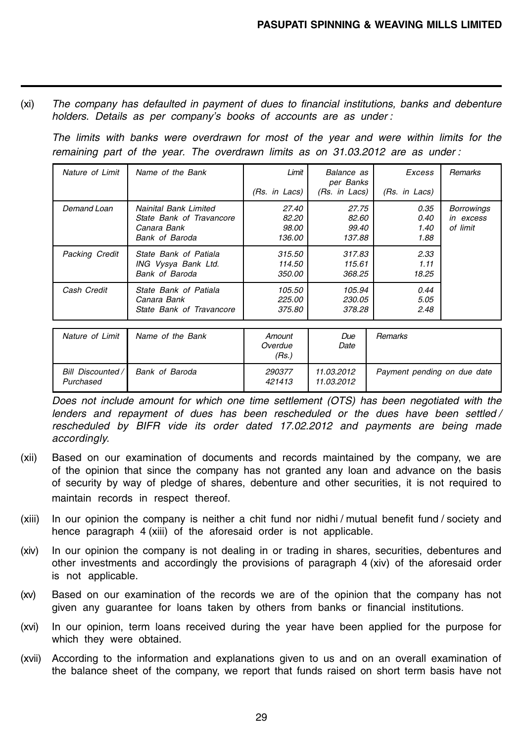(xi) *The company has defaulted in payment of dues to financial institutions, banks and debenture holders. Details as per company's books of accounts are as under :*

*The limits with banks were overdrawn for most of the year and were within limits for the remaining part of the year. The overdrawn limits as on 31.03.2012 are as under :*

| Nature of Limit | Name of the Bank | Limit (Rs. in Lacs) | Balance as per Banks (Rs. in Lacs) | Excess (Rs. in Lacs) | Remarks |
|---|---|---|---|---|---|
| Demand Loan | Nainital Bank Limited | 27.40 | 27.75 | 0.35 | Borrowings in excess of limit |
| | State Bank of Travancore | 82.20 | 82.60 | 0.40 | |
| | Canara Bank | 98.00 | 99.40 | 1.40 | |
| | Bank of Baroda | 136.00 | 137.88 | 1.88 | |
| Packing Credit | State Bank of Patiala | 315.50 | 317.83 | 2.33 | |
| | ING Vysya Bank Ltd. | 114.50 | 115.61 | 1.11 | |
| | Bank of Baroda | 350.00 | 368.25 | 18.25 | |
| Cash Credit | State Bank of Patiala | 105.50 | 105.94 | 0.44 | |
| | Canara Bank | 225.00 | 230.05 | 5.05 | |
| | State Bank of Travancore | 375.80 | 378.28 | 2.48 | |

| Nature of Limit | Name of the Bank | Amount Overdue (Rs.) | Due Date | Remarks |
|---|---|---|---|---|
| Bill Discounted / Purchased | Bank of Baroda | 290377 | 11.03.2012 | Payment pending on due date |
| | | 421413 | 11.03.2012 | |

*Does not include amount for which one time settlement (OTS) has been negotiated with the lenders and repayment of dues has been rescheduled or the dues have been settled / rescheduled by BIFR vide its order dated 17.02.2012 and payments are being made accordingly.*

(xii) Based on our examination of documents and records maintained by the company, we are of the opinion that since the company has not granted any loan and advance on the basis of security by way of pledge of shares, debenture and other securities, it is not required to maintain records in respect thereof.

(xiii) In our opinion the company is neither a chit fund nor nidhi / mutual benefit fund / society and hence paragraph 4 (xiii) of the aforesaid order is not applicable.

(xiv) In our opinion the company is not dealing in or trading in shares, securities, debentures and other investments and accordingly the provisions of paragraph 4 (xiv) of the aforesaid order is not applicable.

(xv) Based on our examination of the records we are of the opinion that the company has not given any guarantee for loans taken by others from banks or financial institutions.

(xvi) In our opinion, term loans received during the year have been applied for the purpose for which they were obtained.

(xvii) According to the information and explanations given to us and on an overall examination of the balance sheet of the company, we report that funds raised on short term basis have not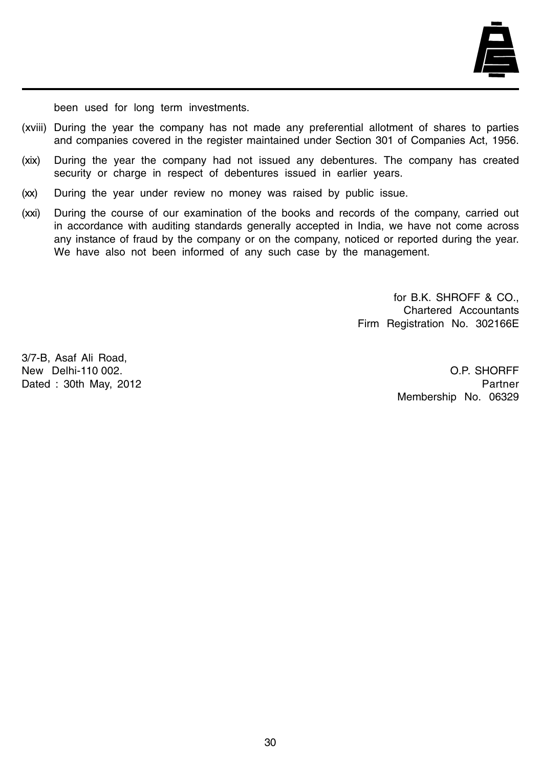been used for long term investments.

(xviii) During the year the company has not made any preferential allotment of shares to parties and companies covered in the register maintained under Section 301 of Companies Act, 1956.

(xix) During the year the company had not issued any debentures. The company has created security or charge in respect of debentures issued in earlier years.

(xx) During the year under review no money was raised by public issue.

(xxi) During the course of our examination of the books and records of the company, carried out in accordance with auditing standards generally accepted in India, we have not come across any instance of fraud by the company or on the company, noticed or reported during the year. We have also not been informed of any such case by the management.

for B.K. SHROFF & CO.,
Chartered Accountants
Firm Registration No. 302166E

3/7-B, Asaf Ali Road,
New Delhi-110 002.
Dated : 30th May, 2012

O.P. SHORFF
Partner
Membership No. 06329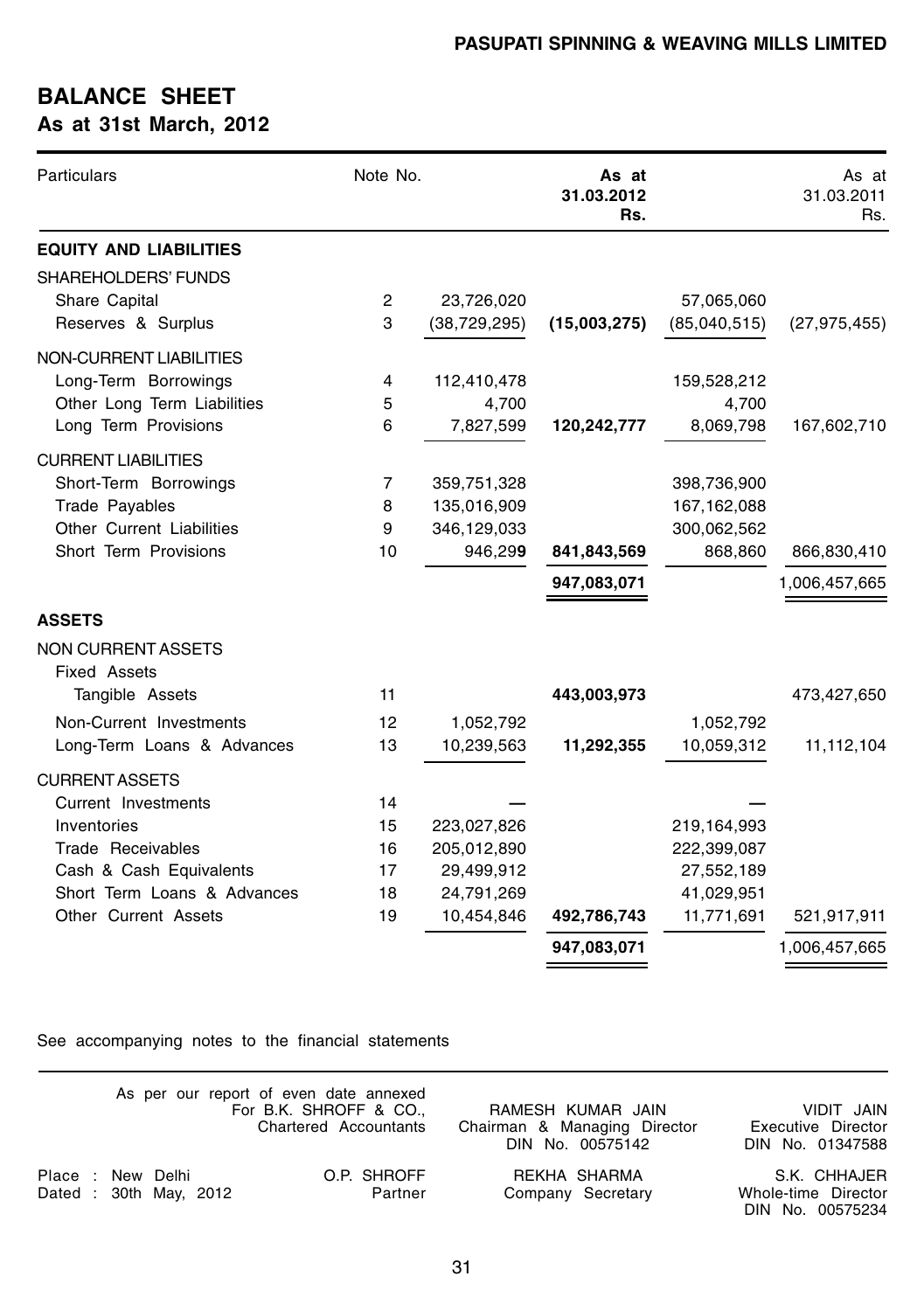# BALANCE SHEET
## As at 31st March, 2012

| Particulars | Note No. | | As at 31.03.2012 Rs. | | As at 31.03.2011 Rs. |
|---|---|---|---|---|---|
| **EQUITY AND LIABILITIES** | | | | | |
| SHAREHOLDERS' FUNDS | | | | | |
| Share Capital | 2 | 23,726,020 | | 57,065,060 | |
| Reserves & Surplus | 3 | (38,729,295) | **(15,003,275)** | (85,040,515) | (27,975,455) |
| NON-CURRENT LIABILITIES | | | | | |
| Long-Term Borrowings | 4 | 112,410,478 | | 159,528,212 | |
| Other Long Term Liabilities | 5 | 4,700 | | 4,700 | |
| Long Term Provisions | 6 | 7,827,599 | **120,242,777** | 8,069,798 | 167,602,710 |
| CURRENT LIABILITIES | | | | | |
| Short-Term Borrowings | 7 | 359,751,328 | | 398,736,900 | |
| Trade Payables | 8 | 135,016,909 | | 167,162,088 | |
| Other Current Liabilities | 9 | 346,129,033 | | 300,062,562 | |
| Short Term Provisions | 10 | 946,299 | **841,843,569** | 868,860 | 866,830,410 |
| | | | **947,083,071** | | 1,006,457,665 |
| **ASSETS** | | | | | |
| NON CURRENT ASSETS | | | | | |
| Fixed Assets | | | | | |
| Tangible Assets | 11 | | **443,003,973** | | 473,427,650 |
| Non-Current Investments | 12 | 1,052,792 | | 1,052,792 | |
| Long-Term Loans & Advances | 13 | 10,239,563 | **11,292,355** | 10,059,312 | 11,112,104 |
| CURRENT ASSETS | | | | | |
| Current Investments | 14 | — | | — | |
| Inventories | 15 | 223,027,826 | | 219,164,993 | |
| Trade Receivables | 16 | 205,012,890 | | 222,399,087 | |
| Cash & Cash Equivalents | 17 | 29,499,912 | | 27,552,189 | |
| Short Term Loans & Advances | 18 | 24,791,269 | | 41,029,951 | |
| Other Current Assets | 19 | 10,454,846 | **492,786,743** | 11,771,691 | 521,917,911 |
| | | | **947,083,071** | | 1,006,457,665 |

See accompanying notes to the financial statements

As per our report of even date annexed
For B.K. SHROFF & CO.,
Chartered Accountants

O.P. SHROFF
Partner

Place : New Delhi
Dated : 30th May, 2012

RAMESH KUMAR JAIN
Chairman & Managing Director
DIN No. 00575142

REKHA SHARMA
Company Secretary

VIDIT JAIN
Executive Director
DIN No. 01347588

S.K. CHHAJER
Whole-time Director
DIN No. 00575234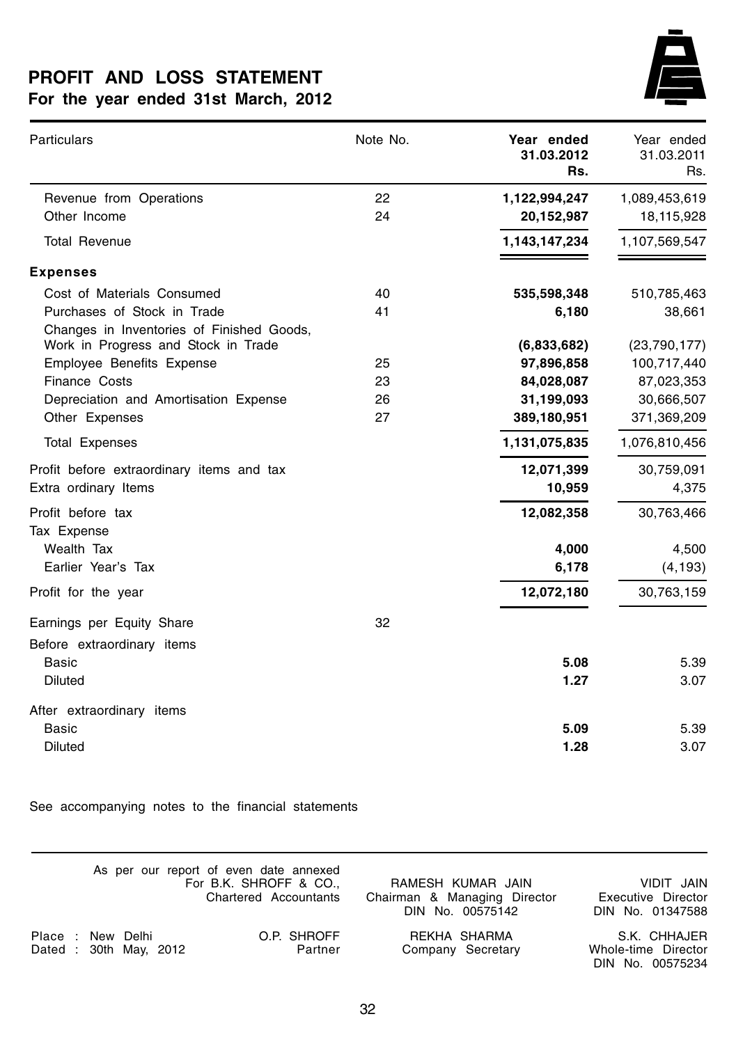# PROFIT AND LOSS STATEMENT
## For the year ended 31st March, 2012

| Particulars | Note No. | **Year ended 31.03.2012 Rs.** | Year ended 31.03.2011 Rs. |
|---|---|---|---|
| Revenue from Operations | 22 | **1,122,994,247** | 1,089,453,619 |
| Other Income | 24 | **20,152,987** | 18,115,928 |
| Total Revenue | | **1,143,147,234** | 1,107,569,547 |
| **Expenses** | | | |
| Cost of Materials Consumed | 40 | **535,598,348** | 510,785,463 |
| Purchases of Stock in Trade | 41 | **6,180** | 38,661 |
| Changes in Inventories of Finished Goods, Work in Progress and Stock in Trade | | **(6,833,682)** | (23,790,177) |
| Employee Benefits Expense | 25 | **97,896,858** | 100,717,440 |
| Finance Costs | 23 | **84,028,087** | 87,023,353 |
| Depreciation and Amortisation Expense | 26 | **31,199,093** | 30,666,507 |
| Other Expenses | 27 | **389,180,951** | 371,369,209 |
| Total Expenses | | **1,131,075,835** | 1,076,810,456 |
| Profit before extraordinary items and tax | | **12,071,399** | 30,759,091 |
| Extra ordinary Items | | **10,959** | 4,375 |
| Profit before tax | | **12,082,358** | 30,763,466 |
| Tax Expense | | | |
| Wealth Tax | | **4,000** | 4,500 |
| Earlier Year's Tax | | **6,178** | (4,193) |
| Profit for the year | | **12,072,180** | 30,763,159 |
| Earnings per Equity Share | 32 | | |
| Before extraordinary items | | | |
| Basic | | **5.08** | 5.39 |
| Diluted | | **1.27** | 3.07 |
| After extraordinary items | | | |
| Basic | | **5.09** | 5.39 |
| Diluted | | **1.28** | 3.07 |

See accompanying notes to the financial statements

As per our report of even date annexed
For B.K. SHROFF & CO.,
Chartered Accountants

O.P. SHROFF
Partner

Place : New Delhi
Dated : 30th May, 2012

RAMESH KUMAR JAIN
Chairman & Managing Director
DIN No. 00575142

REKHA SHARMA
Company Secretary

VIDIT JAIN
Executive Director
DIN No. 01347588

S.K. CHHAJER
Whole-time Director
DIN No. 00575234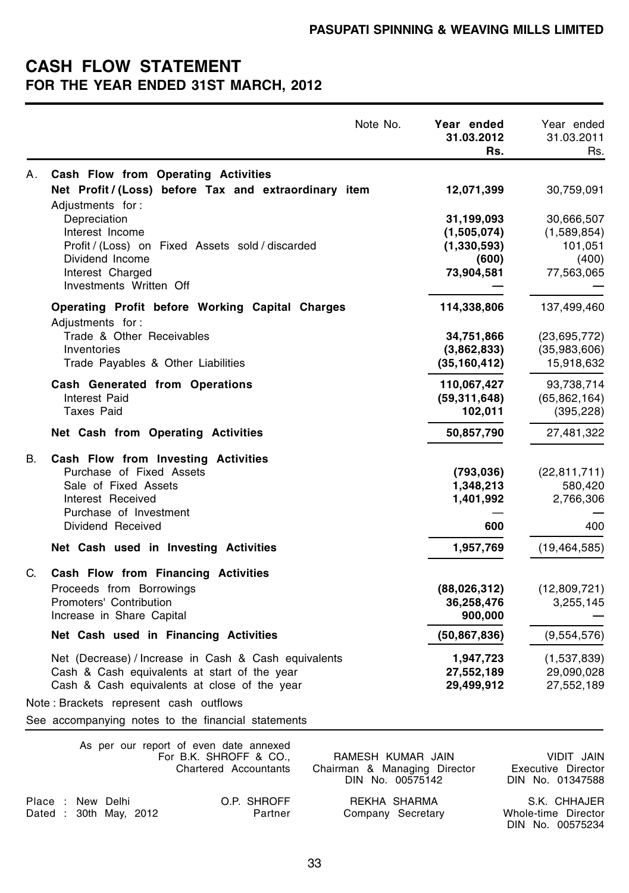# CASH FLOW STATEMENT
## FOR THE YEAR ENDED 31ST MARCH, 2012

| | | Note No. | Year ended 31.03.2012 Rs. | Year ended 31.03.2011 Rs. |
|---|---|---|---|---|
| A. | **Cash Flow from Operating Activities** | | | |
| | **Net Profit / (Loss) before Tax and extraordinary item** | | **12,071,399** | 30,759,091 |
| | Adjustments for : | | | |
| | Depreciation | | **31,199,093** | 30,666,507 |
| | Interest Income | | **(1,505,074)** | (1,589,854) |
| | Profit / (Loss) on Fixed Assets sold / discarded | | **(1,330,593)** | 101,051 |
| | Dividend Income | | **(600)** | (400) |
| | Interest Charged | | **73,904,581** | 77,563,065 |
| | Investments Written Off | | **—** | — |
| | **Operating Profit before Working Capital Charges** | | **114,338,806** | 137,499,460 |
| | Adjustments for : | | | |
| | Trade & Other Receivables | | **34,751,866** | (23,695,772) |
| | Inventories | | **(3,862,833)** | (35,983,606) |
| | Trade Payables & Other Liabilities | | **(35,160,412)** | 15,918,632 |
| | **Cash Generated from Operations** | | **110,067,427** | 93,738,714 |
| | Interest Paid | | **(59,311,648)** | (65,862,164) |
| | Taxes Paid | | **102,011** | (395,228) |
| | **Net Cash from Operating Activities** | | **50,857,790** | 27,481,322 |
| B. | **Cash Flow from Investing Activities** | | | |
| | Purchase of Fixed Assets | | **(793,036)** | (22,811,711) |
| | Sale of Fixed Assets | | **1,348,213** | 580,420 |
| | Interest Received | | **1,401,992** | 2,766,306 |
| | Purchase of Investment | | — | — |
| | Dividend Received | | **600** | 400 |
| | **Net Cash used in Investing Activities** | | **1,957,769** | (19,464,585) |
| C. | **Cash Flow from Financing Activities** | | | |
| | Proceeds from Borrowings | | **(88,026,312)** | (12,809,721) |
| | Promoters' Contribution | | **36,258,476** | 3,255,145 |
| | Increase in Share Capital | | **900,000** | — |
| | **Net Cash used in Financing Activities** | | **(50,867,836)** | (9,554,576) |
| | Net (Decrease) / Increase in Cash & Cash equivalents | | **1,947,723** | (1,537,839) |
| | Cash & Cash equivalents at start of the year | | **27,552,189** | 29,090,028 |
| | Cash & Cash equivalents at close of the year | | **29,499,912** | 27,552,189 |

Note : Brackets represent cash outflows

See accompanying notes to the financial statements

As per our report of even date annexed
For B.K. SHROFF & CO.,
Chartered Accountants

RAMESH KUMAR JAIN
Chairman & Managing Director
DIN No. 00575142

VIDIT JAIN
Executive Director
DIN No. 01347588

Place : New Delhi
Dated : 30th May, 2012

O.P. SHROFF
Partner

REKHA SHARMA
Company Secretary

S.K. CHHAJER
Whole-time Director
DIN No. 00575234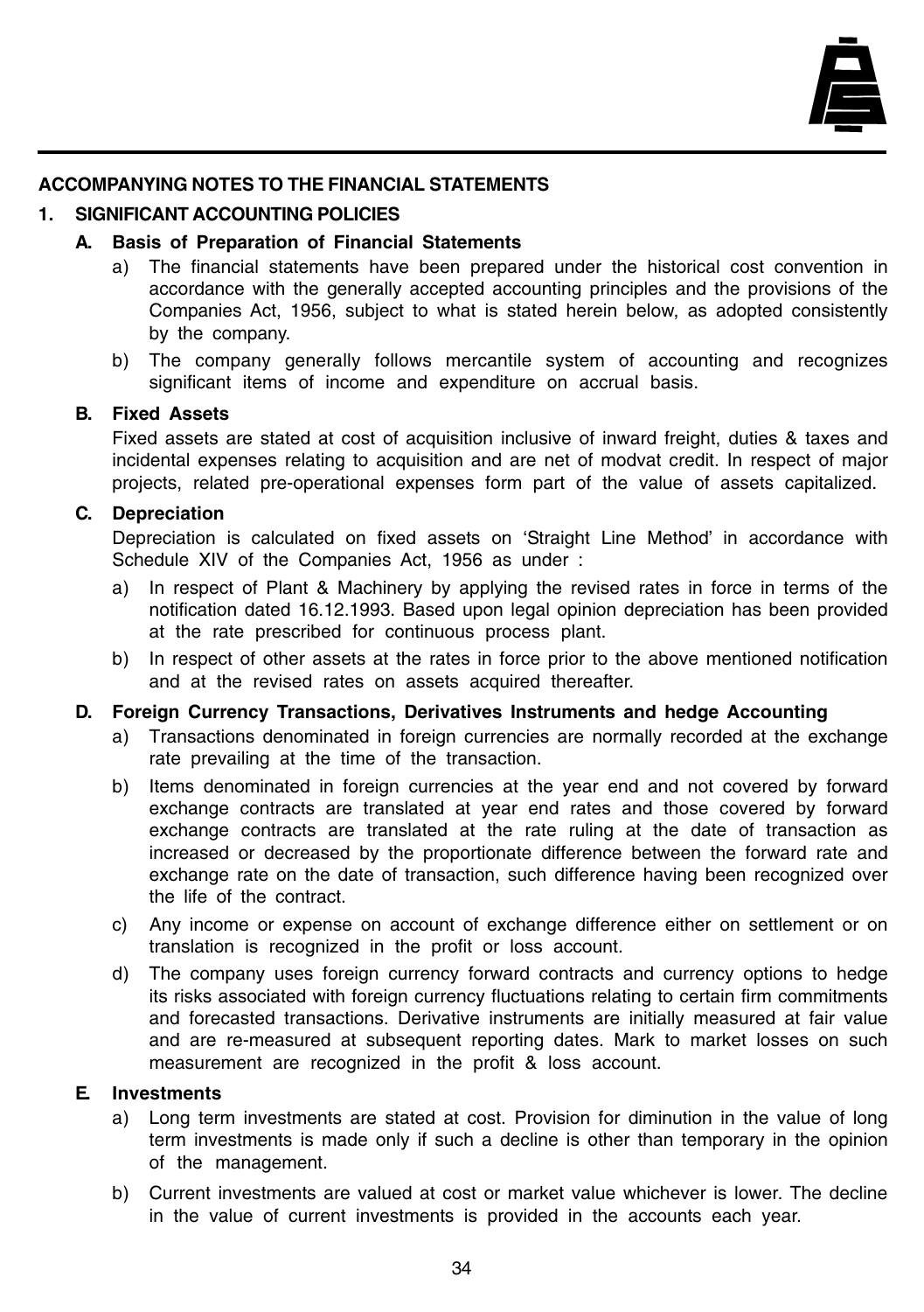## ACCOMPANYING NOTES TO THE FINANCIAL STATEMENTS

### 1. SIGNIFICANT ACCOUNTING POLICIES

#### A. Basis of Preparation of Financial Statements

a) The financial statements have been prepared under the historical cost convention in accordance with the generally accepted accounting principles and the provisions of the Companies Act, 1956, subject to what is stated herein below, as adopted consistently by the company.

b) The company generally follows mercantile system of accounting and recognizes significant items of income and expenditure on accrual basis.

#### B. Fixed Assets

Fixed assets are stated at cost of acquisition inclusive of inward freight, duties & taxes and incidental expenses relating to acquisition and are net of modvat credit. In respect of major projects, related pre-operational expenses form part of the value of assets capitalized.

#### C. Depreciation

Depreciation is calculated on fixed assets on 'Straight Line Method' in accordance with Schedule XIV of the Companies Act, 1956 as under :

a) In respect of Plant & Machinery by applying the revised rates in force in terms of the notification dated 16.12.1993. Based upon legal opinion depreciation has been provided at the rate prescribed for continuous process plant.

b) In respect of other assets at the rates in force prior to the above mentioned notification and at the revised rates on assets acquired thereafter.

#### D. Foreign Currency Transactions, Derivatives Instruments and hedge Accounting

a) Transactions denominated in foreign currencies are normally recorded at the exchange rate prevailing at the time of the transaction.

b) Items denominated in foreign currencies at the year end and not covered by forward exchange contracts are translated at year end rates and those covered by forward exchange contracts are translated at the rate ruling at the date of transaction as increased or decreased by the proportionate difference between the forward rate and exchange rate on the date of transaction, such difference having been recognized over the life of the contract.

c) Any income or expense on account of exchange difference either on settlement or on translation is recognized in the profit or loss account.

d) The company uses foreign currency forward contracts and currency options to hedge its risks associated with foreign currency fluctuations relating to certain firm commitments and forecasted transactions. Derivative instruments are initially measured at fair value and are re-measured at subsequent reporting dates. Mark to market losses on such measurement are recognized in the profit & loss account.

#### E. Investments

a) Long term investments are stated at cost. Provision for diminution in the value of long term investments is made only if such a decline is other than temporary in the opinion of the management.

b) Current investments are valued at cost or market value whichever is lower. The decline in the value of current investments is provided in the accounts each year.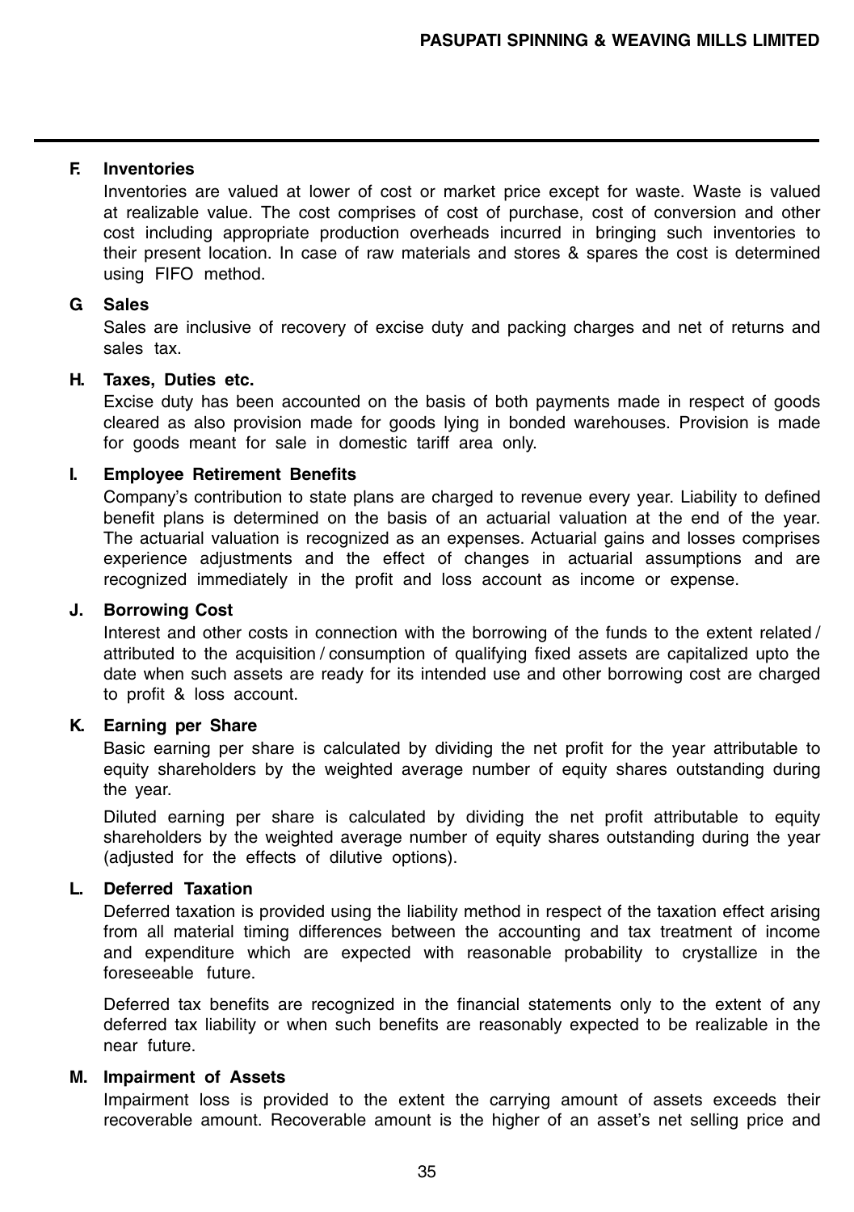**F. Inventories**

Inventories are valued at lower of cost or market price except for waste. Waste is valued at realizable value. The cost comprises of cost of purchase, cost of conversion and other cost including appropriate production overheads incurred in bringing such inventories to their present location. In case of raw materials and stores & spares the cost is determined using FIFO method.

**G Sales**

Sales are inclusive of recovery of excise duty and packing charges and net of returns and sales tax.

**H. Taxes, Duties etc.**

Excise duty has been accounted on the basis of both payments made in respect of goods cleared as also provision made for goods lying in bonded warehouses. Provision is made for goods meant for sale in domestic tariff area only.

**I. Employee Retirement Benefits**

Company's contribution to state plans are charged to revenue every year. Liability to defined benefit plans is determined on the basis of an actuarial valuation at the end of the year. The actuarial valuation is recognized as an expenses. Actuarial gains and losses comprises experience adjustments and the effect of changes in actuarial assumptions and are recognized immediately in the profit and loss account as income or expense.

**J. Borrowing Cost**

Interest and other costs in connection with the borrowing of the funds to the extent related / attributed to the acquisition / consumption of qualifying fixed assets are capitalized upto the date when such assets are ready for its intended use and other borrowing cost are charged to profit & loss account.

**K. Earning per Share**

Basic earning per share is calculated by dividing the net profit for the year attributable to equity shareholders by the weighted average number of equity shares outstanding during the year.

Diluted earning per share is calculated by dividing the net profit attributable to equity shareholders by the weighted average number of equity shares outstanding during the year (adjusted for the effects of dilutive options).

**L. Deferred Taxation**

Deferred taxation is provided using the liability method in respect of the taxation effect arising from all material timing differences between the accounting and tax treatment of income and expenditure which are expected with reasonable probability to crystallize in the foreseeable future.

Deferred tax benefits are recognized in the financial statements only to the extent of any deferred tax liability or when such benefits are reasonably expected to be realizable in the near future.

**M. Impairment of Assets**

Impairment loss is provided to the extent the carrying amount of assets exceeds their recoverable amount. Recoverable amount is the higher of an asset's net selling price and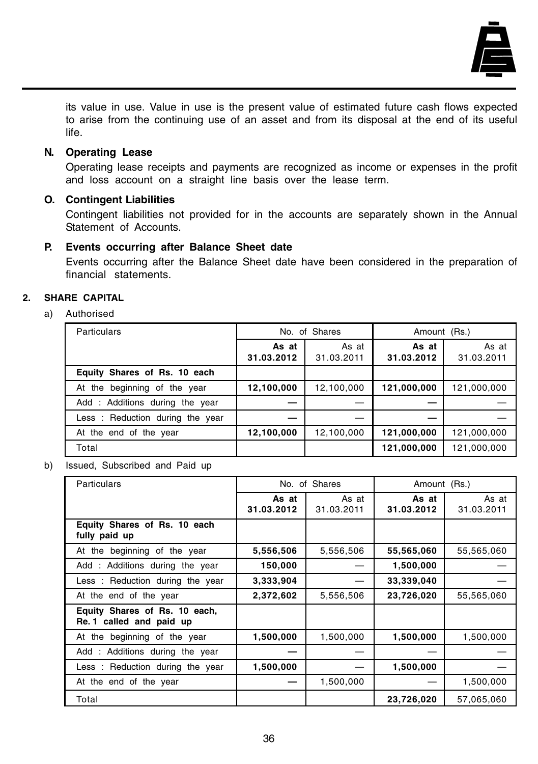its value in use. Value in use is the present value of estimated future cash flows expected to arise from the continuing use of an asset and from its disposal at the end of its useful life.

**N. Operating Lease**

Operating lease receipts and payments are recognized as income or expenses in the profit and loss account on a straight line basis over the lease term.

**O. Contingent Liabilities**

Contingent liabilities not provided for in the accounts are separately shown in the Annual Statement of Accounts.

**P. Events occurring after Balance Sheet date**

Events occurring after the Balance Sheet date have been considered in the preparation of financial statements.

## 2. SHARE CAPITAL

a) Authorised

| Particulars | No. of Shares | | Amount (Rs.) | |
|---|---|---|---|---|
| | **As at 31.03.2012** | As at 31.03.2011 | **As at 31.03.2012** | As at 31.03.2011 |
| **Equity Shares of Rs. 10 each** | | | | |
| At the beginning of the year | **12,100,000** | 12,100,000 | **121,000,000** | 121,000,000 |
| Add : Additions during the year | **—** | — | **—** | — |
| Less : Reduction during the year | **—** | — | **—** | — |
| At the end of the year | **12,100,000** | 12,100,000 | **121,000,000** | 121,000,000 |
| Total | | | **121,000,000** | 121,000,000 |

b) Issued, Subscribed and Paid up

| Particulars | No. of Shares | | Amount (Rs.) | |
|---|---|---|---|---|
| | **As at 31.03.2012** | As at 31.03.2011 | **As at 31.03.2012** | As at 31.03.2011 |
| **Equity Shares of Rs. 10 each fully paid up** | | | | |
| At the beginning of the year | **5,556,506** | 5,556,506 | **55,565,060** | 55,565,060 |
| Add : Additions during the year | **150,000** | — | **1,500,000** | — |
| Less : Reduction during the year | **3,333,904** | — | **33,339,040** | — |
| At the end of the year | **2,372,602** | 5,556,506 | **23,726,020** | 55,565,060 |
| **Equity Shares of Rs. 10 each, Re. 1 called and paid up** | | | | |
| At the beginning of the year | **1,500,000** | 1,500,000 | **1,500,000** | 1,500,000 |
| Add : Additions during the year | **—** | — | — | — |
| Less : Reduction during the year | **1,500,000** | — | **1,500,000** | — |
| At the end of the year | **—** | 1,500,000 | — | 1,500,000 |
| Total | | | **23,726,020** | 57,065,060 |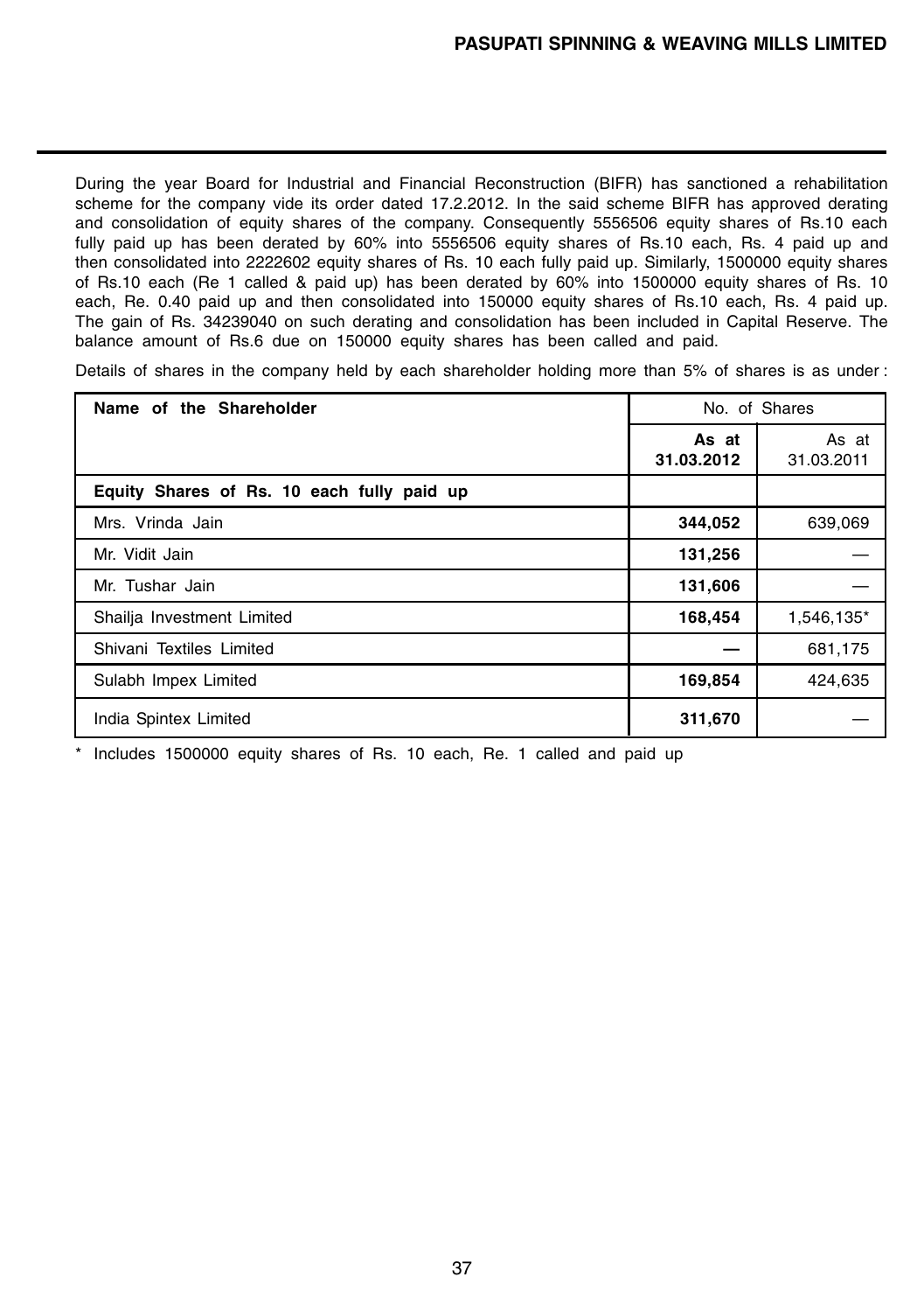During the year Board for Industrial and Financial Reconstruction (BIFR) has sanctioned a rehabilitation scheme for the company vide its order dated 17.2.2012. In the said scheme BIFR has approved derating and consolidation of equity shares of the company. Consequently 5556506 equity shares of Rs.10 each fully paid up has been derated by 60% into 5556506 equity shares of Rs.10 each, Rs. 4 paid up and then consolidated into 2222602 equity shares of Rs. 10 each fully paid up. Similarly, 1500000 equity shares of Rs.10 each (Re 1 called & paid up) has been derated by 60% into 1500000 equity shares of Rs. 10 each, Re. 0.40 paid up and then consolidated into 150000 equity shares of Rs.10 each, Rs. 4 paid up. The gain of Rs. 34239040 on such derating and consolidation has been included in Capital Reserve. The balance amount of Rs.6 due on 150000 equity shares has been called and paid.

Details of shares in the company held by each shareholder holding more than 5% of shares is as under :

| Name of the Shareholder | No. of Shares | |
|---|---|---|
| | **As at 31.03.2012** | As at 31.03.2011 |
| **Equity Shares of Rs. 10 each fully paid up** | | |
| Mrs. Vrinda Jain | **344,052** | 639,069 |
| Mr. Vidit Jain | **131,256** | — |
| Mr. Tushar Jain | **131,606** | — |
| Shailja Investment Limited | **168,454** | 1,546,135* |
| Shivani Textiles Limited | **—** | 681,175 |
| Sulabh Impex Limited | **169,854** | 424,635 |
| India Spintex Limited | **311,670** | — |

\* Includes 1500000 equity shares of Rs. 10 each, Re. 1 called and paid up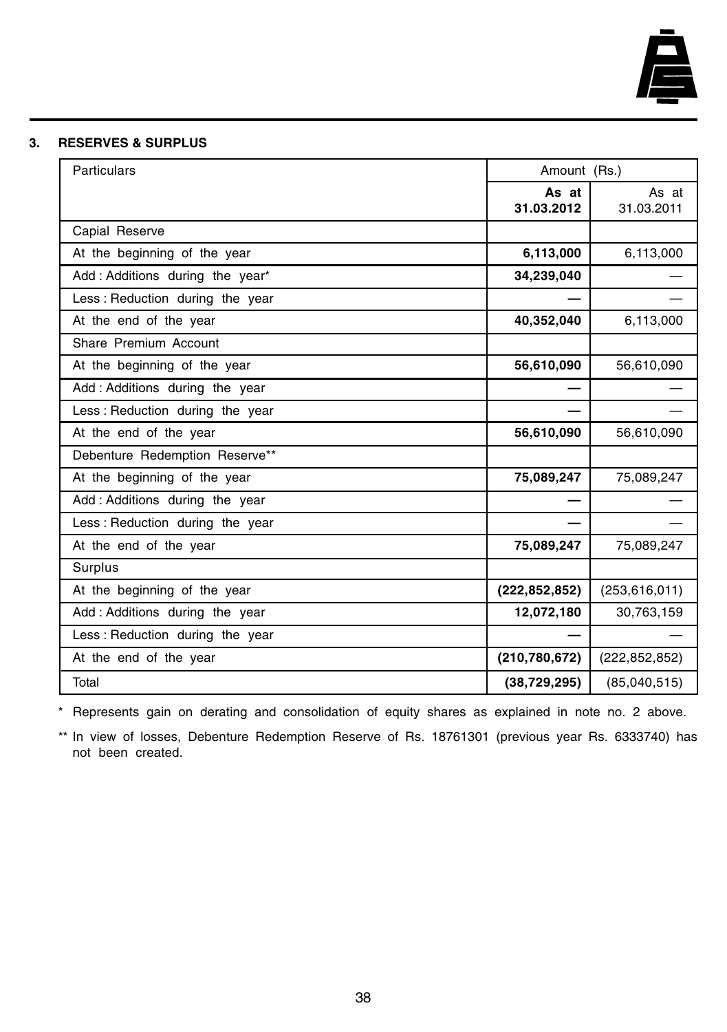### 3. RESERVES & SURPLUS

| Particulars | Amount (Rs.) | |
|---|---|---|
| | **As at 31.03.2012** | As at 31.03.2011 |
| Capial Reserve | | |
| At the beginning of the year | **6,113,000** | 6,113,000 |
| Add : Additions during the year* | **34,239,040** | — |
| Less : Reduction during the year | **—** | — |
| At the end of the year | **40,352,040** | 6,113,000 |
| Share Premium Account | | |
| At the beginning of the year | **56,610,090** | 56,610,090 |
| Add : Additions during the year | **—** | — |
| Less : Reduction during the year | **—** | — |
| At the end of the year | **56,610,090** | 56,610,090 |
| Debenture Redemption Reserve** | | |
| At the beginning of the year | **75,089,247** | 75,089,247 |
| Add : Additions during the year | **—** | — |
| Less : Reduction during the year | **—** | — |
| At the end of the year | **75,089,247** | 75,089,247 |
| Surplus | | |
| At the beginning of the year | **(222,852,852)** | (253,616,011) |
| Add : Additions during the year | **12,072,180** | 30,763,159 |
| Less : Reduction during the year | **—** | — |
| At the end of the year | **(210,780,672)** | (222,852,852) |
| Total | **(38,729,295)** | (85,040,515) |

\* Represents gain on derating and consolidation of equity shares as explained in note no. 2 above.

** In view of losses, Debenture Redemption Reserve of Rs. 18761301 (previous year Rs. 6333740) has not been created.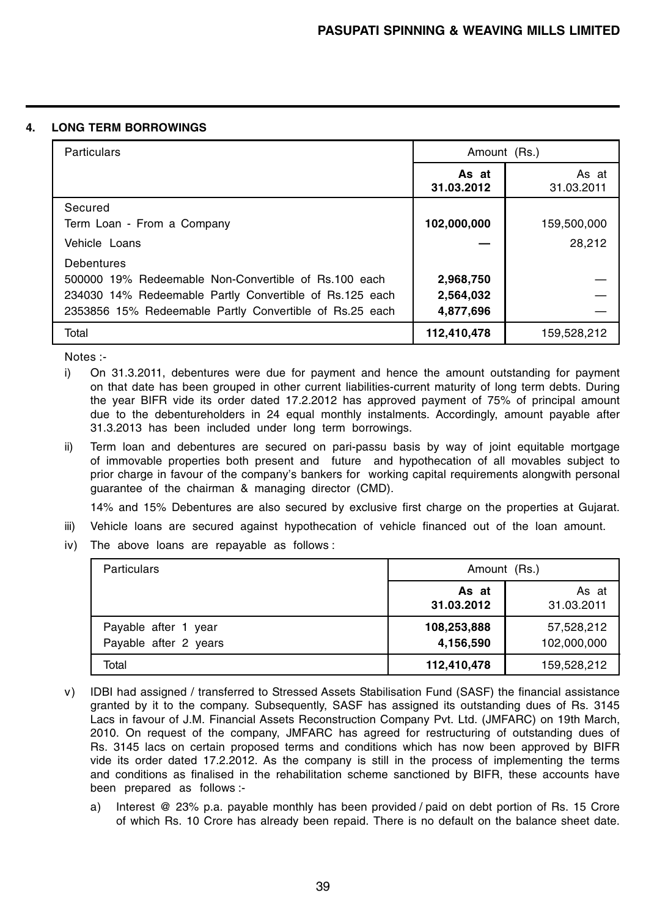## 4. LONG TERM BORROWINGS

| Particulars | Amount (Rs.) | |
|---|---|---|
| | **As at 31.03.2012** | As at 31.03.2011 |
| Secured | | |
| Term Loan - From a Company | **102,000,000** | 159,500,000 |
| Vehicle Loans | **—** | 28,212 |
| Debentures | | |
| 500000 19% Redeemable Non-Convertible of Rs.100 each | **2,968,750** | — |
| 234030 14% Redeemable Partly Convertible of Rs.125 each | **2,564,032** | — |
| 2353856 15% Redeemable Partly Convertible of Rs.25 each | **4,877,696** | — |
| Total | **112,410,478** | 159,528,212 |

Notes :-

i) On 31.3.2011, debentures were due for payment and hence the amount outstanding for payment on that date has been grouped in other current liabilities-current maturity of long term debts. During the year BIFR vide its order dated 17.2.2012 has approved payment of 75% of principal amount due to the debentureholders in 24 equal monthly instalments. Accordingly, amount payable after 31.3.2013 has been included under long term borrowings.

ii) Term loan and debentures are secured on pari-passu basis by way of joint equitable mortgage of immovable properties both present and future and hypothecation of all movables subject to prior charge in favour of the company's bankers for working capital requirements alongwith personal guarantee of the chairman & managing director (CMD).

   14% and 15% Debentures are also secured by exclusive first charge on the properties at Gujarat.

iii) Vehicle loans are secured against hypothecation of vehicle financed out of the loan amount.

iv) The above loans are repayable as follows :

| Particulars | Amount (Rs.) | |
|---|---|---|
| | **As at 31.03.2012** | As at 31.03.2011 |
| Payable after 1 year | **108,253,888** | 57,528,212 |
| Payable after 2 years | **4,156,590** | 102,000,000 |
| Total | **112,410,478** | 159,528,212 |

v) IDBI had assigned / transferred to Stressed Assets Stabilisation Fund (SASF) the financial assistance granted by it to the company. Subsequently, SASF has assigned its outstanding dues of Rs. 3145 Lacs in favour of J.M. Financial Assets Reconstruction Company Pvt. Ltd. (JMFARC) on 19th March, 2010. On request of the company, JMFARC has agreed for restructuring of outstanding dues of Rs. 3145 lacs on certain proposed terms and conditions which has now been approved by BIFR vide its order dated 17.2.2012. As the company is still in the process of implementing the terms and conditions as finalised in the rehabilitation scheme sanctioned by BIFR, these accounts have been prepared as follows :-

   a) Interest @ 23% p.a. payable monthly has been provided / paid on debt portion of Rs. 15 Crore of which Rs. 10 Crore has already been repaid. There is no default on the balance sheet date.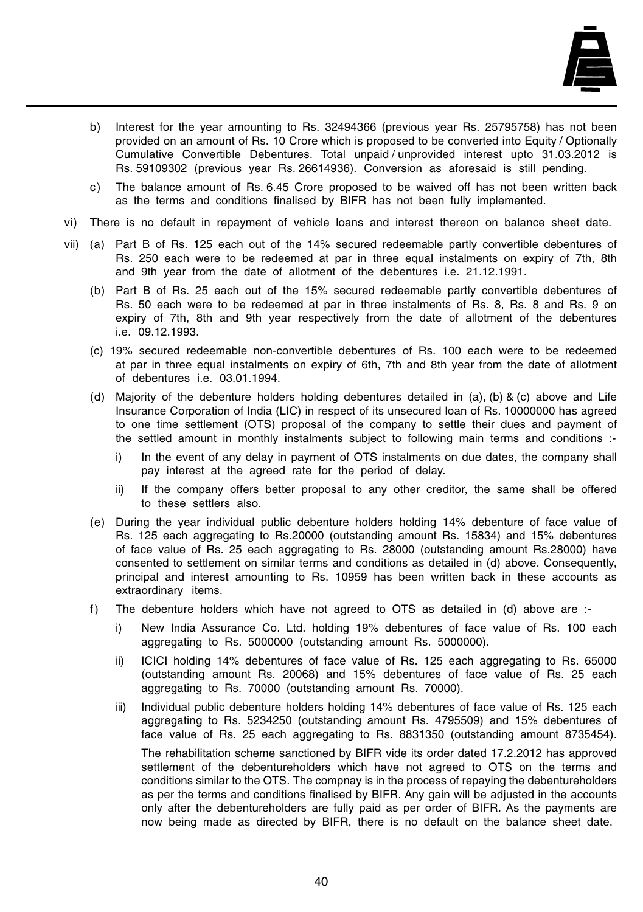b) Interest for the year amounting to Rs. 32494366 (previous year Rs. 25795758) has not been provided on an amount of Rs. 10 Crore which is proposed to be converted into Equity / Optionally Cumulative Convertible Debentures. Total unpaid / unprovided interest upto 31.03.2012 is Rs. 59109302 (previous year Rs. 26614936). Conversion as aforesaid is still pending.

c) The balance amount of Rs. 6.45 Crore proposed to be waived off has not been written back as the terms and conditions finalised by BIFR has not been fully implemented.

vi) There is no default in repayment of vehicle loans and interest thereon on balance sheet date.

vii) (a) Part B of Rs. 125 each out of the 14% secured redeemable partly convertible debentures of Rs. 250 each were to be redeemed at par in three equal instalments on expiry of 7th, 8th and 9th year from the date of allotment of the debentures i.e. 21.12.1991.

(b) Part B of Rs. 25 each out of the 15% secured redeemable partly convertible debentures of Rs. 50 each were to be redeemed at par in three instalments of Rs. 8, Rs. 8 and Rs. 9 on expiry of 7th, 8th and 9th year respectively from the date of allotment of the debentures i.e. 09.12.1993.

(c) 19% secured redeemable non-convertible debentures of Rs. 100 each were to be redeemed at par in three equal instalments on expiry of 6th, 7th and 8th year from the date of allotment of debentures i.e. 03.01.1994.

(d) Majority of the debenture holders holding debentures detailed in (a), (b) & (c) above and Life Insurance Corporation of India (LIC) in respect of its unsecured loan of Rs. 10000000 has agreed to one time settlement (OTS) proposal of the company to settle their dues and payment of the settled amount in monthly instalments subject to following main terms and conditions :-

i) In the event of any delay in payment of OTS instalments on due dates, the company shall pay interest at the agreed rate for the period of delay.

ii) If the company offers better proposal to any other creditor, the same shall be offered to these settlers also.

(e) During the year individual public debenture holders holding 14% debenture of face value of Rs. 125 each aggregating to Rs.20000 (outstanding amount Rs. 15834) and 15% debentures of face value of Rs. 25 each aggregating to Rs. 28000 (outstanding amount Rs.28000) have consented to settlement on similar terms and conditions as detailed in (d) above. Consequently, principal and interest amounting to Rs. 10959 has been written back in these accounts as extraordinary items.

f) The debenture holders which have not agreed to OTS as detailed in (d) above are :-

i) New India Assurance Co. Ltd. holding 19% debentures of face value of Rs. 100 each aggregating to Rs. 5000000 (outstanding amount Rs. 5000000).

ii) ICICI holding 14% debentures of face value of Rs. 125 each aggregating to Rs. 65000 (outstanding amount Rs. 20068) and 15% debentures of face value of Rs. 25 each aggregating to Rs. 70000 (outstanding amount Rs. 70000).

iii) Individual public debenture holders holding 14% debentures of face value of Rs. 125 each aggregating to Rs. 5234250 (outstanding amount Rs. 4795509) and 15% debentures of face value of Rs. 25 each aggregating to Rs. 8831350 (outstanding amount 8735454).

The rehabilitation scheme sanctioned by BIFR vide its order dated 17.2.2012 has approved settlement of the debentureholders which have not agreed to OTS on the terms and conditions similar to the OTS. The compnay is in the process of repaying the debentureholders as per the terms and conditions finalised by BIFR. Any gain will be adjusted in the accounts only after the debentureholders are fully paid as per order of BIFR. As the payments are now being made as directed by BIFR, there is no default on the balance sheet date.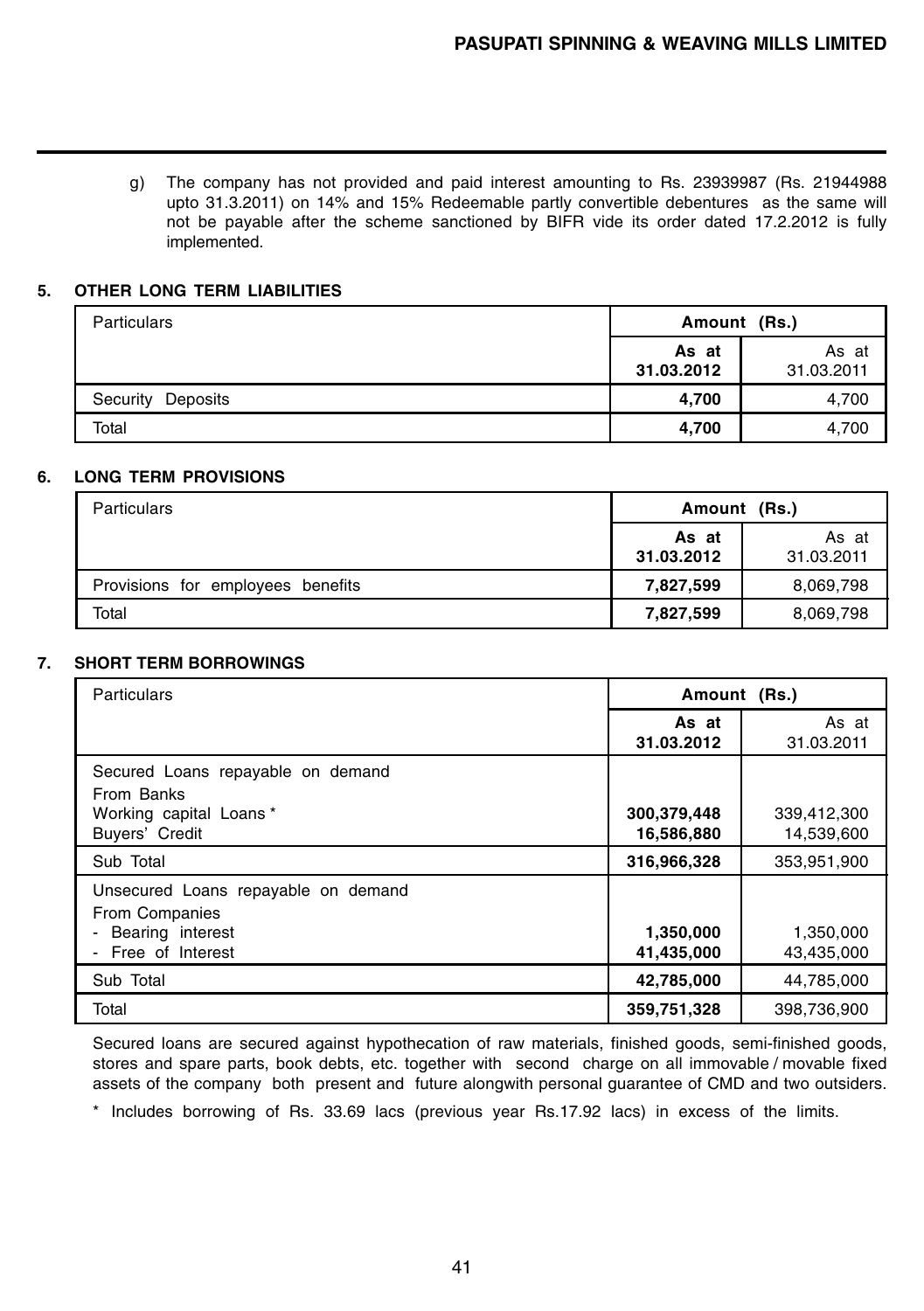g) The company has not provided and paid interest amounting to Rs. 23939987 (Rs. 21944988 upto 31.3.2011) on 14% and 15% Redeemable partly convertible debentures as the same will not be payable after the scheme sanctioned by BIFR vide its order dated 17.2.2012 is fully implemented.

## 5. OTHER LONG TERM LIABILITIES

| Particulars | Amount (Rs.) | |
|---|---|---|
| | **As at 31.03.2012** | As at 31.03.2011 |
| Security Deposits | **4,700** | 4,700 |
| Total | **4,700** | 4,700 |

## 6. LONG TERM PROVISIONS

| Particulars | Amount (Rs.) | |
|---|---|---|
| | **As at 31.03.2012** | As at 31.03.2011 |
| Provisions for employees benefits | **7,827,599** | 8,069,798 |
| Total | **7,827,599** | 8,069,798 |

## 7. SHORT TERM BORROWINGS

| Particulars | Amount (Rs.) | |
|---|---|---|
| | **As at 31.03.2012** | As at 31.03.2011 |
| Secured Loans repayable on demand | | |
| From Banks | | |
| Working capital Loans * | **300,379,448** | 339,412,300 |
| Buyers' Credit | **16,586,880** | 14,539,600 |
| Sub Total | **316,966,328** | 353,951,900 |
| Unsecured Loans repayable on demand | | |
| From Companies | | |
| - Bearing interest | **1,350,000** | 1,350,000 |
| - Free of Interest | **41,435,000** | 43,435,000 |
| Sub Total | **42,785,000** | 44,785,000 |
| Total | **359,751,328** | 398,736,900 |

Secured loans are secured against hypothecation of raw materials, finished goods, semi-finished goods, stores and spare parts, book debts, etc. together with second charge on all immovable / movable fixed assets of the company both present and future alongwith personal guarantee of CMD and two outsiders.

* Includes borrowing of Rs. 33.69 lacs (previous year Rs.17.92 lacs) in excess of the limits.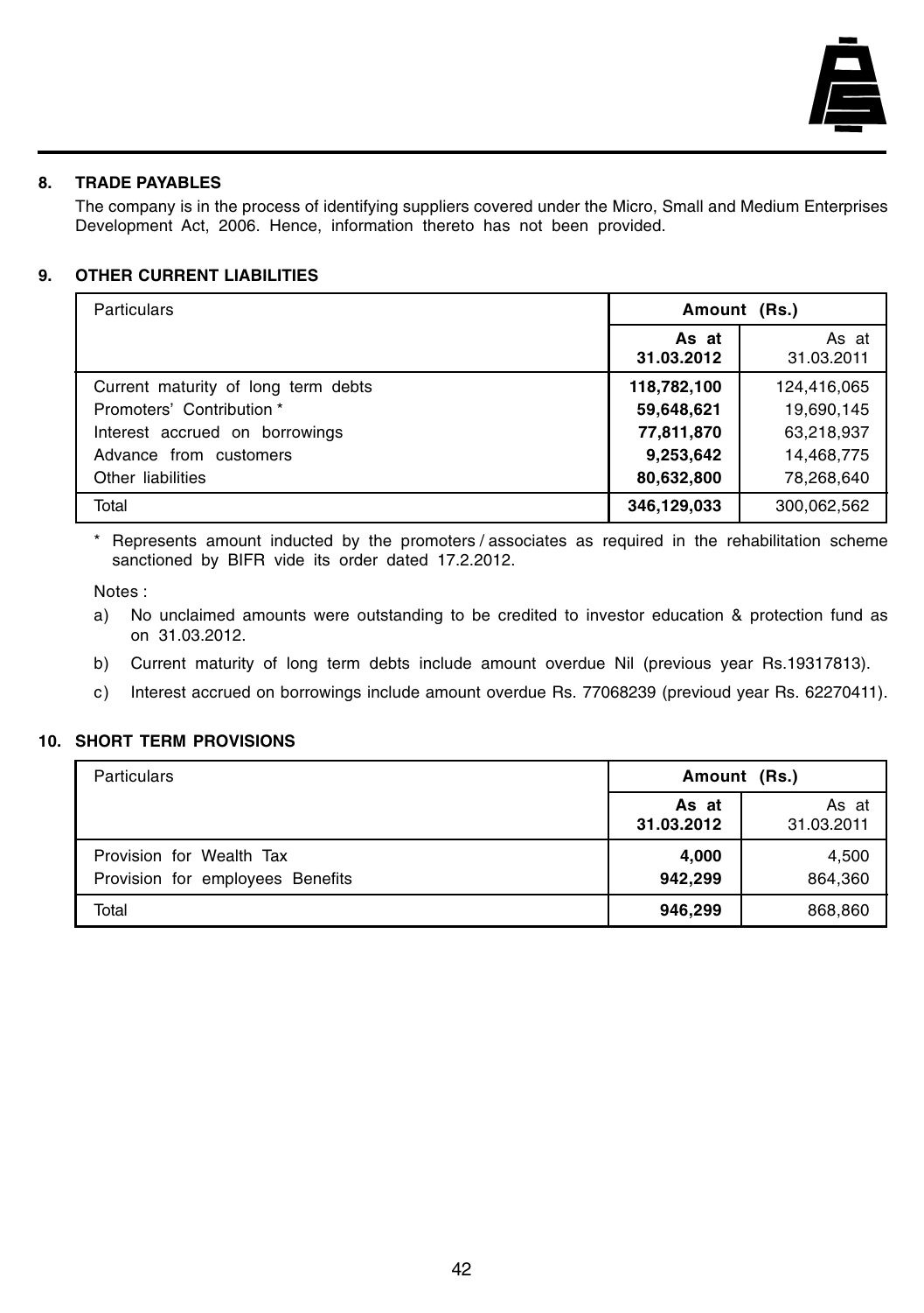## 8. TRADE PAYABLES

The company is in the process of identifying suppliers covered under the Micro, Small and Medium Enterprises Development Act, 2006. Hence, information thereto has not been provided.

## 9. OTHER CURRENT LIABILITIES

| Particulars | Amount (Rs.) | |
|---|---|---|
| | **As at 31.03.2012** | As at 31.03.2011 |
| Current maturity of long term debts | **118,782,100** | 124,416,065 |
| Promoters' Contribution * | **59,648,621** | 19,690,145 |
| Interest accrued on borrowings | **77,811,870** | 63,218,937 |
| Advance from customers | **9,253,642** | 14,468,775 |
| Other liabilities | **80,632,800** | 78,268,640 |
| Total | **346,129,033** | 300,062,562 |

\* Represents amount inducted by the promoters / associates as required in the rehabilitation scheme sanctioned by BIFR vide its order dated 17.2.2012.

Notes :

a) No unclaimed amounts were outstanding to be credited to investor education & protection fund as on 31.03.2012.

b) Current maturity of long term debts include amount overdue Nil (previous year Rs.19317813).

c) Interest accrued on borrowings include amount overdue Rs. 77068239 (previoud year Rs. 62270411).

## 10. SHORT TERM PROVISIONS

| Particulars | Amount (Rs.) | |
|---|---|---|
| | **As at 31.03.2012** | As at 31.03.2011 |
| Provision for Wealth Tax | **4,000** | 4,500 |
| Provision for employees Benefits | **942,299** | 864,360 |
| Total | **946,299** | 868,860 |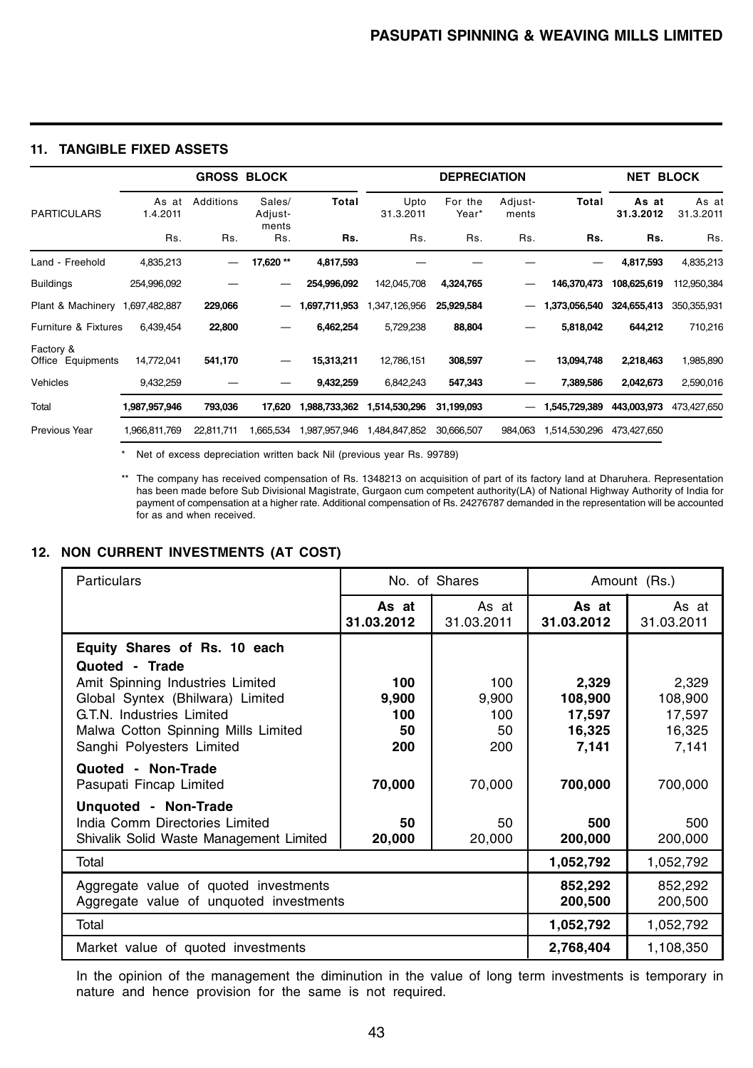## 11. TANGIBLE FIXED ASSETS

| PARTICULARS | GROSS BLOCK | | | | DEPRECIATION | | | | NET BLOCK | |
|---|---|---|---|---|---|---|---|---|---|---|
| | As at 1.4.2011 | Additions | Sales/ Adjust- ments | Total | Upto 31.3.2011 | For the Year* | Adjust- ments | Total | As at 31.3.2012 | As at 31.3.2011 |
| | Rs. | Rs. | Rs. | Rs. | Rs. | Rs. | Rs. | Rs. | Rs. | Rs. |
| Land - Freehold | 4,835,213 | — | 17,620 ** | 4,817,593 | — | — | — | — | 4,817,593 | 4,835,213 |
| Buildings | 254,996,092 | — | — | 254,996,092 | 142,045,708 | 4,324,765 | — | 146,370,473 | 108,625,619 | 112,950,384 |
| Plant & Machinery | 1,697,482,887 | 229,066 | — | 1,697,711,953 | 1,347,126,956 | 25,929,584 | — | 1,373,056,540 | 324,655,413 | 350,355,931 |
| Furniture & Fixtures | 6,439,454 | 22,800 | — | 6,462,254 | 5,729,238 | 88,804 | — | 5,818,042 | 644,212 | 710,216 |
| Factory & Office Equipments | 14,772,041 | 541,170 | — | 15,313,211 | 12,786,151 | 308,597 | — | 13,094,748 | 2,218,463 | 1,985,890 |
| Vehicles | 9,432,259 | — | — | 9,432,259 | 6,842,243 | 547,343 | — | 7,389,586 | 2,042,673 | 2,590,016 |
| Total | 1,987,957,946 | 793,036 | 17,620 | 1,988,733,362 | 1,514,530,296 | 31,199,093 | — | 1,545,729,389 | 443,003,973 | 473,427,650 |
| Previous Year | 1,966,811,769 | 22,811,711 | 1,665,534 | 1,987,957,946 | 1,484,847,852 | 30,666,507 | 984,063 | 1,514,530,296 | 473,427,650 | |

\* Net of excess depreciation written back Nil (previous year Rs. 99789)

\*\* The company has received compensation of Rs. 1348213 on acquisition of part of its factory land at Dharuhera. Representation has been made before Sub Divisional Magistrate, Gurgaon cum competent authority(LA) of National Highway Authority of India for payment of compensation at a higher rate. Additional compensation of Rs. 24276787 demanded in the representation will be accounted for as and when received.

## 12. NON CURRENT INVESTMENTS (AT COST)

| Particulars | No. of Shares | | Amount (Rs.) | |
|---|---|---|---|---|
| | **As at 31.03.2012** | As at 31.03.2011 | **As at 31.03.2012** | As at 31.03.2011 |
| **Equity Shares of Rs. 10 each** | | | | |
| **Quoted - Trade** | | | | |
| Amit Spinning Industries Limited | **100** | 100 | **2,329** | 2,329 |
| Global Syntex (Bhilwara) Limited | **9,900** | 9,900 | **108,900** | 108,900 |
| G.T.N. Industries Limited | **100** | 100 | **17,597** | 17,597 |
| Malwa Cotton Spinning Mills Limited | **50** | 50 | **16,325** | 16,325 |
| Sanghi Polyesters Limited | **200** | 200 | **7,141** | 7,141 |
| **Quoted - Non-Trade** | | | | |
| Pasupati Fincap Limited | **70,000** | 70,000 | **700,000** | 700,000 |
| **Unquoted - Non-Trade** | | | | |
| India Comm Directories Limited | **50** | 50 | **500** | 500 |
| Shivalik Solid Waste Management Limited | **20,000** | 20,000 | **200,000** | 200,000 |
| Total | | | **1,052,792** | 1,052,792 |
| Aggregate value of quoted investments | | | **852,292** | 852,292 |
| Aggregate value of unquoted investments | | | **200,500** | 200,500 |
| Total | | | **1,052,792** | 1,052,792 |
| Market value of quoted investments | | | **2,768,404** | 1,108,350 |

In the opinion of the management the diminution in the value of long term investments is temporary in nature and hence provision for the same is not required.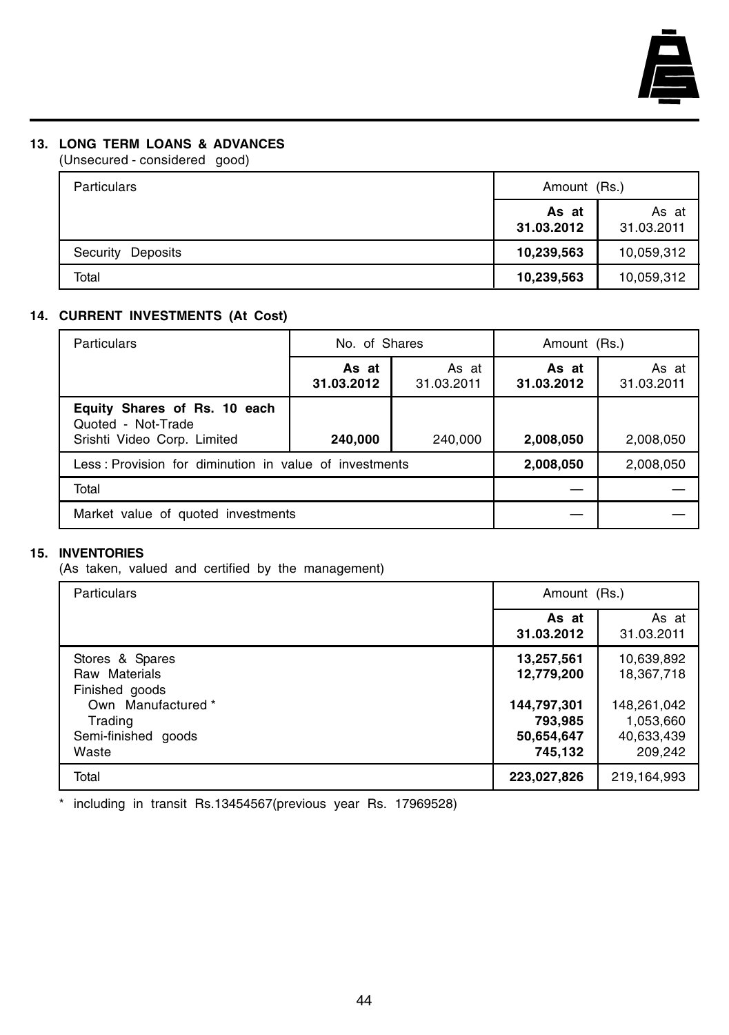## 13. LONG TERM LOANS & ADVANCES

(Unsecured - considered good)

| Particulars | Amount (Rs.) | |
|---|---|---|
| | **As at 31.03.2012** | As at 31.03.2011 |
| Security Deposits | **10,239,563** | 10,059,312 |
| Total | **10,239,563** | 10,059,312 |

## 14. CURRENT INVESTMENTS (At Cost)

| Particulars | No. of Shares | | Amount (Rs.) | |
|---|---|---|---|---|
| | **As at 31.03.2012** | As at 31.03.2011 | **As at 31.03.2012** | As at 31.03.2011 |
| **Equity Shares of Rs. 10 each** Quoted - Not-Trade Srishti Video Corp. Limited | **240,000** | 240,000 | **2,008,050** | 2,008,050 |
| Less : Provision for diminution in value of investments | | | **2,008,050** | 2,008,050 |
| Total | | | — | — |
| Market value of quoted investments | | | — | — |

## 15. INVENTORIES

(As taken, valued and certified by the management)

| Particulars | Amount (Rs.) | |
|---|---|---|
| | **As at 31.03.2012** | As at 31.03.2011 |
| Stores & Spares | **13,257,561** | 10,639,892 |
| Raw Materials | **12,779,200** | 18,367,718 |
| Finished goods | | |
| Own Manufactured * | **144,797,301** | 148,261,042 |
| Trading | **793,985** | 1,053,660 |
| Semi-finished goods | **50,654,647** | 40,633,439 |
| Waste | **745,132** | 209,242 |
| Total | **223,027,826** | 219,164,993 |

\* including in transit Rs.13454567(previous year Rs. 17969528)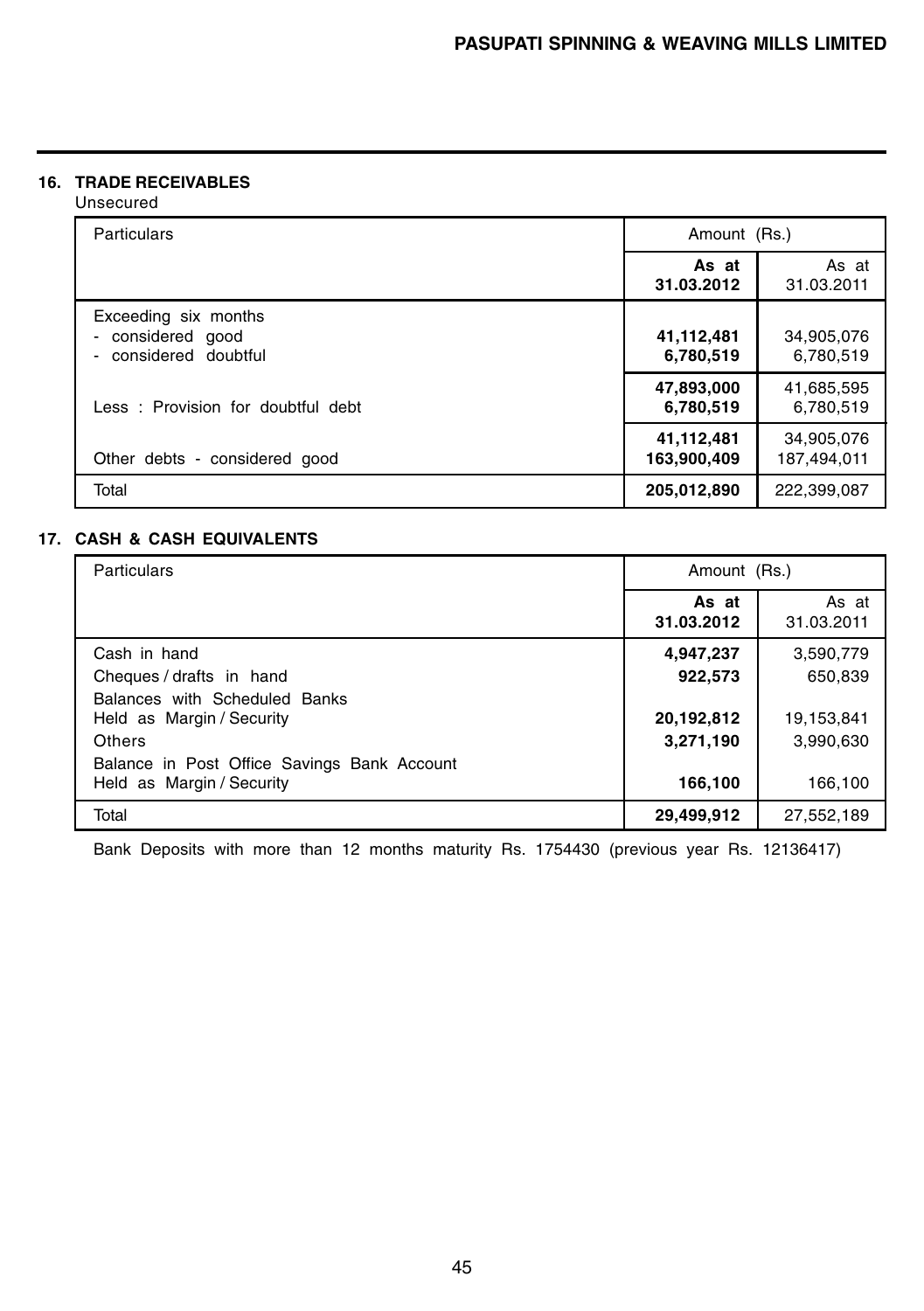## 16. TRADE RECEIVABLES

Unsecured

| Particulars | Amount (Rs.) | |
|---|---|---|
| | **As at 31.03.2012** | As at 31.03.2011 |
| Exceeding six months | | |
| - considered good | **41,112,481** | 34,905,076 |
| - considered doubtful | **6,780,519** | 6,780,519 |
| | **47,893,000** | 41,685,595 |
| Less : Provision for doubtful debt | **6,780,519** | 6,780,519 |
| | **41,112,481** | 34,905,076 |
| Other debts - considered good | **163,900,409** | 187,494,011 |
| Total | **205,012,890** | 222,399,087 |

## 17. CASH & CASH EQUIVALENTS

| Particulars | Amount (Rs.) | |
|---|---|---|
| | **As at 31.03.2012** | As at 31.03.2011 |
| Cash in hand | **4,947,237** | 3,590,779 |
| Cheques / drafts in hand | **922,573** | 650,839 |
| Balances with Scheduled Banks | | |
| Held as Margin / Security | **20,192,812** | 19,153,841 |
| Others | **3,271,190** | 3,990,630 |
| Balance in Post Office Savings Bank Account | | |
| Held as Margin / Security | **166,100** | 166,100 |
| Total | **29,499,912** | 27,552,189 |

Bank Deposits with more than 12 months maturity Rs. 1754430 (previous year Rs. 12136417)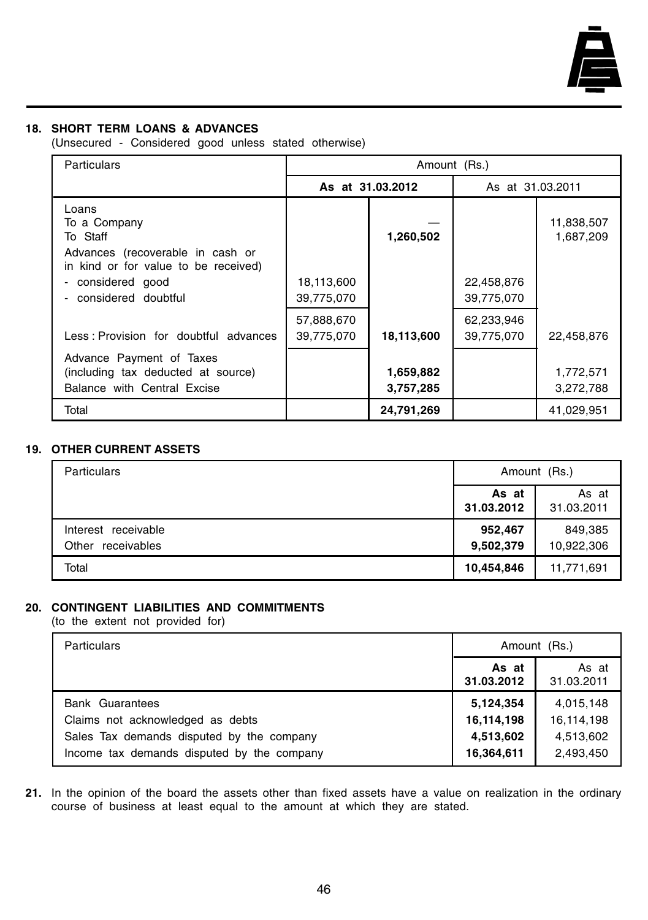## 18. SHORT TERM LOANS & ADVANCES

(Unsecured - Considered good unless stated otherwise)

| Particulars | Amount (Rs.) | | | |
|---|---|---|---|---|
| | **As at 31.03.2012** | | As at 31.03.2011 | |
| Loans | | | | |
| To a Company | | — | | 11,838,507 |
| To Staff | | **1,260,502** | | 1,687,209 |
| Advances (recoverable in cash or in kind or for value to be received) | | | | |
| - considered good | 18,113,600 | | 22,458,876 | |
| - considered doubtful | 39,775,070 | | 39,775,070 | |
| | 57,888,670 | | 62,233,946 | |
| Less : Provision for doubtful advances | 39,775,070 | **18,113,600** | 39,775,070 | 22,458,876 |
| Advance Payment of Taxes (including tax deducted at source) | | **1,659,882** | | 1,772,571 |
| Balance with Central Excise | | **3,757,285** | | 3,272,788 |
| Total | | **24,791,269** | | 41,029,951 |

## 19. OTHER CURRENT ASSETS

| Particulars | Amount (Rs.) | |
|---|---|---|
| | **As at 31.03.2012** | As at 31.03.2011 |
| Interest receivable | **952,467** | 849,385 |
| Other receivables | **9,502,379** | 10,922,306 |
| Total | **10,454,846** | 11,771,691 |

## 20. CONTINGENT LIABILITIES AND COMMITMENTS

(to the extent not provided for)

| Particulars | Amount (Rs.) | |
|---|---|---|
| | **As at 31.03.2012** | As at 31.03.2011 |
| Bank Guarantees | **5,124,354** | 4,015,148 |
| Claims not acknowledged as debts | **16,114,198** | 16,114,198 |
| Sales Tax demands disputed by the company | **4,513,602** | 4,513,602 |
| Income tax demands disputed by the company | **16,364,611** | 2,493,450 |

**21.** In the opinion of the board the assets other than fixed assets have a value on realization in the ordinary course of business at least equal to the amount at which they are stated.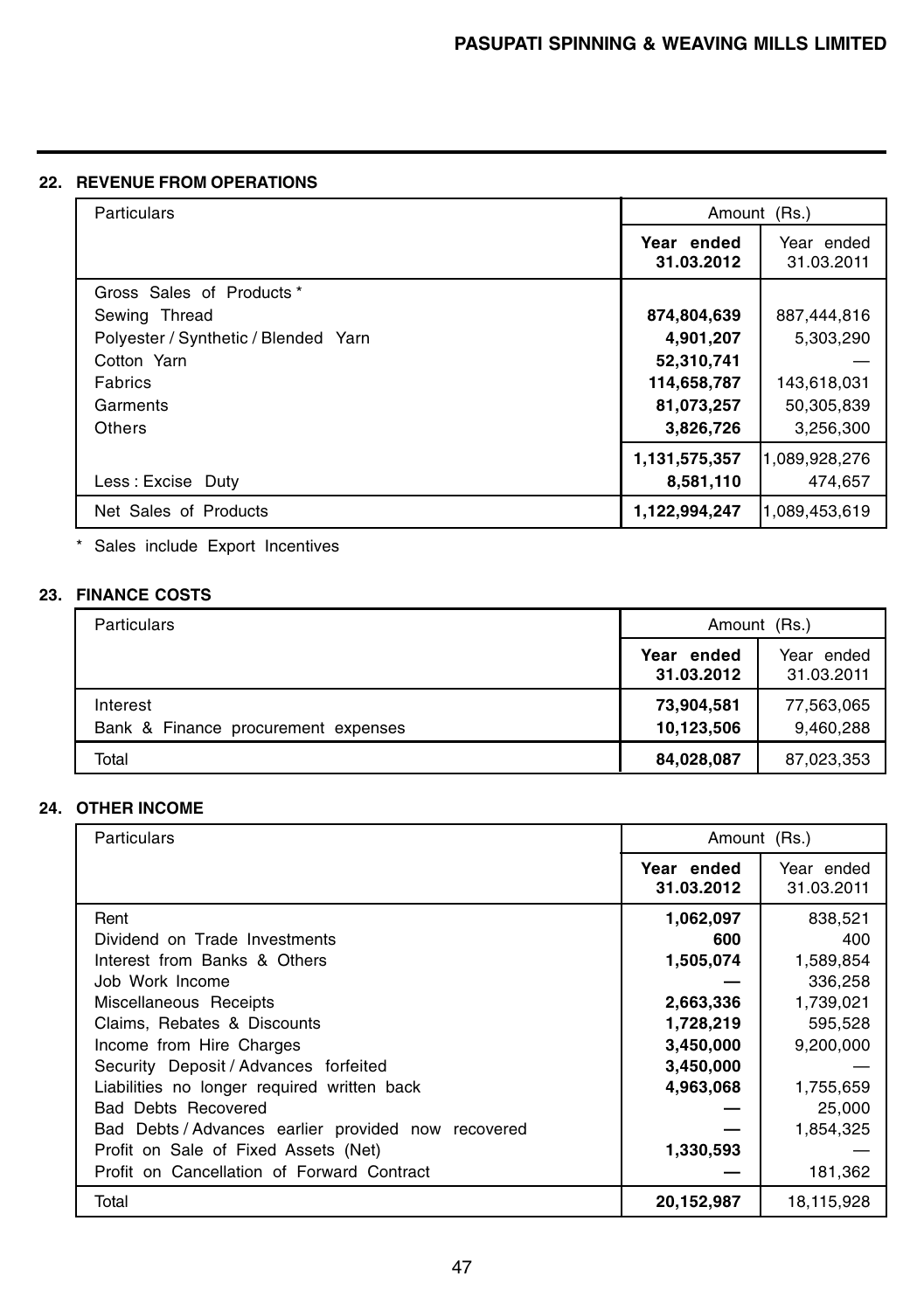## 22. REVENUE FROM OPERATIONS

| Particulars | Amount (Rs.) | |
|---|---|---|
| | **Year ended 31.03.2012** | Year ended 31.03.2011 |
| Gross Sales of Products * | | |
| Sewing Thread | **874,804,639** | 887,444,816 |
| Polyester / Synthetic / Blended Yarn | **4,901,207** | 5,303,290 |
| Cotton Yarn | **52,310,741** | — |
| Fabrics | **114,658,787** | 143,618,031 |
| Garments | **81,073,257** | 50,305,839 |
| Others | **3,826,726** | 3,256,300 |
| | **1,131,575,357** | 1,089,928,276 |
| Less : Excise Duty | **8,581,110** | 474,657 |
| Net Sales of Products | **1,122,994,247** | 1,089,453,619 |

\* Sales include Export Incentives

## 23. FINANCE COSTS

| Particulars | Amount (Rs.) | |
|---|---|---|
| | **Year ended 31.03.2012** | Year ended 31.03.2011 |
| Interest | **73,904,581** | 77,563,065 |
| Bank & Finance procurement expenses | **10,123,506** | 9,460,288 |
| Total | **84,028,087** | 87,023,353 |

## 24. OTHER INCOME

| Particulars | Amount (Rs.) | |
|---|---|---|
| | **Year ended 31.03.2012** | Year ended 31.03.2011 |
| Rent | **1,062,097** | 838,521 |
| Dividend on Trade Investments | **600** | 400 |
| Interest from Banks & Others | **1,505,074** | 1,589,854 |
| Job Work Income | **—** | 336,258 |
| Miscellaneous Receipts | **2,663,336** | 1,739,021 |
| Claims, Rebates & Discounts | **1,728,219** | 595,528 |
| Income from Hire Charges | **3,450,000** | 9,200,000 |
| Security Deposit / Advances forfeited | **3,450,000** | — |
| Liabilities no longer required written back | **4,963,068** | 1,755,659 |
| Bad Debts Recovered | **—** | 25,000 |
| Bad Debts / Advances earlier provided now recovered | **—** | 1,854,325 |
| Profit on Sale of Fixed Assets (Net) | **1,330,593** | — |
| Profit on Cancellation of Forward Contract | **—** | 181,362 |
| Total | **20,152,987** | 18,115,928 |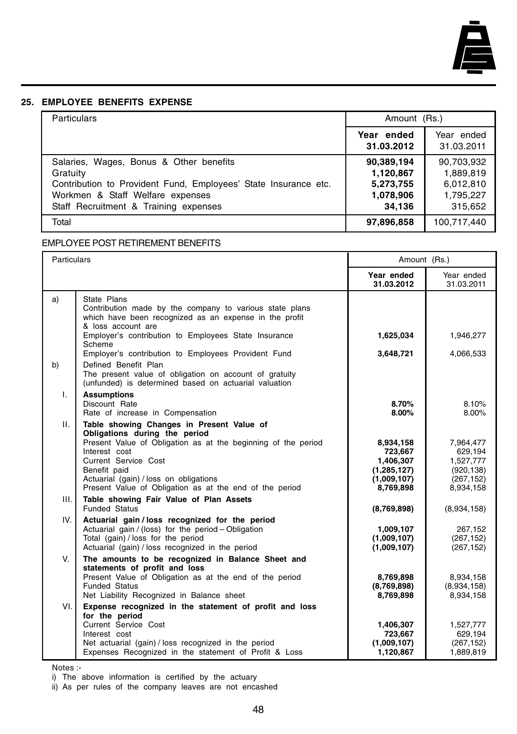## 25. EMPLOYEE BENEFITS EXPENSE

| Particulars | Amount (Rs.) | |
|---|---|---|
| | **Year ended 31.03.2012** | Year ended 31.03.2011 |
| Salaries, Wages, Bonus & Other benefits | **90,389,194** | 90,703,932 |
| Gratuity | **1,120,867** | 1,889,819 |
| Contribution to Provident Fund, Employees' State Insurance etc. | **5,273,755** | 6,012,810 |
| Workmen & Staff Welfare expenses | **1,078,906** | 1,795,227 |
| Staff Recruitment & Training expenses | **34,136** | 315,652 |
| Total | **97,896,858** | 100,717,440 |

EMPLOYEE POST RETIREMENT BENEFITS

| Particulars | | Amount (Rs.) | |
|---|---|---|---|
| | | **Year ended 31.03.2012** | Year ended 31.03.2011 |
| a) | State Plans<br>Contribution made by the company to various state plans which have been recognized as an expense in the profit & loss account are | | |
| | Employer's contribution to Employees State Insurance Scheme | **1,625,034** | 1,946,277 |
| | Employer's contribution to Employees Provident Fund | **3,648,721** | 4,066,533 |
| b) | Defined Benefit Plan<br>The present value of obligation on account of gratuity (unfunded) is determined based on actuarial valuation | | |
| I. | **Assumptions** | | |
| | Discount Rate | **8.70%** | 8.10% |
| | Rate of increase in Compensation | **8.00%** | 8.00% |
| II. | **Table showing Changes in Present Value of Obligations during the period** | | |
| | Present Value of Obligation as at the beginning of the period | **8,934,158** | 7,964,477 |
| | Interest cost | **723,667** | 629,194 |
| | Current Service Cost | **1,406,307** | 1,527,777 |
| | Benefit paid | **(1,285,127)** | (920,138) |
| | Actuarial (gain) / loss on obligations | **(1,009,107)** | (267,152) |
| | Present Value of Obligation as at the end of the period | **8,769,898** | 8,934,158 |
| III. | **Table showing Fair Value of Plan Assets** | | |
| | Funded Status | **(8,769,898)** | (8,934,158) |
| IV. | **Actuarial gain / loss recognized for the period** | | |
| | Actuarial gain / (loss) for the period – Obligation | **1,009,107** | 267,152 |
| | Total (gain) / loss for the period | **(1,009,107)** | (267,152) |
| | Actuarial (gain) / loss recognized in the period | **(1,009,107)** | (267,152) |
| V. | **The amounts to be recognized in Balance Sheet and statements of profit and loss** | | |
| | Present Value of Obligation as at the end of the period | **8,769,898** | 8,934,158 |
| | Funded Status | **(8,769,898)** | (8,934,158) |
| | Net Liability Recognized in Balance sheet | **8,769,898** | 8,934,158 |
| VI. | **Expense recognized in the statement of profit and loss for the period** | | |
| | Current Service Cost | **1,406,307** | 1,527,777 |
| | Interest cost | **723,667** | 629,194 |
| | Net actuarial (gain) / loss recognized in the period | **(1,009,107)** | (267,152) |
| | Expenses Recognized in the statement of Profit & Loss | **1,120,867** | 1,889,819 |

Notes :-

i) The above information is certified by the actuary

ii) As per rules of the company leaves are not encashed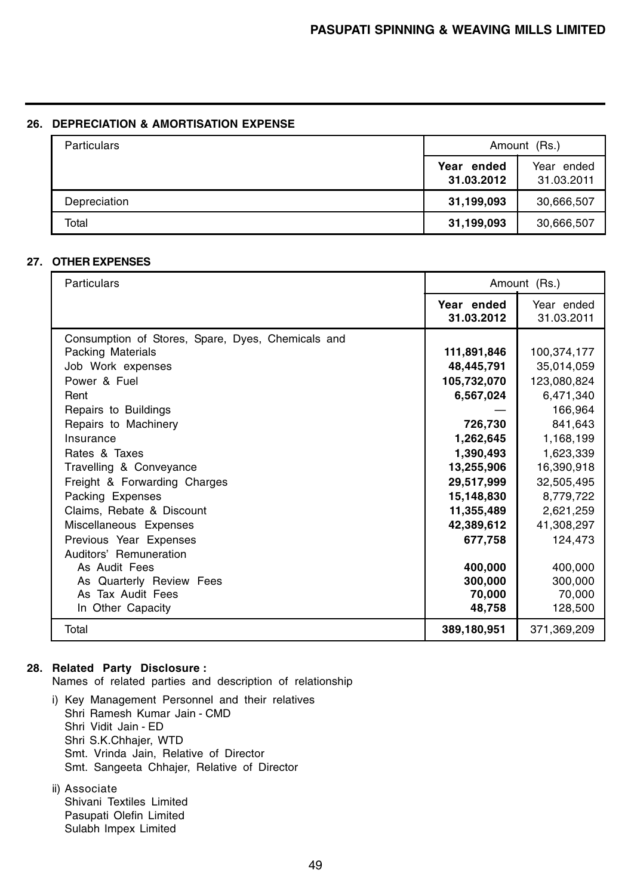## 26. DEPRECIATION & AMORTISATION EXPENSE

| Particulars | Amount (Rs.) | |
|---|---|---|
| | **Year ended 31.03.2012** | Year ended 31.03.2011 |
| Depreciation | **31,199,093** | 30,666,507 |
| Total | **31,199,093** | 30,666,507 |

## 27. OTHER EXPENSES

| Particulars | Amount (Rs.) | |
|---|---|---|
| | **Year ended 31.03.2012** | Year ended 31.03.2011 |
| Consumption of Stores, Spare, Dyes, Chemicals and Packing Materials | **111,891,846** | 100,374,177 |
| Job Work expenses | **48,445,791** | 35,014,059 |
| Power & Fuel | **105,732,070** | 123,080,824 |
| Rent | **6,567,024** | 6,471,340 |
| Repairs to Buildings | — | 166,964 |
| Repairs to Machinery | **726,730** | 841,643 |
| Insurance | **1,262,645** | 1,168,199 |
| Rates & Taxes | **1,390,493** | 1,623,339 |
| Travelling & Conveyance | **13,255,906** | 16,390,918 |
| Freight & Forwarding Charges | **29,517,999** | 32,505,495 |
| Packing Expenses | **15,148,830** | 8,779,722 |
| Claims, Rebate & Discount | **11,355,489** | 2,621,259 |
| Miscellaneous Expenses | **42,389,612** | 41,308,297 |
| Previous Year Expenses | **677,758** | 124,473 |
| Auditors' Remuneration | | |
| As Audit Fees | **400,000** | 400,000 |
| As Quarterly Review Fees | **300,000** | 300,000 |
| As Tax Audit Fees | **70,000** | 70,000 |
| In Other Capacity | **48,758** | 128,500 |
| Total | **389,180,951** | 371,369,209 |

## 28. Related Party Disclosure :

Names of related parties and description of relationship

i) Key Management Personnel and their relatives
   Shri Ramesh Kumar Jain - CMD
   Shri Vidit Jain - ED
   Shri S.K.Chhajer, WTD
   Smt. Vrinda Jain, Relative of Director
   Smt. Sangeeta Chhajer, Relative of Director

ii) Associate
   Shivani Textiles Limited
   Pasupati Olefin Limited
   Sulabh Impex Limited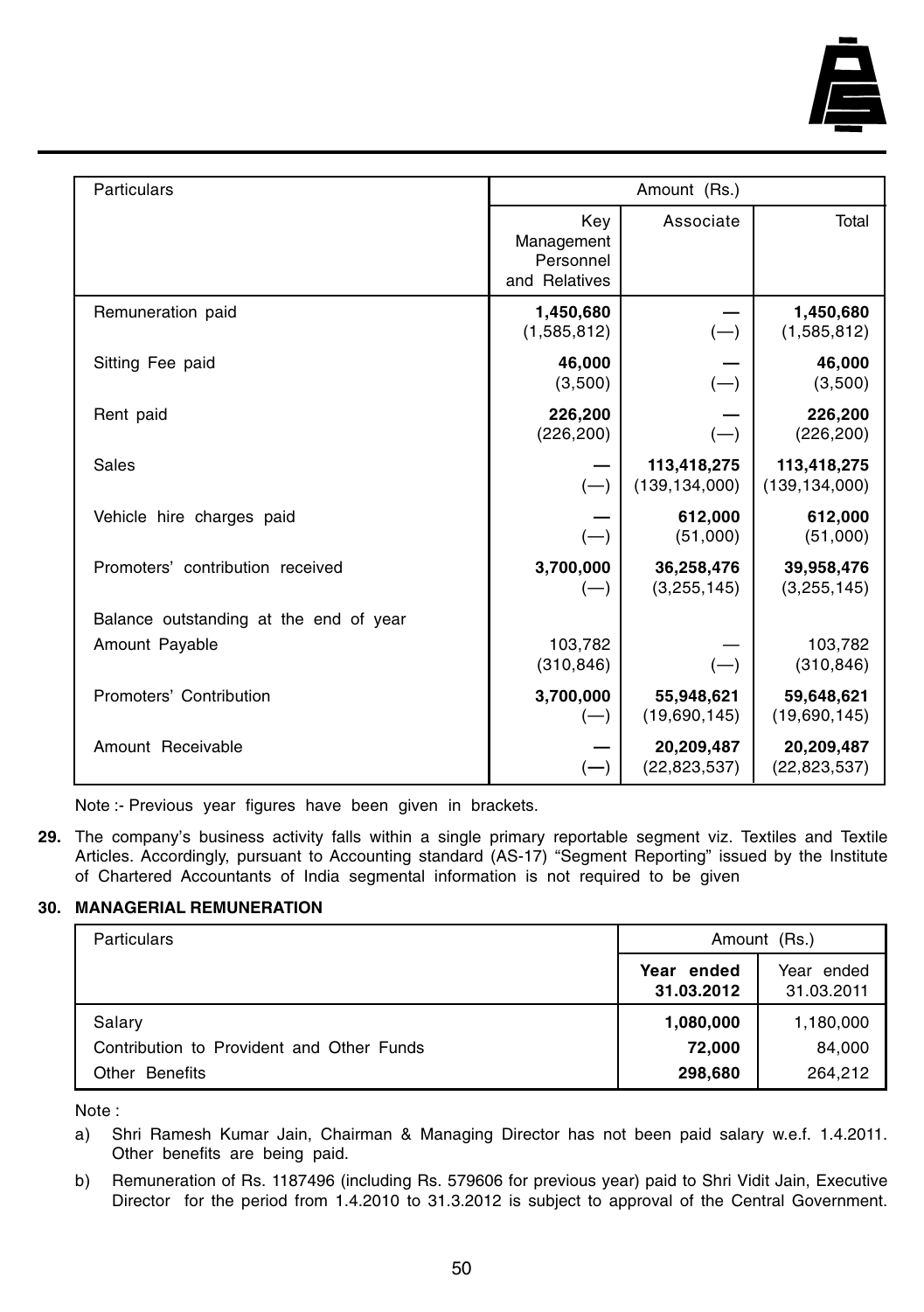| Particulars | Amount (Rs.) | | |
|---|---|---|---|
| | Key Management Personnel and Relatives | Associate | Total |
| Remuneration paid | **1,450,680**<br>(1,585,812) | **—**<br>(—) | **1,450,680**<br>(1,585,812) |
| Sitting Fee paid | **46,000**<br>(3,500) | **—**<br>(—) | **46,000**<br>(3,500) |
| Rent paid | **226,200**<br>(226,200) | **—**<br>(—) | **226,200**<br>(226,200) |
| Sales | **—**<br>(—) | **113,418,275**<br>(139,134,000) | **113,418,275**<br>(139,134,000) |
| Vehicle hire charges paid | **—**<br>(—) | **612,000**<br>(51,000) | **612,000**<br>(51,000) |
| Promoters' contribution received | **3,700,000**<br>(—) | **36,258,476**<br>(3,255,145) | **39,958,476**<br>(3,255,145) |
| Balance outstanding at the end of year | | | |
| Amount Payable | 103,782<br>(310,846) | —<br>(—) | 103,782<br>(310,846) |
| Promoters' Contribution | **3,700,000**<br>(—) | **55,948,621**<br>(19,690,145) | **59,648,621**<br>(19,690,145) |
| Amount Receivable | **—**<br>(—) | **20,209,487**<br>(22,823,537) | **20,209,487**<br>(22,823,537) |

Note :- Previous year figures have been given in brackets.

**29.** The company's business activity falls within a single primary reportable segment viz. Textiles and Textile Articles. Accordingly, pursuant to Accounting standard (AS-17) "Segment Reporting" issued by the Institute of Chartered Accountants of India segmental information is not required to be given

**30. MANAGERIAL REMUNERATION**

| Particulars | Amount (Rs.) | |
|---|---|---|
| | **Year ended 31.03.2012** | Year ended 31.03.2011 |
| Salary | **1,080,000** | 1,180,000 |
| Contribution to Provident and Other Funds | **72,000** | 84,000 |
| Other Benefits | **298,680** | 264,212 |

Note :

a) Shri Ramesh Kumar Jain, Chairman & Managing Director has not been paid salary w.e.f. 1.4.2011. Other benefits are being paid.

b) Remuneration of Rs. 1187496 (including Rs. 579606 for previous year) paid to Shri Vidit Jain, Executive Director for the period from 1.4.2010 to 31.3.2012 is subject to approval of the Central Government.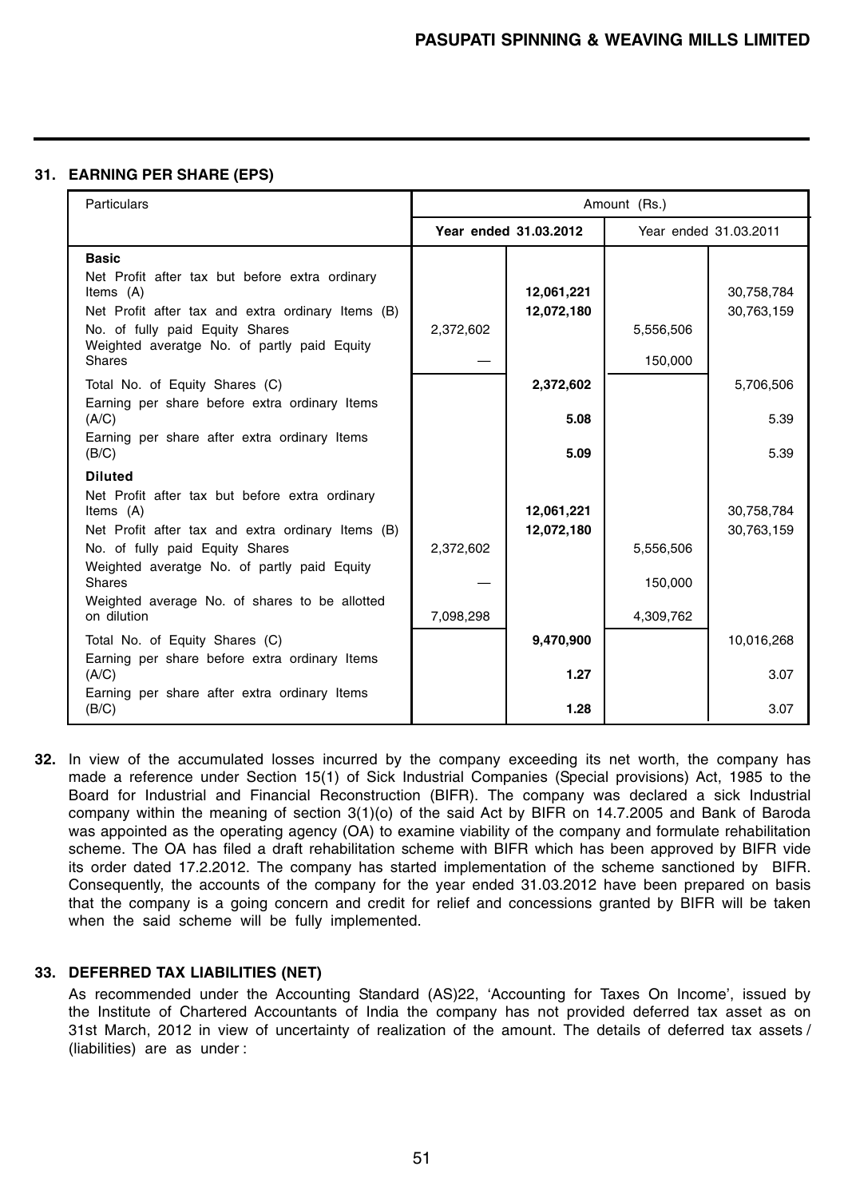### 31. EARNING PER SHARE (EPS)

| Particulars | Amount (Rs.) | | | |
|---|---|---|---|---|
| | Year ended 31.03.2012 | | Year ended 31.03.2011 | |
| **Basic** | | | | |
| Net Profit after tax but before extra ordinary Items (A) | | **12,061,221** | | 30,758,784 |
| Net Profit after tax and extra ordinary Items (B) | | **12,072,180** | | 30,763,159 |
| No. of fully paid Equity Shares | 2,372,602 | | 5,556,506 | |
| Weighted averatge No. of partly paid Equity Shares | — | | 150,000 | |
| Total No. of Equity Shares (C) | | **2,372,602** | | 5,706,506 |
| Earning per share before extra ordinary Items (A/C) | | **5.08** | | 5.39 |
| Earning per share after extra ordinary Items (B/C) | | **5.09** | | 5.39 |
| **Diluted** | | | | |
| Net Profit after tax but before extra ordinary Items (A) | | **12,061,221** | | 30,758,784 |
| Net Profit after tax and extra ordinary Items (B) | | **12,072,180** | | 30,763,159 |
| No. of fully paid Equity Shares | 2,372,602 | | 5,556,506 | |
| Weighted averatge No. of partly paid Equity Shares | — | | 150,000 | |
| Weighted average No. of shares to be allotted on dilution | 7,098,298 | | 4,309,762 | |
| Total No. of Equity Shares (C) | | **9,470,900** | | 10,016,268 |
| Earning per share before extra ordinary Items (A/C) | | **1.27** | | 3.07 |
| Earning per share after extra ordinary Items (B/C) | | **1.28** | | 3.07 |

**32.** In view of the accumulated losses incurred by the company exceeding its net worth, the company has made a reference under Section 15(1) of Sick Industrial Companies (Special provisions) Act, 1985 to the Board for Industrial and Financial Reconstruction (BIFR). The company was declared a sick Industrial company within the meaning of section 3(1)(o) of the said Act by BIFR on 14.7.2005 and Bank of Baroda was appointed as the operating agency (OA) to examine viability of the company and formulate rehabilitation scheme. The OA has filed a draft rehabilitation scheme with BIFR which has been approved by BIFR vide its order dated 17.2.2012. The company has started implementation of the scheme sanctioned by BIFR. Consequently, the accounts of the company for the year ended 31.03.2012 have been prepared on basis that the company is a going concern and credit for relief and concessions granted by BIFR will be taken when the said scheme will be fully implemented.

### 33. DEFERRED TAX LIABILITIES (NET)

As recommended under the Accounting Standard (AS)22, 'Accounting for Taxes On Income', issued by the Institute of Chartered Accountants of India the company has not provided deferred tax asset as on 31st March, 2012 in view of uncertainty of realization of the amount. The details of deferred tax assets / (liabilities) are as under :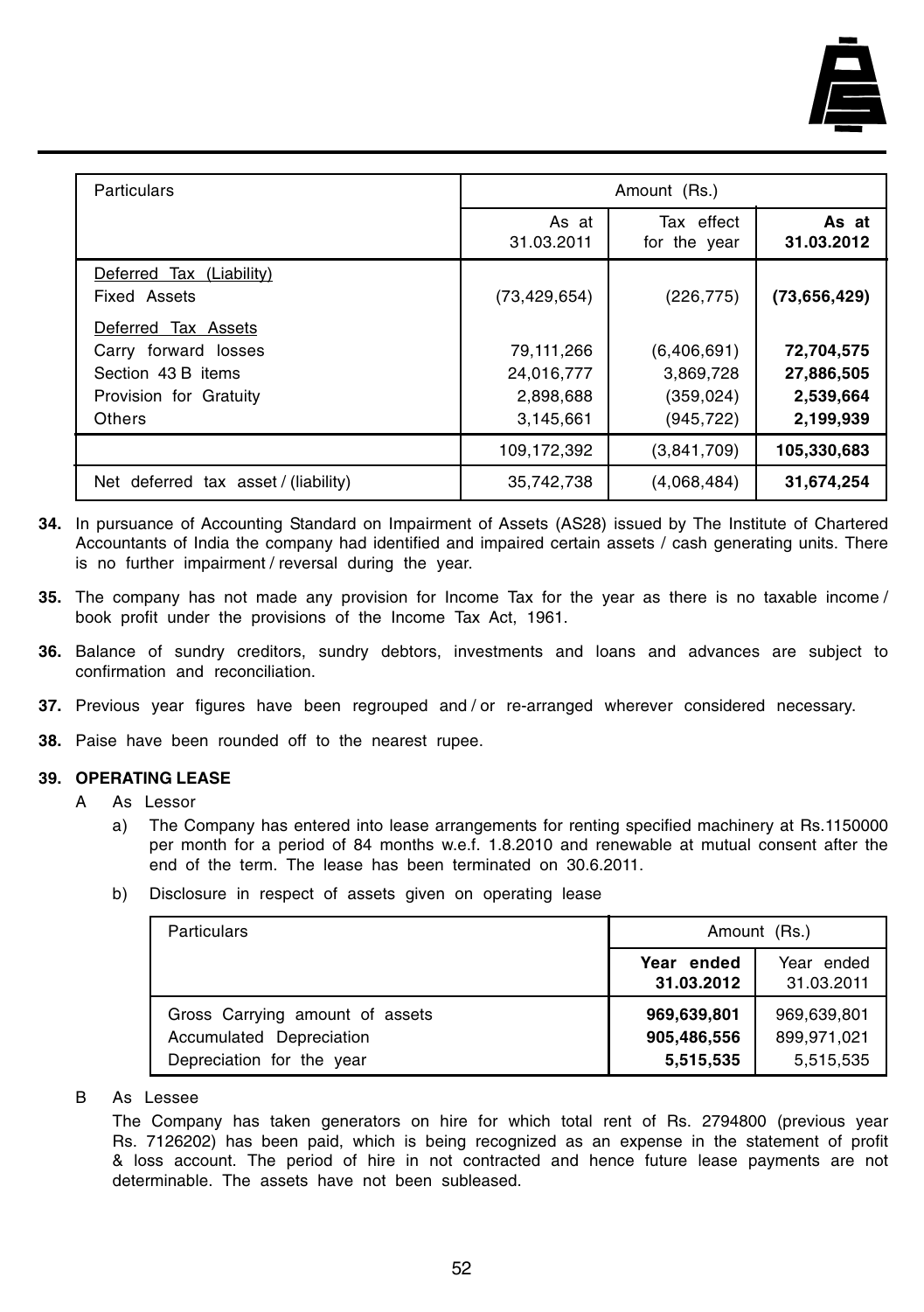| Particulars | Amount (Rs.) | | |
|---|---|---|---|
| | As at 31.03.2011 | Tax effect for the year | **As at 31.03.2012** |
| Deferred Tax (Liability) | | | |
| Fixed Assets | (73,429,654) | (226,775) | **(73,656,429)** |
| Deferred Tax Assets | | | |
| Carry forward losses | 79,111,266 | (6,406,691) | **72,704,575** |
| Section 43 B items | 24,016,777 | 3,869,728 | **27,886,505** |
| Provision for Gratuity | 2,898,688 | (359,024) | **2,539,664** |
| Others | 3,145,661 | (945,722) | **2,199,939** |
| | 109,172,392 | (3,841,709) | **105,330,683** |
| Net deferred tax asset / (liability) | 35,742,738 | (4,068,484) | **31,674,254** |

**34.** In pursuance of Accounting Standard on Impairment of Assets (AS28) issued by The Institute of Chartered Accountants of India the company had identified and impaired certain assets / cash generating units. There is no further impairment / reversal during the year.

**35.** The company has not made any provision for Income Tax for the year as there is no taxable income / book profit under the provisions of the Income Tax Act, 1961.

**36.** Balance of sundry creditors, sundry debtors, investments and loans and advances are subject to confirmation and reconciliation.

**37.** Previous year figures have been regrouped and / or re-arranged wherever considered necessary.

**38.** Paise have been rounded off to the nearest rupee.

**39. OPERATING LEASE**

A As Lessor

a) The Company has entered into lease arrangements for renting specified machinery at Rs.1150000 per month for a period of 84 months w.e.f. 1.8.2010 and renewable at mutual consent after the end of the term. The lease has been terminated on 30.6.2011.

b) Disclosure in respect of assets given on operating lease

| Particulars | Amount (Rs.) | |
|---|---|---|
| | **Year ended 31.03.2012** | Year ended 31.03.2011 |
| Gross Carrying amount of assets | **969,639,801** | 969,639,801 |
| Accumulated Depreciation | **905,486,556** | 899,971,021 |
| Depreciation for the year | **5,515,535** | 5,515,535 |

B As Lessee

The Company has taken generators on hire for which total rent of Rs. 2794800 (previous year Rs. 7126202) has been paid, which is being recognized as an expense in the statement of profit & loss account. The period of hire in not contracted and hence future lease payments are not determinable. The assets have not been subleased.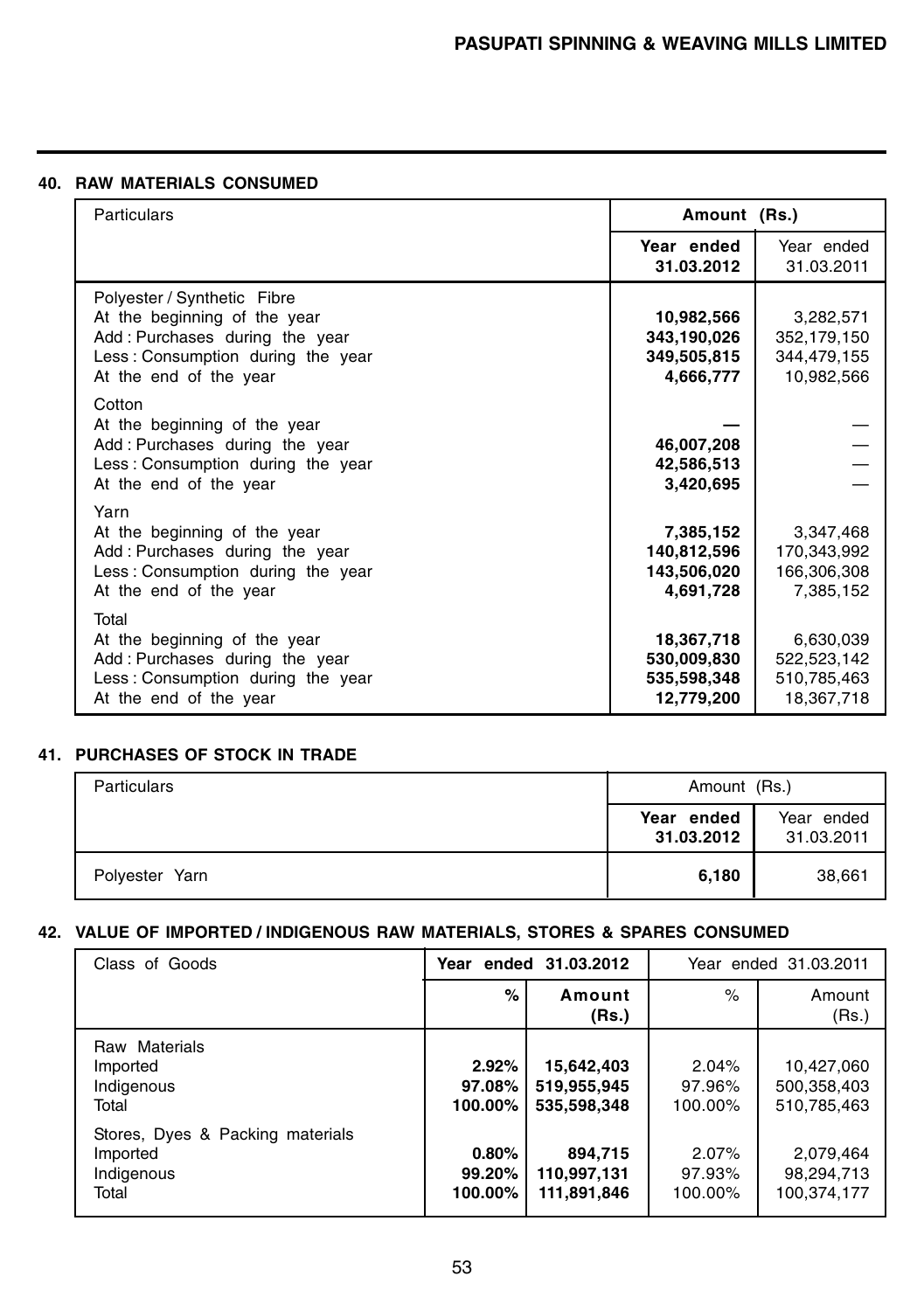## 40. RAW MATERIALS CONSUMED

| Particulars | Amount (Rs.) | |
|---|---|---|
| | **Year ended 31.03.2012** | Year ended 31.03.2011 |
| Polyester / Synthetic Fibre | | |
| At the beginning of the year | **10,982,566** | 3,282,571 |
| Add : Purchases during the year | **343,190,026** | 352,179,150 |
| Less : Consumption during the year | **349,505,815** | 344,479,155 |
| At the end of the year | **4,666,777** | 10,982,566 |
| Cotton | | |
| At the beginning of the year | **—** | — |
| Add : Purchases during the year | **46,007,208** | — |
| Less : Consumption during the year | **42,586,513** | — |
| At the end of the year | **3,420,695** | — |
| Yarn | | |
| At the beginning of the year | **7,385,152** | 3,347,468 |
| Add : Purchases during the year | **140,812,596** | 170,343,992 |
| Less : Consumption during the year | **143,506,020** | 166,306,308 |
| At the end of the year | **4,691,728** | 7,385,152 |
| Total | | |
| At the beginning of the year | **18,367,718** | 6,630,039 |
| Add : Purchases during the year | **530,009,830** | 522,523,142 |
| Less : Consumption during the year | **535,598,348** | 510,785,463 |
| At the end of the year | **12,779,200** | 18,367,718 |

## 41. PURCHASES OF STOCK IN TRADE

| Particulars | Amount (Rs.) | |
|---|---|---|
| | **Year ended 31.03.2012** | Year ended 31.03.2011 |
| Polyester Yarn | **6,180** | 38,661 |

## 42. VALUE OF IMPORTED / INDIGENOUS RAW MATERIALS, STORES & SPARES CONSUMED

| Class of Goods | **Year ended 31.03.2012** | | Year ended 31.03.2011 | |
|---|---|---|---|---|
| | **%** | **Amount (Rs.)** | % | Amount (Rs.) |
| Raw Materials | | | | |
| Imported | **2.92%** | **15,642,403** | 2.04% | 10,427,060 |
| Indigenous | **97.08%** | **519,955,945** | 97.96% | 500,358,403 |
| Total | **100.00%** | **535,598,348** | 100.00% | 510,785,463 |
| Stores, Dyes & Packing materials | | | | |
| Imported | **0.80%** | **894,715** | 2.07% | 2,079,464 |
| Indigenous | **99.20%** | **110,997,131** | 97.93% | 98,294,713 |
| Total | **100.00%** | **111,891,846** | 100.00% | 100,374,177 |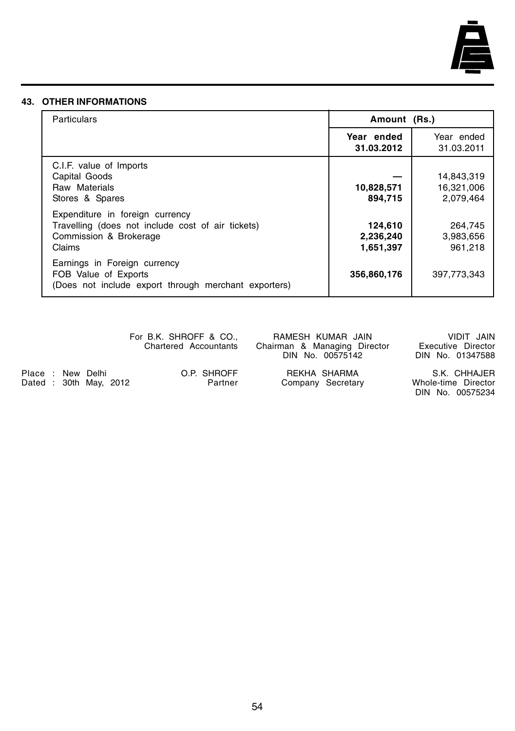## 43. OTHER INFORMATIONS

| Particulars | Amount (Rs.) | |
|---|---|---|
| | **Year ended 31.03.2012** | Year ended 31.03.2011 |
| C.I.F. value of Imports | | |
| Capital Goods | **—** | 14,843,319 |
| Raw Materials | **10,828,571** | 16,321,006 |
| Stores & Spares | **894,715** | 2,079,464 |
| Expenditure in foreign currency | | |
| Travelling (does not include cost of air tickets) | **124,610** | 264,745 |
| Commission & Brokerage | **2,236,240** | 3,983,656 |
| Claims | **1,651,397** | 961,218 |
| Earnings in Foreign currency | | |
| FOB Value of Exports (Does not include export through merchant exporters) | **356,860,176** | 397,773,343 |

For B.K. SHROFF & CO.,
Chartered Accountants

O.P. SHROFF
Partner

Place : New Delhi
Dated : 30th May, 2012

RAMESH KUMAR JAIN
Chairman & Managing Director
DIN No. 00575142

REKHA SHARMA
Company Secretary

VIDIT JAIN
Executive Director
DIN No. 01347588

S.K. CHHAJER
Whole-time Director
DIN No. 00575234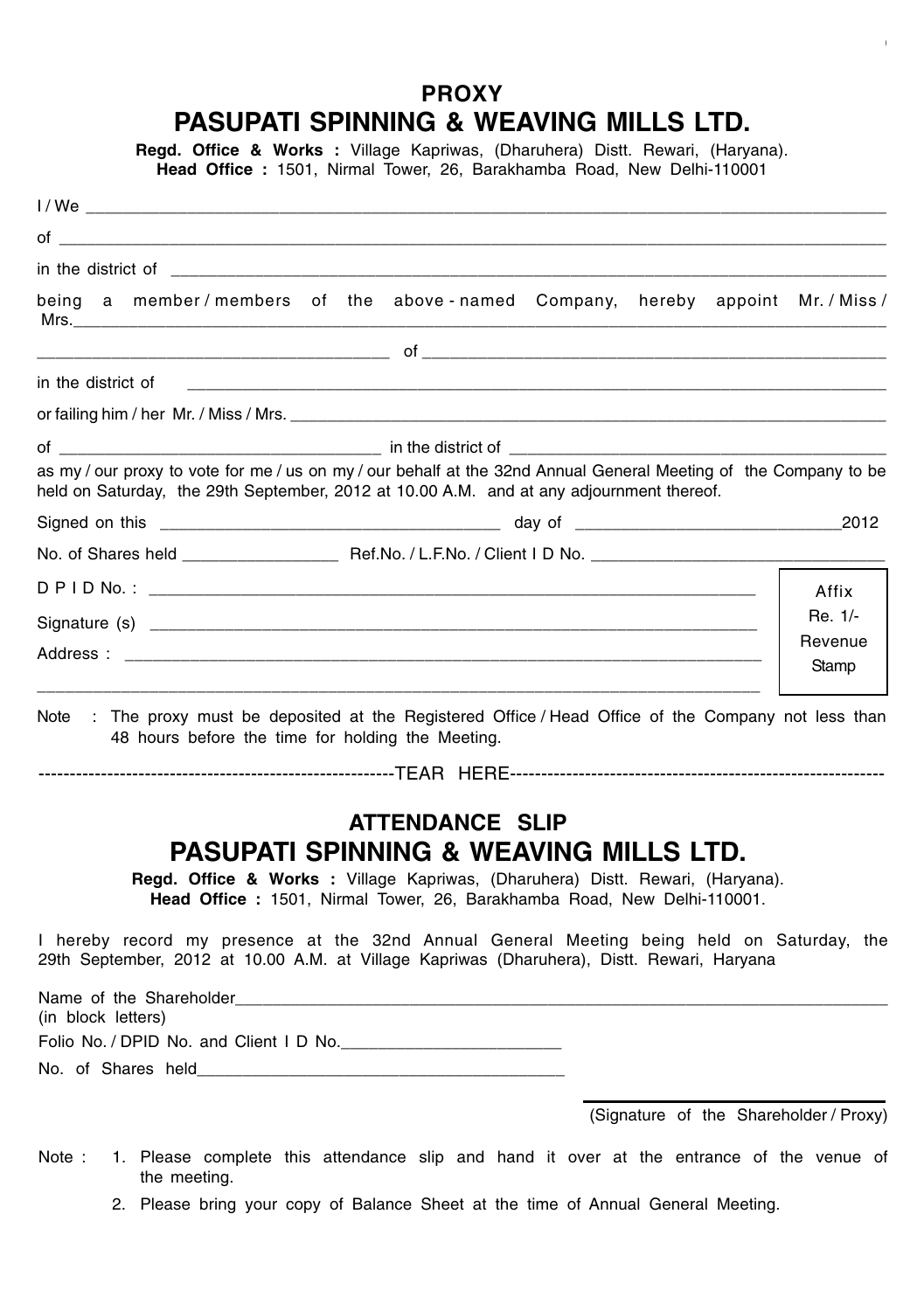## PROXY

# PASUPATI SPINNING & WEAVING MILLS LTD.

**Regd. Office & Works :** Village Kapriwas, (Dharuhera) Distt. Rewari, (Haryana).
**Head Office :** 1501, Nirmal Tower, 26, Barakhamba Road, New Delhi-110001

I / We ______________________________________________________________________

of __________________________________________________________________________

in the district of ___________________________________________________________

being a member / members of the above - named Company, hereby appoint Mr. / Miss / Mrs.______________________________________________________________________

_________________________________ of ___________________________________________

in the district of ___________________________________________________________

or failing him / her Mr. / Miss / Mrs. ________________________________________________

of _______________________________ in the district of __________________________________

as my / our proxy to vote for me / us on my / our behalf at the 32nd Annual General Meeting of the Company to be held on Saturday, the 29th September, 2012 at 10.00 A.M. and at any adjournment thereof.

Signed on this ______________________________ day of _________________________2012

No. of Shares held ______________ Ref.No. / L.F.No. / Client I D No. ___________________________

D P I D No. : ______________________________________________________

Signature (s) ______________________________________________________

Address : _________________________________________________________

___________________________________________________________________

Affix Re. 1/- Revenue Stamp

Note : The proxy must be deposited at the Registered Office / Head Office of the Company not less than 48 hours before the time for holding the Meeting.

---------------------------------------------------------TEAR HERE---------------------------------------------------------

## ATTENDANCE SLIP

# PASUPATI SPINNING & WEAVING MILLS LTD.

**Regd. Office & Works :** Village Kapriwas, (Dharuhera) Distt. Rewari, (Haryana).
**Head Office :** 1501, Nirmal Tower, 26, Barakhamba Road, New Delhi-110001.

I hereby record my presence at the 32nd Annual General Meeting being held on Saturday, the 29th September, 2012 at 10.00 A.M. at Village Kapriwas (Dharuhera), Distt. Rewari, Haryana

Name of the Shareholder______________________________________________________
(in block letters)

Folio No. / DPID No. and Client I D No.________________________

No. of Shares held________________________________________

(Signature of the Shareholder / Proxy)

Note :
1. Please complete this attendance slip and hand it over at the entrance of the venue of the meeting.
2. Please bring your copy of Balance Sheet at the time of Annual General Meeting.